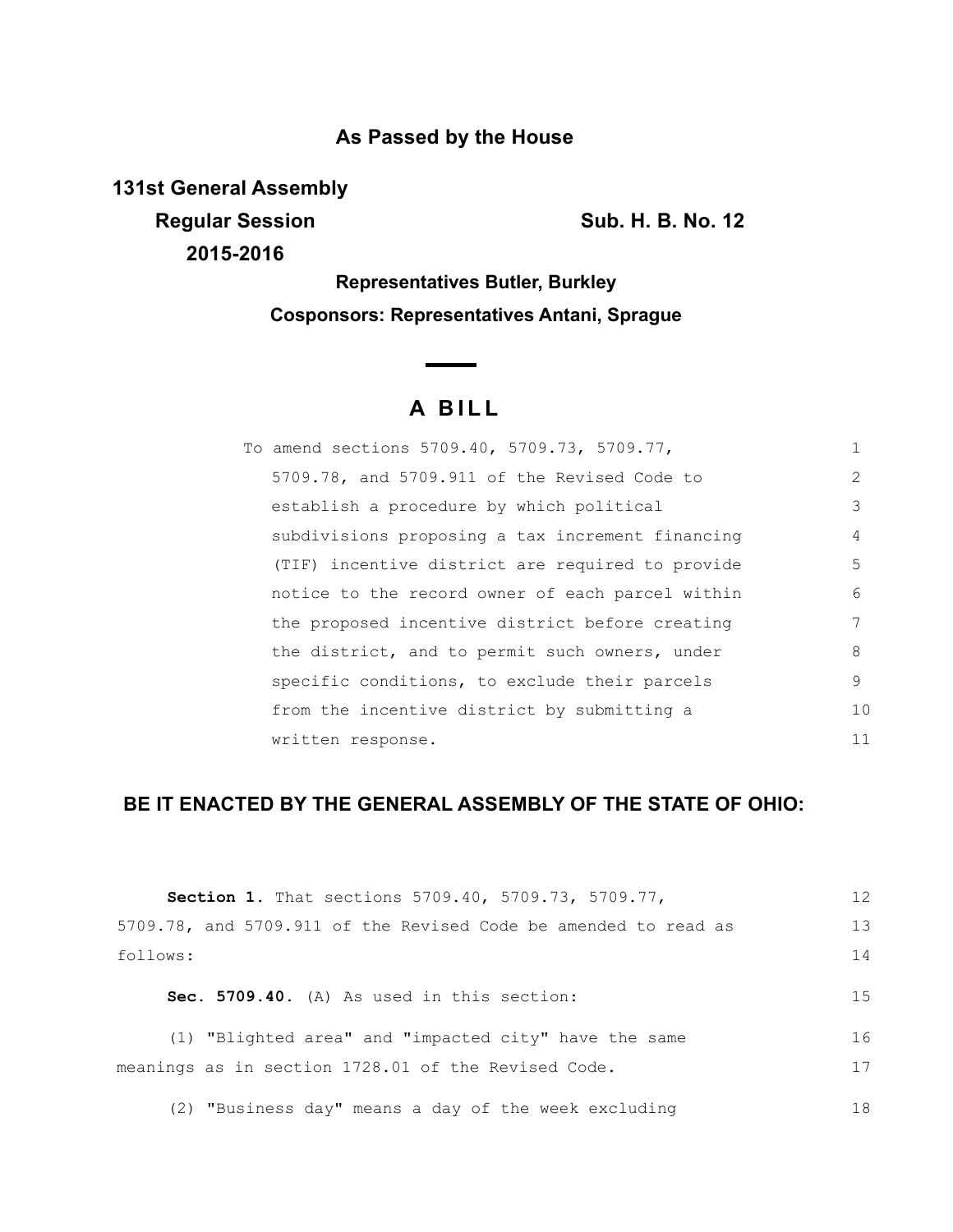## As Passed by the House

**131st General Assembly**
**Regular Session** **Sub. H. B. No. 12**
**2015-2016**

**Representatives Butler, Burkley**
**Cosponsors: Representatives Antani, Sprague**

# A BILL

To amend sections 5709.40, 5709.73, 5709.77, 5709.78, and 5709.911 of the Revised Code to establish a procedure by which political subdivisions proposing a tax increment financing (TIF) incentive district are required to provide notice to the record owner of each parcel within the proposed incentive district before creating the district, and to permit such owners, under specific conditions, to exclude their parcels from the incentive district by submitting a written response.

**BE IT ENACTED BY THE GENERAL ASSEMBLY OF THE STATE OF OHIO:**

**Section 1.** That sections 5709.40, 5709.73, 5709.77, 5709.78, and 5709.911 of the Revised Code be amended to read as follows:

**Sec. 5709.40.** (A) As used in this section:

(1) "Blighted area" and "impacted city" have the same meanings as in section 1728.01 of the Revised Code.

(2) "Business day" means a day of the week excluding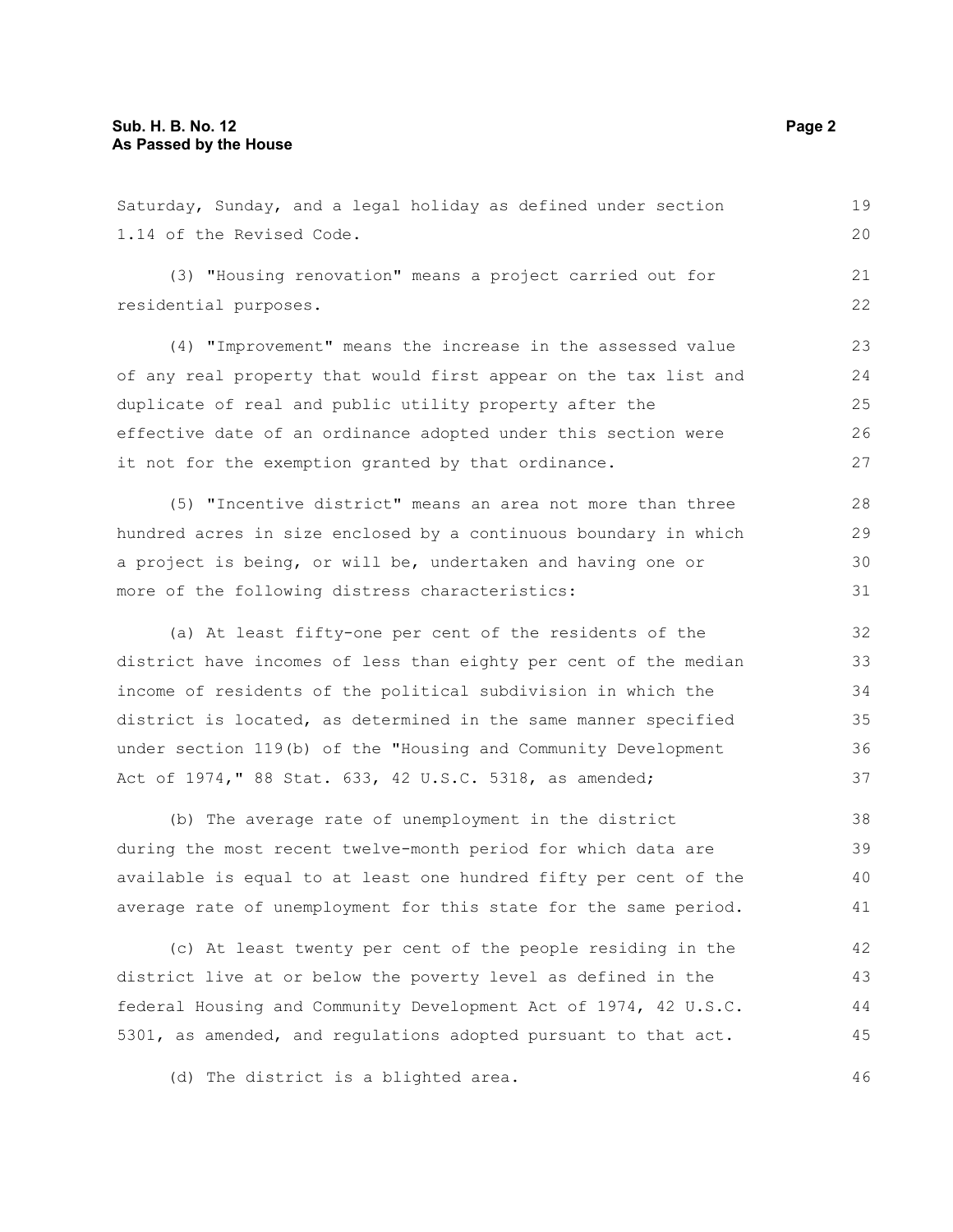Saturday, Sunday, and a legal holiday as defined under section 1.14 of the Revised Code.

(3) "Housing renovation" means a project carried out for residential purposes.

(4) "Improvement" means the increase in the assessed value of any real property that would first appear on the tax list and duplicate of real and public utility property after the effective date of an ordinance adopted under this section were it not for the exemption granted by that ordinance.

(5) "Incentive district" means an area not more than three hundred acres in size enclosed by a continuous boundary in which a project is being, or will be, undertaken and having one or more of the following distress characteristics:

(a) At least fifty-one per cent of the residents of the district have incomes of less than eighty per cent of the median income of residents of the political subdivision in which the district is located, as determined in the same manner specified under section 119(b) of the "Housing and Community Development Act of 1974," 88 Stat. 633, 42 U.S.C. 5318, as amended;

(b) The average rate of unemployment in the district during the most recent twelve-month period for which data are available is equal to at least one hundred fifty per cent of the average rate of unemployment for this state for the same period.

(c) At least twenty per cent of the people residing in the district live at or below the poverty level as defined in the federal Housing and Community Development Act of 1974, 42 U.S.C. 5301, as amended, and regulations adopted pursuant to that act.

(d) The district is a blighted area.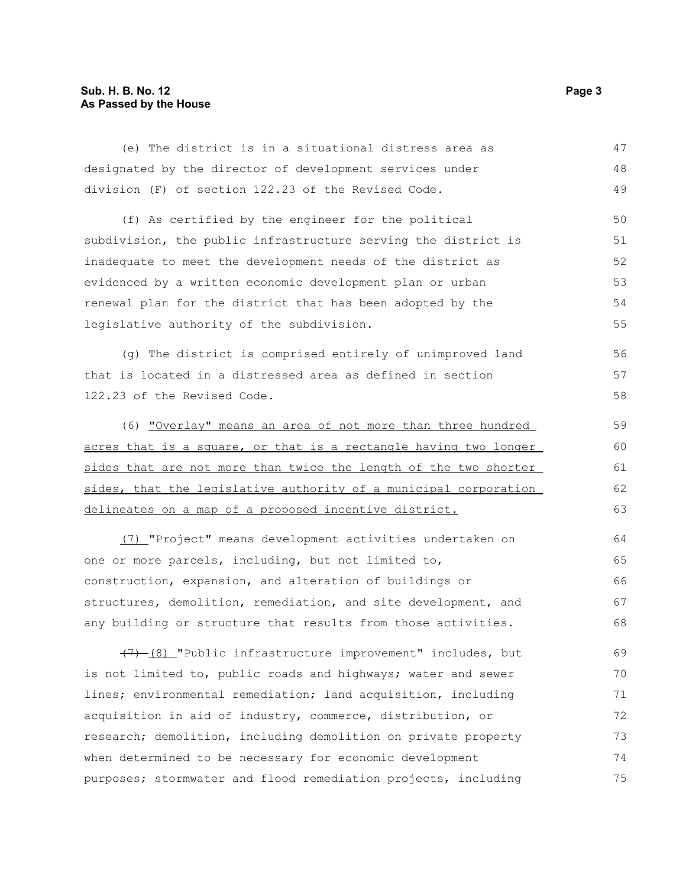(e) The district is in a situational distress area as designated by the director of development services under division (F) of section 122.23 of the Revised Code.

(f) As certified by the engineer for the political subdivision, the public infrastructure serving the district is inadequate to meet the development needs of the district as evidenced by a written economic development plan or urban renewal plan for the district that has been adopted by the legislative authority of the subdivision.

(g) The district is comprised entirely of unimproved land that is located in a distressed area as defined in section 122.23 of the Revised Code.

(6) "Overlay" means an area of not more than three hundred acres that is a square, or that is a rectangle having two longer sides that are not more than twice the length of the two shorter sides, that the legislative authority of a municipal corporation delineates on a map of a proposed incentive district.

(7) "Project" means development activities undertaken on one or more parcels, including, but not limited to, construction, expansion, and alteration of buildings or structures, demolition, remediation, and site development, and any building or structure that results from those activities.

~~(7)~~ (8) "Public infrastructure improvement" includes, but is not limited to, public roads and highways; water and sewer lines; environmental remediation; land acquisition, including acquisition in aid of industry, commerce, distribution, or research; demolition, including demolition on private property when determined to be necessary for economic development purposes; stormwater and flood remediation projects, including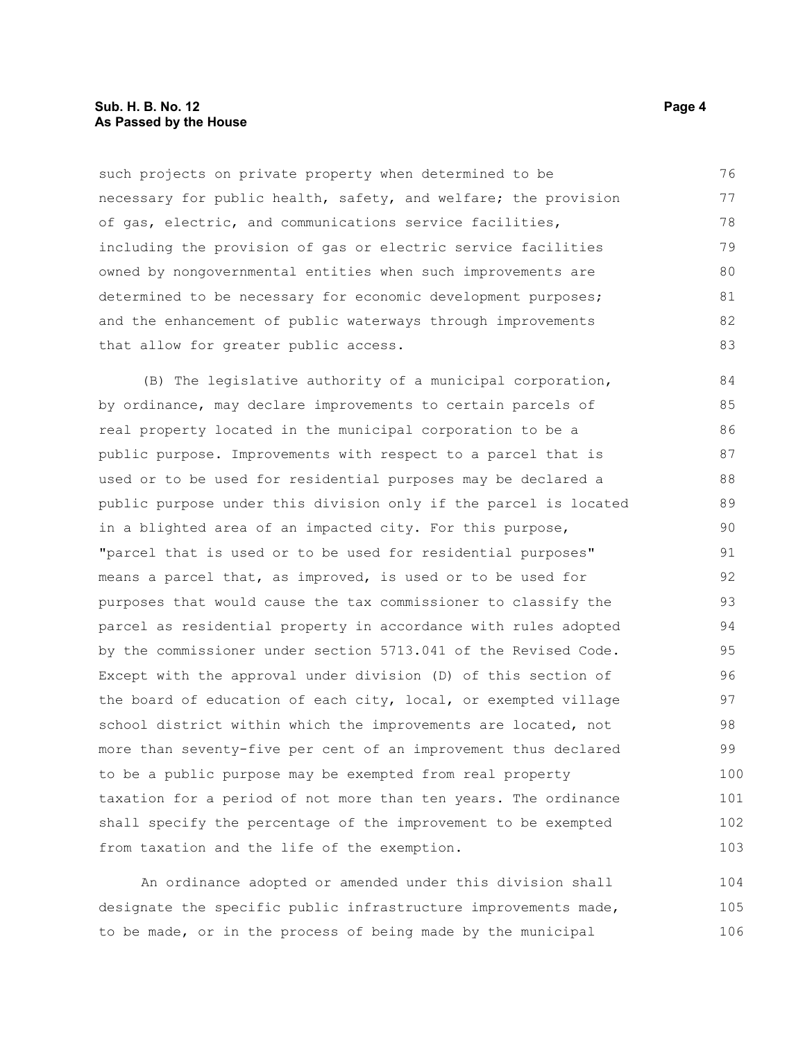such projects on private property when determined to be necessary for public health, safety, and welfare; the provision of gas, electric, and communications service facilities, including the provision of gas or electric service facilities owned by nongovernmental entities when such improvements are determined to be necessary for economic development purposes; and the enhancement of public waterways through improvements that allow for greater public access.

(B) The legislative authority of a municipal corporation, by ordinance, may declare improvements to certain parcels of real property located in the municipal corporation to be a public purpose. Improvements with respect to a parcel that is used or to be used for residential purposes may be declared a public purpose under this division only if the parcel is located in a blighted area of an impacted city. For this purpose, "parcel that is used or to be used for residential purposes" means a parcel that, as improved, is used or to be used for purposes that would cause the tax commissioner to classify the parcel as residential property in accordance with rules adopted by the commissioner under section 5713.041 of the Revised Code. Except with the approval under division (D) of this section of the board of education of each city, local, or exempted village school district within which the improvements are located, not more than seventy-five per cent of an improvement thus declared to be a public purpose may be exempted from real property taxation for a period of not more than ten years. The ordinance shall specify the percentage of the improvement to be exempted from taxation and the life of the exemption.

An ordinance adopted or amended under this division shall designate the specific public infrastructure improvements made, to be made, or in the process of being made by the municipal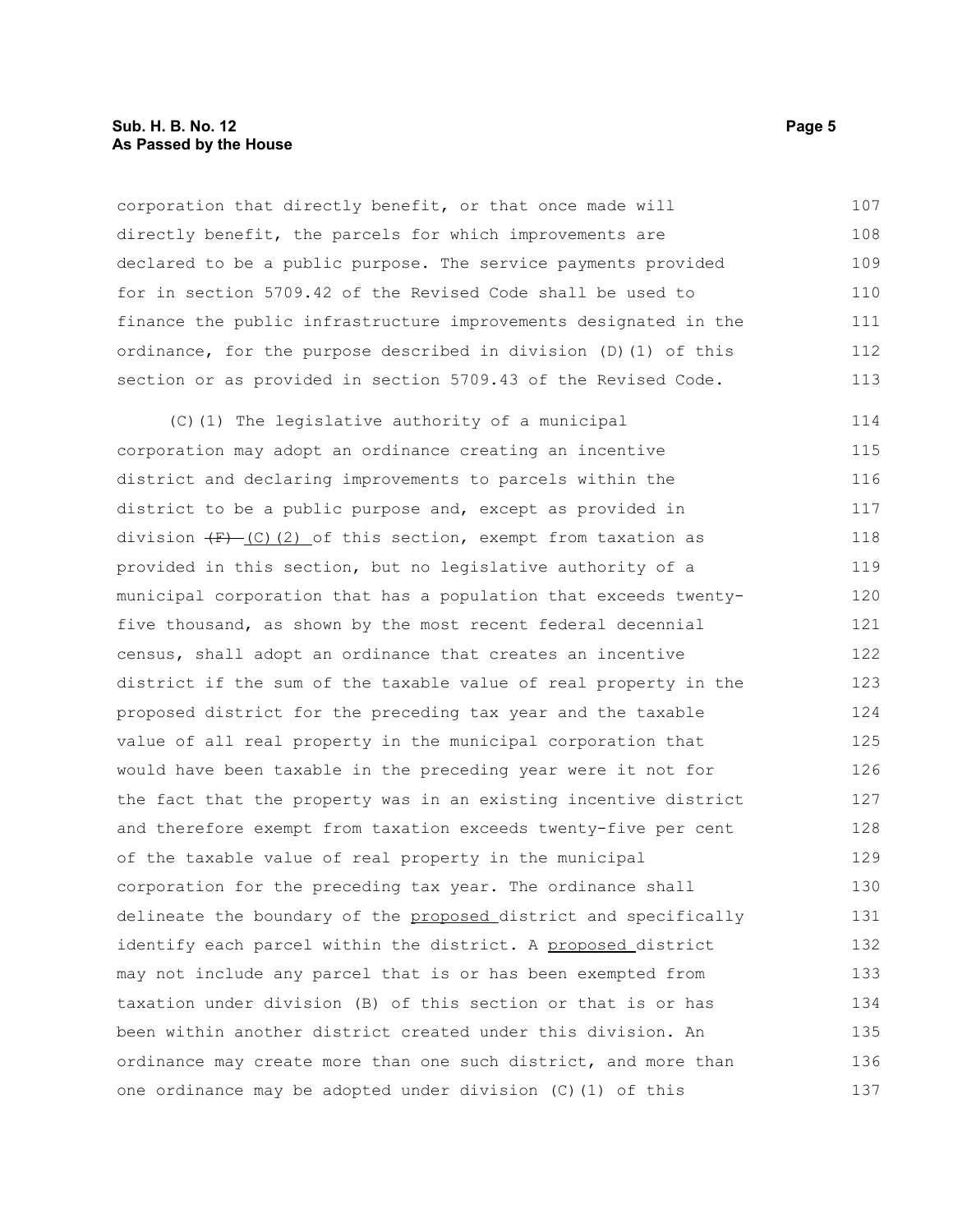corporation that directly benefit, or that once made will directly benefit, the parcels for which improvements are declared to be a public purpose. The service payments provided for in section 5709.42 of the Revised Code shall be used to finance the public infrastructure improvements designated in the ordinance, for the purpose described in division (D)(1) of this section or as provided in section 5709.43 of the Revised Code.

(C)(1) The legislative authority of a municipal corporation may adopt an ordinance creating an incentive district and declaring improvements to parcels within the district to be a public purpose and, except as provided in division ~~(F)~~ (C)(2) of this section, exempt from taxation as provided in this section, but no legislative authority of a municipal corporation that has a population that exceeds twenty-five thousand, as shown by the most recent federal decennial census, shall adopt an ordinance that creates an incentive district if the sum of the taxable value of real property in the proposed district for the preceding tax year and the taxable value of all real property in the municipal corporation that would have been taxable in the preceding year were it not for the fact that the property was in an existing incentive district and therefore exempt from taxation exceeds twenty-five per cent of the taxable value of real property in the municipal corporation for the preceding tax year. The ordinance shall delineate the boundary of the proposed district and specifically identify each parcel within the district. A proposed district may not include any parcel that is or has been exempted from taxation under division (B) of this section or that is or has been within another district created under this division. An ordinance may create more than one such district, and more than one ordinance may be adopted under division (C)(1) of this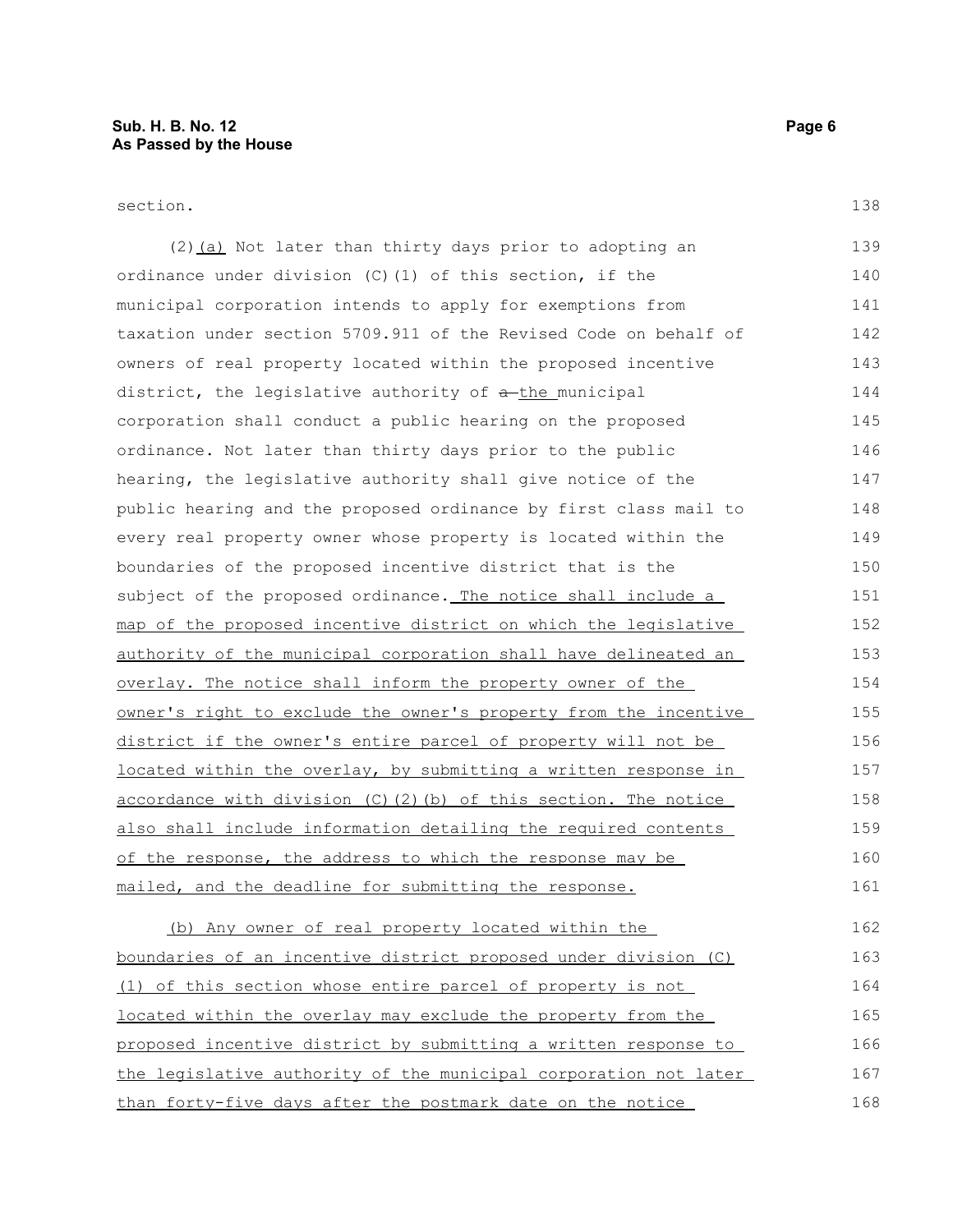section.

(2)(a) Not later than thirty days prior to adopting an ordinance under division (C)(1) of this section, if the municipal corporation intends to apply for exemptions from taxation under section 5709.911 of the Revised Code on behalf of owners of real property located within the proposed incentive district, the legislative authority of ~~a~~ the municipal corporation shall conduct a public hearing on the proposed ordinance. Not later than thirty days prior to the public hearing, the legislative authority shall give notice of the public hearing and the proposed ordinance by first class mail to every real property owner whose property is located within the boundaries of the proposed incentive district that is the subject of the proposed ordinance. The notice shall include a map of the proposed incentive district on which the legislative authority of the municipal corporation shall have delineated an overlay. The notice shall inform the property owner of the owner's right to exclude the owner's property from the incentive district if the owner's entire parcel of property will not be located within the overlay, by submitting a written response in accordance with division (C)(2)(b) of this section. The notice also shall include information detailing the required contents of the response, the address to which the response may be mailed, and the deadline for submitting the response.

(b) Any owner of real property located within the boundaries of an incentive district proposed under division (C)(1) of this section whose entire parcel of property is not located within the overlay may exclude the property from the proposed incentive district by submitting a written response to the legislative authority of the municipal corporation not later than forty-five days after the postmark date on the notice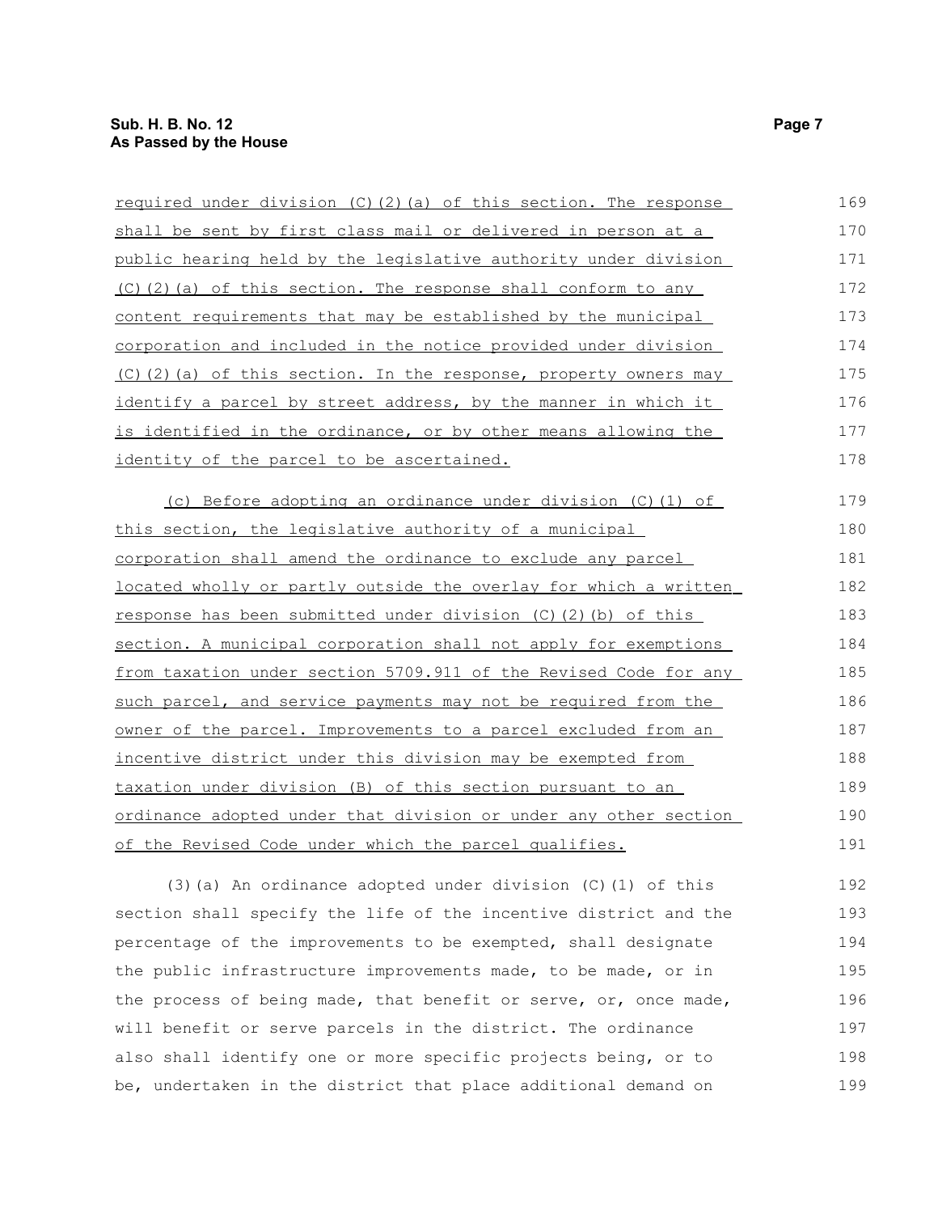required under division (C)(2)(a) of this section. The response shall be sent by first class mail or delivered in person at a public hearing held by the legislative authority under division (C)(2)(a) of this section. The response shall conform to any content requirements that may be established by the municipal corporation and included in the notice provided under division (C)(2)(a) of this section. In the response, property owners may identify a parcel by street address, by the manner in which it is identified in the ordinance, or by other means allowing the identity of the parcel to be ascertained.

(c) Before adopting an ordinance under division (C)(1) of this section, the legislative authority of a municipal corporation shall amend the ordinance to exclude any parcel located wholly or partly outside the overlay for which a written response has been submitted under division (C)(2)(b) of this section. A municipal corporation shall not apply for exemptions from taxation under section 5709.911 of the Revised Code for any such parcel, and service payments may not be required from the owner of the parcel. Improvements to a parcel excluded from an incentive district under this division may be exempted from taxation under division (B) of this section pursuant to an ordinance adopted under that division or under any other section of the Revised Code under which the parcel qualifies.

(3)(a) An ordinance adopted under division (C)(1) of this section shall specify the life of the incentive district and the percentage of the improvements to be exempted, shall designate the public infrastructure improvements made, to be made, or in the process of being made, that benefit or serve, or, once made, will benefit or serve parcels in the district. The ordinance also shall identify one or more specific projects being, or to be, undertaken in the district that place additional demand on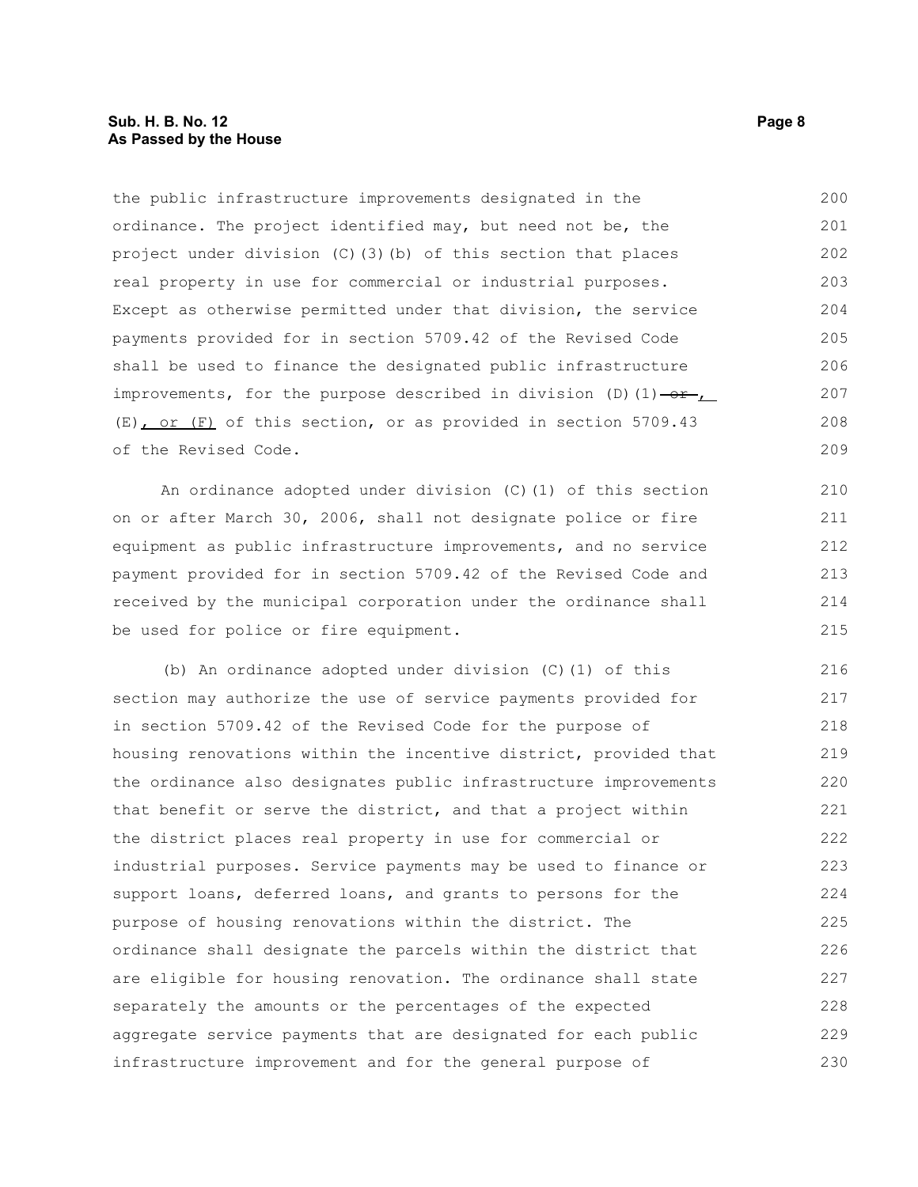the public infrastructure improvements designated in the ordinance. The project identified may, but need not be, the project under division (C)(3)(b) of this section that places real property in use for commercial or industrial purposes. Except as otherwise permitted under that division, the service payments provided for in section 5709.42 of the Revised Code shall be used to finance the designated public infrastructure improvements, for the purpose described in division (D)(1) ~~or~~, (E), or (F) of this section, or as provided in section 5709.43 of the Revised Code.

An ordinance adopted under division (C)(1) of this section on or after March 30, 2006, shall not designate police or fire equipment as public infrastructure improvements, and no service payment provided for in section 5709.42 of the Revised Code and received by the municipal corporation under the ordinance shall be used for police or fire equipment.

(b) An ordinance adopted under division (C)(1) of this section may authorize the use of service payments provided for in section 5709.42 of the Revised Code for the purpose of housing renovations within the incentive district, provided that the ordinance also designates public infrastructure improvements that benefit or serve the district, and that a project within the district places real property in use for commercial or industrial purposes. Service payments may be used to finance or support loans, deferred loans, and grants to persons for the purpose of housing renovations within the district. The ordinance shall designate the parcels within the district that are eligible for housing renovation. The ordinance shall state separately the amounts or the percentages of the expected aggregate service payments that are designated for each public infrastructure improvement and for the general purpose of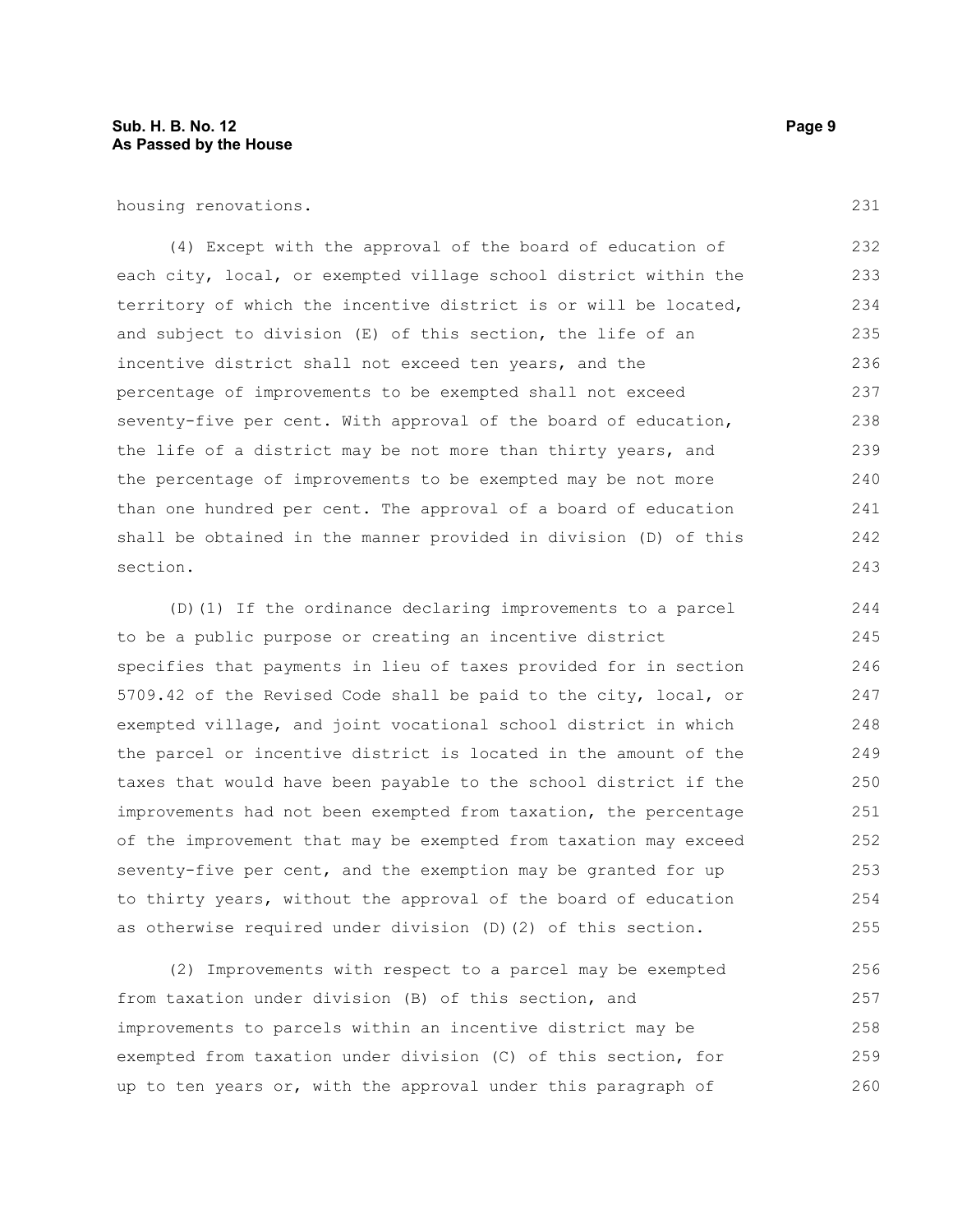housing renovations.

(4) Except with the approval of the board of education of each city, local, or exempted village school district within the territory of which the incentive district is or will be located, and subject to division (E) of this section, the life of an incentive district shall not exceed ten years, and the percentage of improvements to be exempted shall not exceed seventy-five per cent. With approval of the board of education, the life of a district may be not more than thirty years, and the percentage of improvements to be exempted may be not more than one hundred per cent. The approval of a board of education shall be obtained in the manner provided in division (D) of this section.

(D)(1) If the ordinance declaring improvements to a parcel to be a public purpose or creating an incentive district specifies that payments in lieu of taxes provided for in section 5709.42 of the Revised Code shall be paid to the city, local, or exempted village, and joint vocational school district in which the parcel or incentive district is located in the amount of the taxes that would have been payable to the school district if the improvements had not been exempted from taxation, the percentage of the improvement that may be exempted from taxation may exceed seventy-five per cent, and the exemption may be granted for up to thirty years, without the approval of the board of education as otherwise required under division (D)(2) of this section.

(2) Improvements with respect to a parcel may be exempted from taxation under division (B) of this section, and improvements to parcels within an incentive district may be exempted from taxation under division (C) of this section, for up to ten years or, with the approval under this paragraph of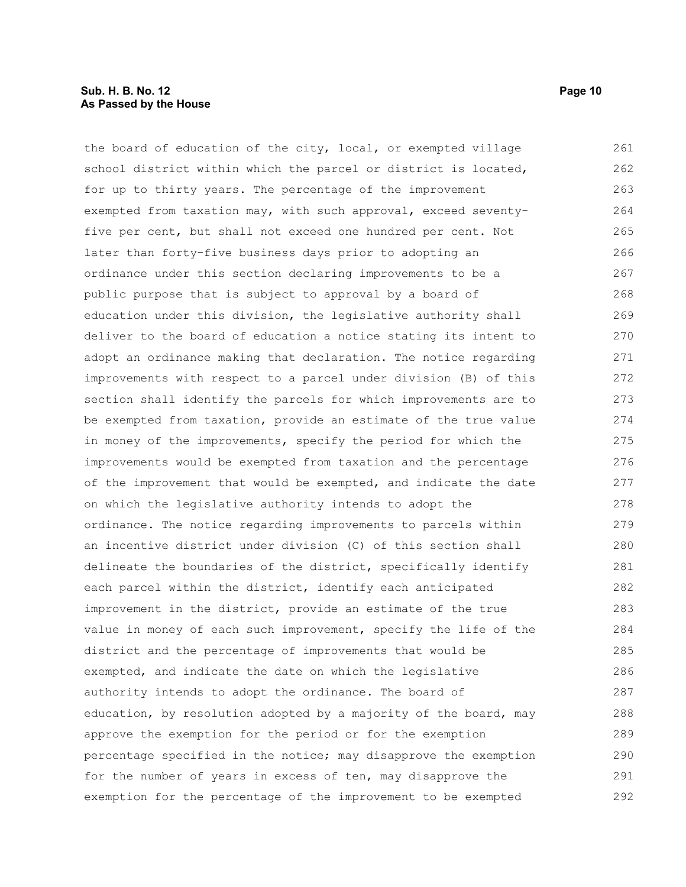the board of education of the city, local, or exempted village school district within which the parcel or district is located, for up to thirty years. The percentage of the improvement exempted from taxation may, with such approval, exceed seventy-five per cent, but shall not exceed one hundred per cent. Not later than forty-five business days prior to adopting an ordinance under this section declaring improvements to be a public purpose that is subject to approval by a board of education under this division, the legislative authority shall deliver to the board of education a notice stating its intent to adopt an ordinance making that declaration. The notice regarding improvements with respect to a parcel under division (B) of this section shall identify the parcels for which improvements are to be exempted from taxation, provide an estimate of the true value in money of the improvements, specify the period for which the improvements would be exempted from taxation and the percentage of the improvement that would be exempted, and indicate the date on which the legislative authority intends to adopt the ordinance. The notice regarding improvements to parcels within an incentive district under division (C) of this section shall delineate the boundaries of the district, specifically identify each parcel within the district, identify each anticipated improvement in the district, provide an estimate of the true value in money of each such improvement, specify the life of the district and the percentage of improvements that would be exempted, and indicate the date on which the legislative authority intends to adopt the ordinance. The board of education, by resolution adopted by a majority of the board, may approve the exemption for the period or for the exemption percentage specified in the notice; may disapprove the exemption for the number of years in excess of ten, may disapprove the exemption for the percentage of the improvement to be exempted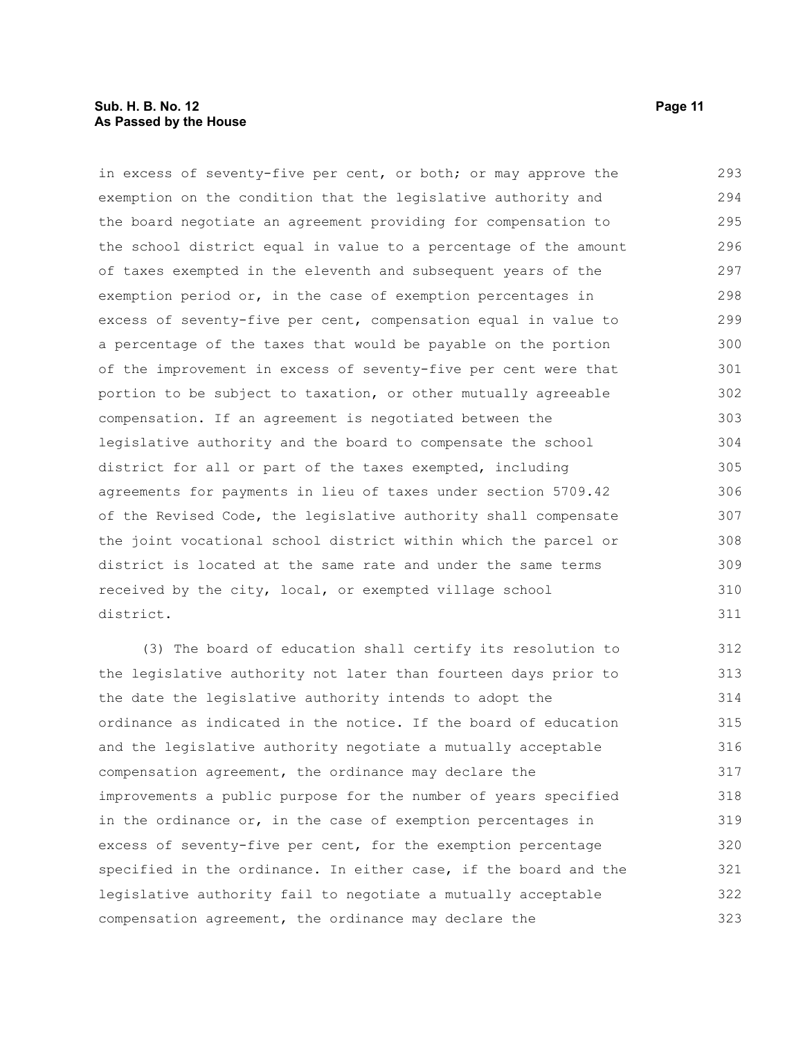in excess of seventy-five per cent, or both; or may approve the exemption on the condition that the legislative authority and the board negotiate an agreement providing for compensation to the school district equal in value to a percentage of the amount of taxes exempted in the eleventh and subsequent years of the exemption period or, in the case of exemption percentages in excess of seventy-five per cent, compensation equal in value to a percentage of the taxes that would be payable on the portion of the improvement in excess of seventy-five per cent were that portion to be subject to taxation, or other mutually agreeable compensation. If an agreement is negotiated between the legislative authority and the board to compensate the school district for all or part of the taxes exempted, including agreements for payments in lieu of taxes under section 5709.42 of the Revised Code, the legislative authority shall compensate the joint vocational school district within which the parcel or district is located at the same rate and under the same terms received by the city, local, or exempted village school district.

(3) The board of education shall certify its resolution to the legislative authority not later than fourteen days prior to the date the legislative authority intends to adopt the ordinance as indicated in the notice. If the board of education and the legislative authority negotiate a mutually acceptable compensation agreement, the ordinance may declare the improvements a public purpose for the number of years specified in the ordinance or, in the case of exemption percentages in excess of seventy-five per cent, for the exemption percentage specified in the ordinance. In either case, if the board and the legislative authority fail to negotiate a mutually acceptable compensation agreement, the ordinance may declare the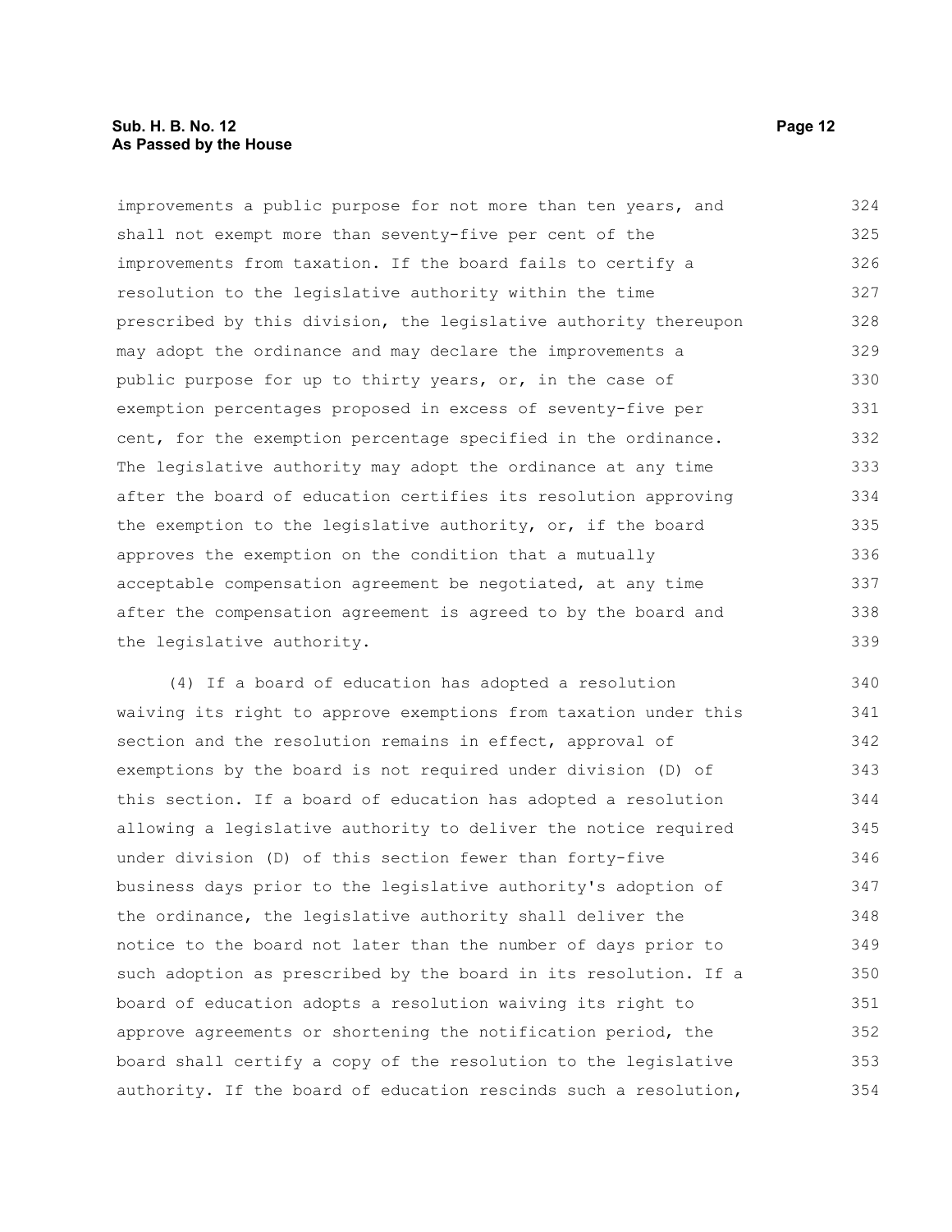improvements a public purpose for not more than ten years, and shall not exempt more than seventy-five per cent of the improvements from taxation. If the board fails to certify a resolution to the legislative authority within the time prescribed by this division, the legislative authority thereupon may adopt the ordinance and may declare the improvements a public purpose for up to thirty years, or, in the case of exemption percentages proposed in excess of seventy-five per cent, for the exemption percentage specified in the ordinance. The legislative authority may adopt the ordinance at any time after the board of education certifies its resolution approving the exemption to the legislative authority, or, if the board approves the exemption on the condition that a mutually acceptable compensation agreement be negotiated, at any time after the compensation agreement is agreed to by the board and the legislative authority.

(4) If a board of education has adopted a resolution waiving its right to approve exemptions from taxation under this section and the resolution remains in effect, approval of exemptions by the board is not required under division (D) of this section. If a board of education has adopted a resolution allowing a legislative authority to deliver the notice required under division (D) of this section fewer than forty-five business days prior to the legislative authority's adoption of the ordinance, the legislative authority shall deliver the notice to the board not later than the number of days prior to such adoption as prescribed by the board in its resolution. If a board of education adopts a resolution waiving its right to approve agreements or shortening the notification period, the board shall certify a copy of the resolution to the legislative authority. If the board of education rescinds such a resolution,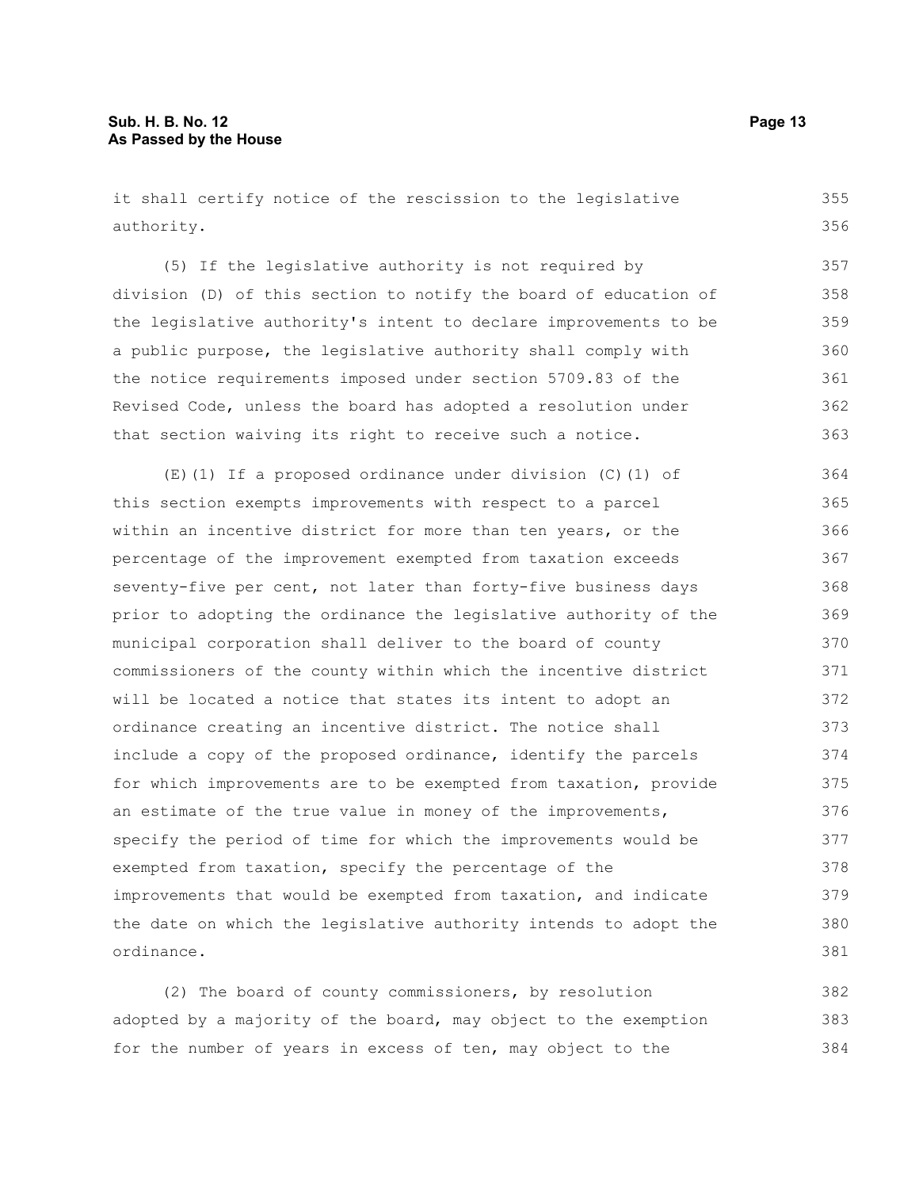it shall certify notice of the rescission to the legislative authority.

(5) If the legislative authority is not required by division (D) of this section to notify the board of education of the legislative authority's intent to declare improvements to be a public purpose, the legislative authority shall comply with the notice requirements imposed under section 5709.83 of the Revised Code, unless the board has adopted a resolution under that section waiving its right to receive such a notice.

(E)(1) If a proposed ordinance under division (C)(1) of this section exempts improvements with respect to a parcel within an incentive district for more than ten years, or the percentage of the improvement exempted from taxation exceeds seventy-five per cent, not later than forty-five business days prior to adopting the ordinance the legislative authority of the municipal corporation shall deliver to the board of county commissioners of the county within which the incentive district will be located a notice that states its intent to adopt an ordinance creating an incentive district. The notice shall include a copy of the proposed ordinance, identify the parcels for which improvements are to be exempted from taxation, provide an estimate of the true value in money of the improvements, specify the period of time for which the improvements would be exempted from taxation, specify the percentage of the improvements that would be exempted from taxation, and indicate the date on which the legislative authority intends to adopt the ordinance.

(2) The board of county commissioners, by resolution adopted by a majority of the board, may object to the exemption for the number of years in excess of ten, may object to the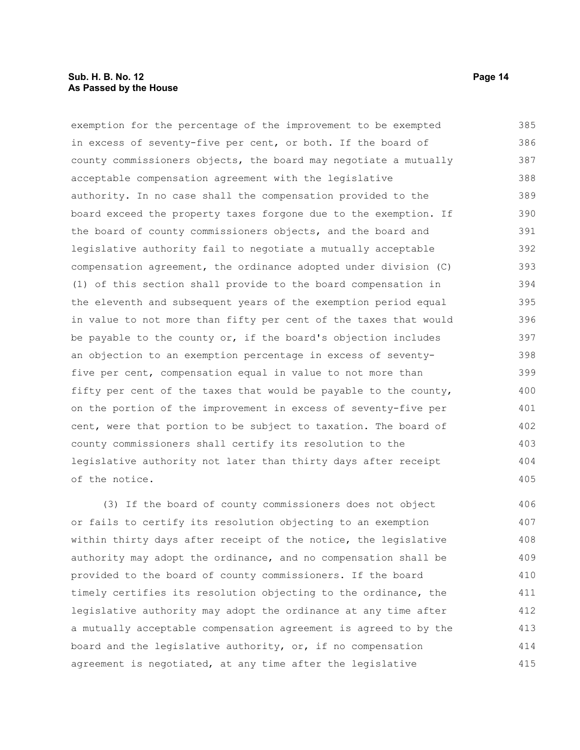exemption for the percentage of the improvement to be exempted in excess of seventy-five per cent, or both. If the board of county commissioners objects, the board may negotiate a mutually acceptable compensation agreement with the legislative authority. In no case shall the compensation provided to the board exceed the property taxes forgone due to the exemption. If the board of county commissioners objects, and the board and legislative authority fail to negotiate a mutually acceptable compensation agreement, the ordinance adopted under division (C)(1) of this section shall provide to the board compensation in the eleventh and subsequent years of the exemption period equal in value to not more than fifty per cent of the taxes that would be payable to the county or, if the board's objection includes an objection to an exemption percentage in excess of seventy-five per cent, compensation equal in value to not more than fifty per cent of the taxes that would be payable to the county, on the portion of the improvement in excess of seventy-five per cent, were that portion to be subject to taxation. The board of county commissioners shall certify its resolution to the legislative authority not later than thirty days after receipt of the notice.

(3) If the board of county commissioners does not object or fails to certify its resolution objecting to an exemption within thirty days after receipt of the notice, the legislative authority may adopt the ordinance, and no compensation shall be provided to the board of county commissioners. If the board timely certifies its resolution objecting to the ordinance, the legislative authority may adopt the ordinance at any time after a mutually acceptable compensation agreement is agreed to by the board and the legislative authority, or, if no compensation agreement is negotiated, at any time after the legislative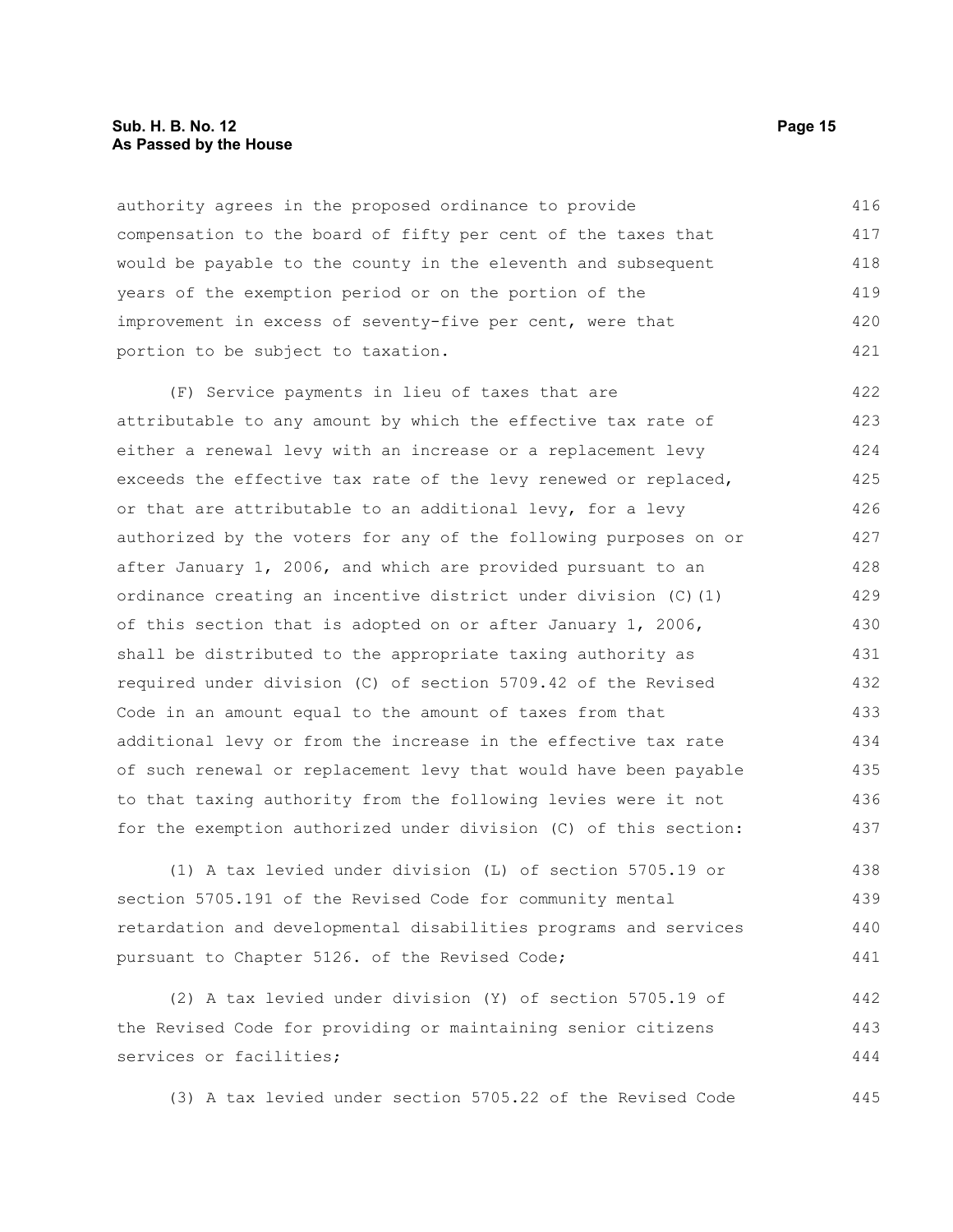authority agrees in the proposed ordinance to provide compensation to the board of fifty per cent of the taxes that would be payable to the county in the eleventh and subsequent years of the exemption period or on the portion of the improvement in excess of seventy-five per cent, were that portion to be subject to taxation.

(F) Service payments in lieu of taxes that are attributable to any amount by which the effective tax rate of either a renewal levy with an increase or a replacement levy exceeds the effective tax rate of the levy renewed or replaced, or that are attributable to an additional levy, for a levy authorized by the voters for any of the following purposes on or after January 1, 2006, and which are provided pursuant to an ordinance creating an incentive district under division (C)(1) of this section that is adopted on or after January 1, 2006, shall be distributed to the appropriate taxing authority as required under division (C) of section 5709.42 of the Revised Code in an amount equal to the amount of taxes from that additional levy or from the increase in the effective tax rate of such renewal or replacement levy that would have been payable to that taxing authority from the following levies were it not for the exemption authorized under division (C) of this section:

(1) A tax levied under division (L) of section 5705.19 or section 5705.191 of the Revised Code for community mental retardation and developmental disabilities programs and services pursuant to Chapter 5126. of the Revised Code;

(2) A tax levied under division (Y) of section 5705.19 of the Revised Code for providing or maintaining senior citizens services or facilities;

(3) A tax levied under section 5705.22 of the Revised Code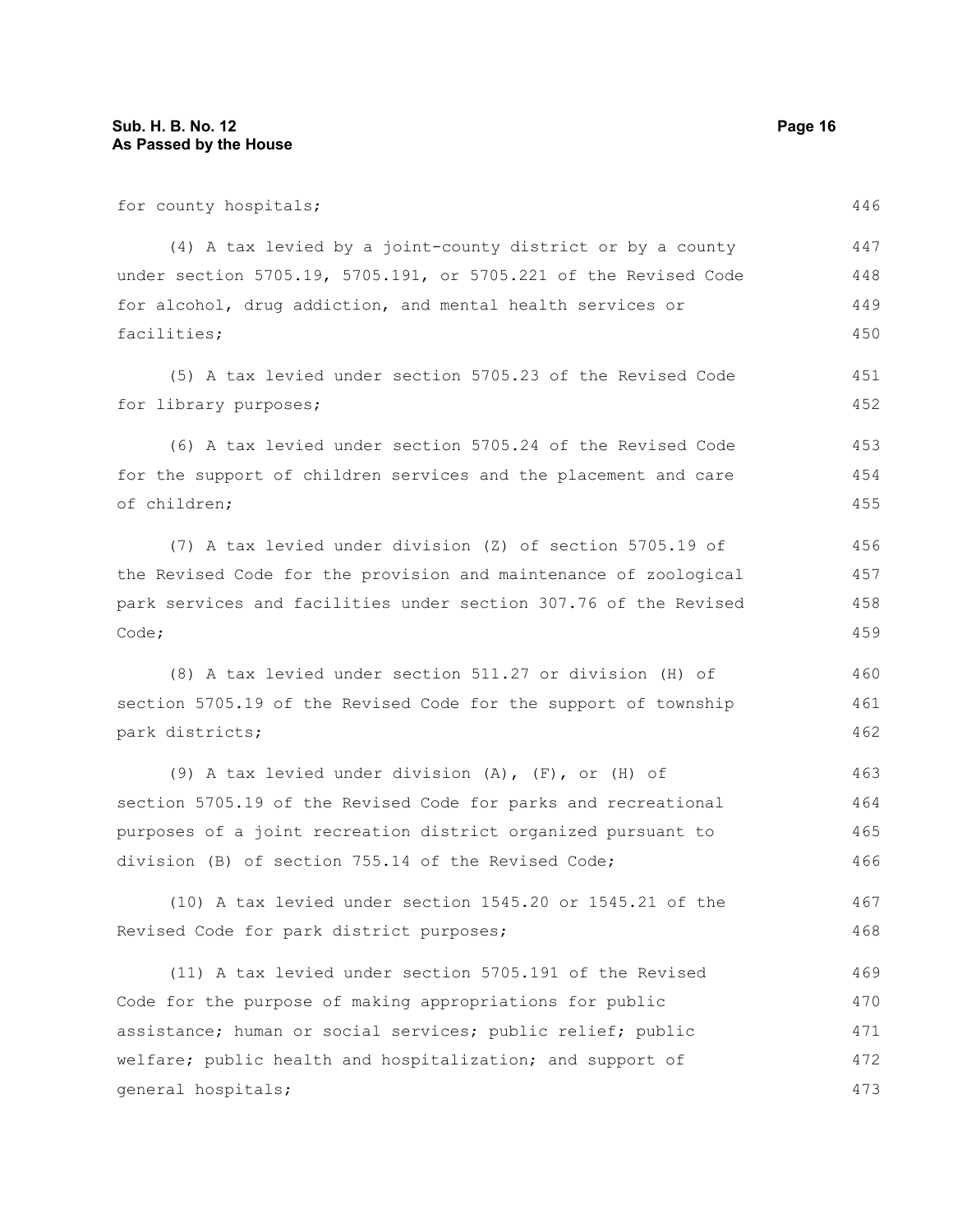for county hospitals;

(4) A tax levied by a joint-county district or by a county under section 5705.19, 5705.191, or 5705.221 of the Revised Code for alcohol, drug addiction, and mental health services or facilities;

(5) A tax levied under section 5705.23 of the Revised Code for library purposes;

(6) A tax levied under section 5705.24 of the Revised Code for the support of children services and the placement and care of children;

(7) A tax levied under division (Z) of section 5705.19 of the Revised Code for the provision and maintenance of zoological park services and facilities under section 307.76 of the Revised Code;

(8) A tax levied under section 511.27 or division (H) of section 5705.19 of the Revised Code for the support of township park districts;

(9) A tax levied under division (A), (F), or (H) of section 5705.19 of the Revised Code for parks and recreational purposes of a joint recreation district organized pursuant to division (B) of section 755.14 of the Revised Code;

(10) A tax levied under section 1545.20 or 1545.21 of the Revised Code for park district purposes;

(11) A tax levied under section 5705.191 of the Revised Code for the purpose of making appropriations for public assistance; human or social services; public relief; public welfare; public health and hospitalization; and support of general hospitals;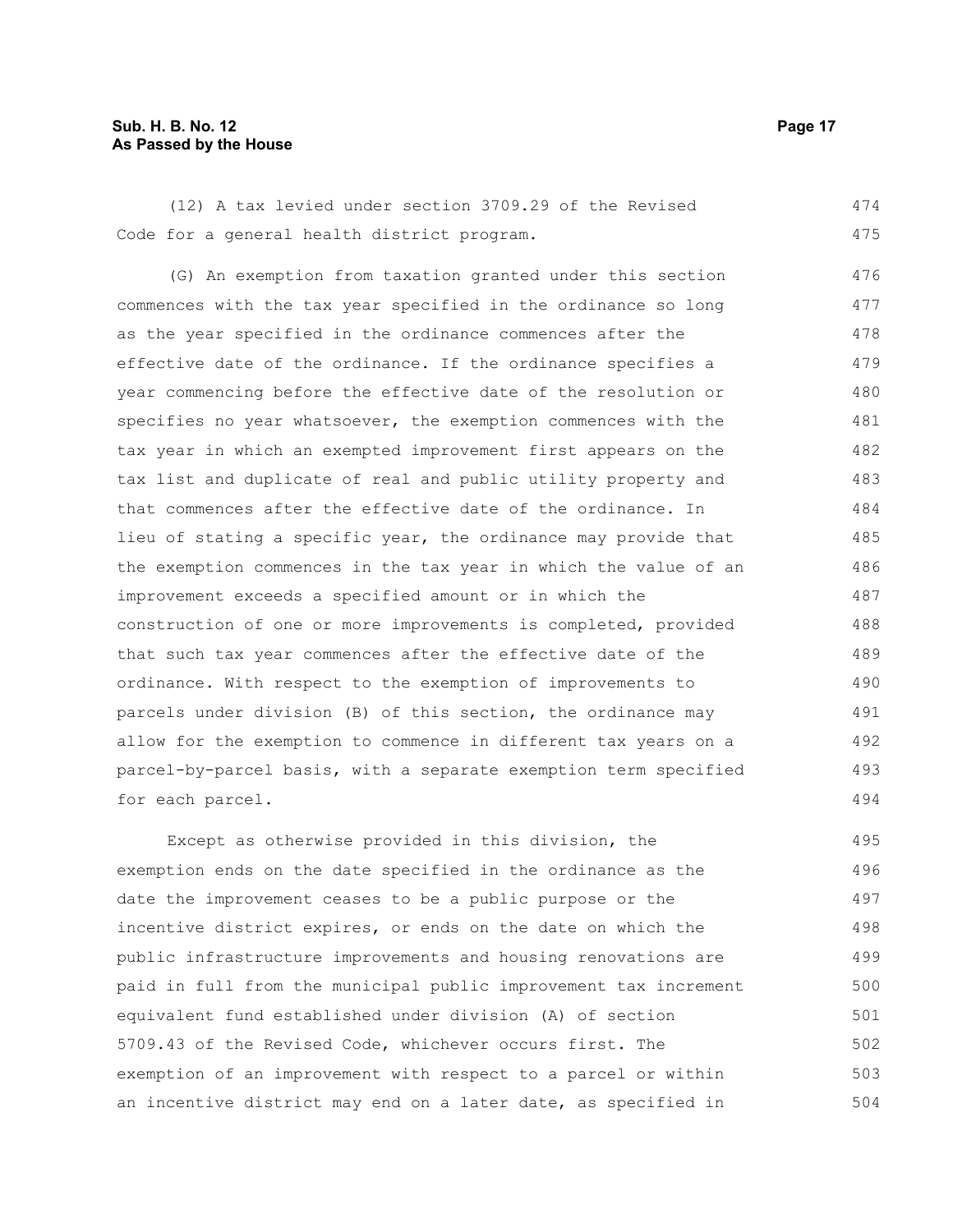(12) A tax levied under section 3709.29 of the Revised Code for a general health district program.

(G) An exemption from taxation granted under this section commences with the tax year specified in the ordinance so long as the year specified in the ordinance commences after the effective date of the ordinance. If the ordinance specifies a year commencing before the effective date of the resolution or specifies no year whatsoever, the exemption commences with the tax year in which an exempted improvement first appears on the tax list and duplicate of real and public utility property and that commences after the effective date of the ordinance. In lieu of stating a specific year, the ordinance may provide that the exemption commences in the tax year in which the value of an improvement exceeds a specified amount or in which the construction of one or more improvements is completed, provided that such tax year commences after the effective date of the ordinance. With respect to the exemption of improvements to parcels under division (B) of this section, the ordinance may allow for the exemption to commence in different tax years on a parcel-by-parcel basis, with a separate exemption term specified for each parcel.

Except as otherwise provided in this division, the exemption ends on the date specified in the ordinance as the date the improvement ceases to be a public purpose or the incentive district expires, or ends on the date on which the public infrastructure improvements and housing renovations are paid in full from the municipal public improvement tax increment equivalent fund established under division (A) of section 5709.43 of the Revised Code, whichever occurs first. The exemption of an improvement with respect to a parcel or within an incentive district may end on a later date, as specified in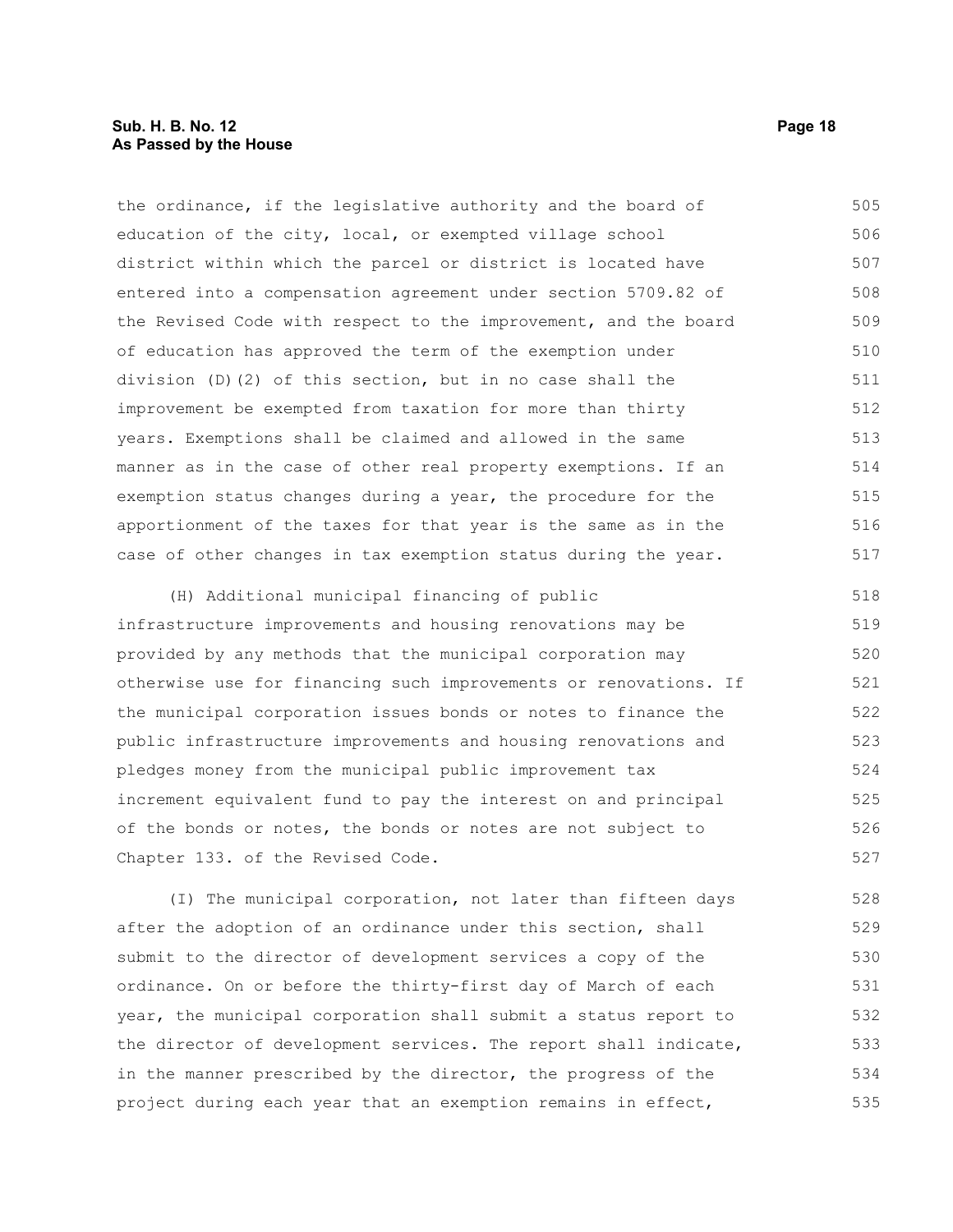the ordinance, if the legislative authority and the board of education of the city, local, or exempted village school district within which the parcel or district is located have entered into a compensation agreement under section 5709.82 of the Revised Code with respect to the improvement, and the board of education has approved the term of the exemption under division (D)(2) of this section, but in no case shall the improvement be exempted from taxation for more than thirty years. Exemptions shall be claimed and allowed in the same manner as in the case of other real property exemptions. If an exemption status changes during a year, the procedure for the apportionment of the taxes for that year is the same as in the case of other changes in tax exemption status during the year.

(H) Additional municipal financing of public infrastructure improvements and housing renovations may be provided by any methods that the municipal corporation may otherwise use for financing such improvements or renovations. If the municipal corporation issues bonds or notes to finance the public infrastructure improvements and housing renovations and pledges money from the municipal public improvement tax increment equivalent fund to pay the interest on and principal of the bonds or notes, the bonds or notes are not subject to Chapter 133. of the Revised Code.

(I) The municipal corporation, not later than fifteen days after the adoption of an ordinance under this section, shall submit to the director of development services a copy of the ordinance. On or before the thirty-first day of March of each year, the municipal corporation shall submit a status report to the director of development services. The report shall indicate, in the manner prescribed by the director, the progress of the project during each year that an exemption remains in effect,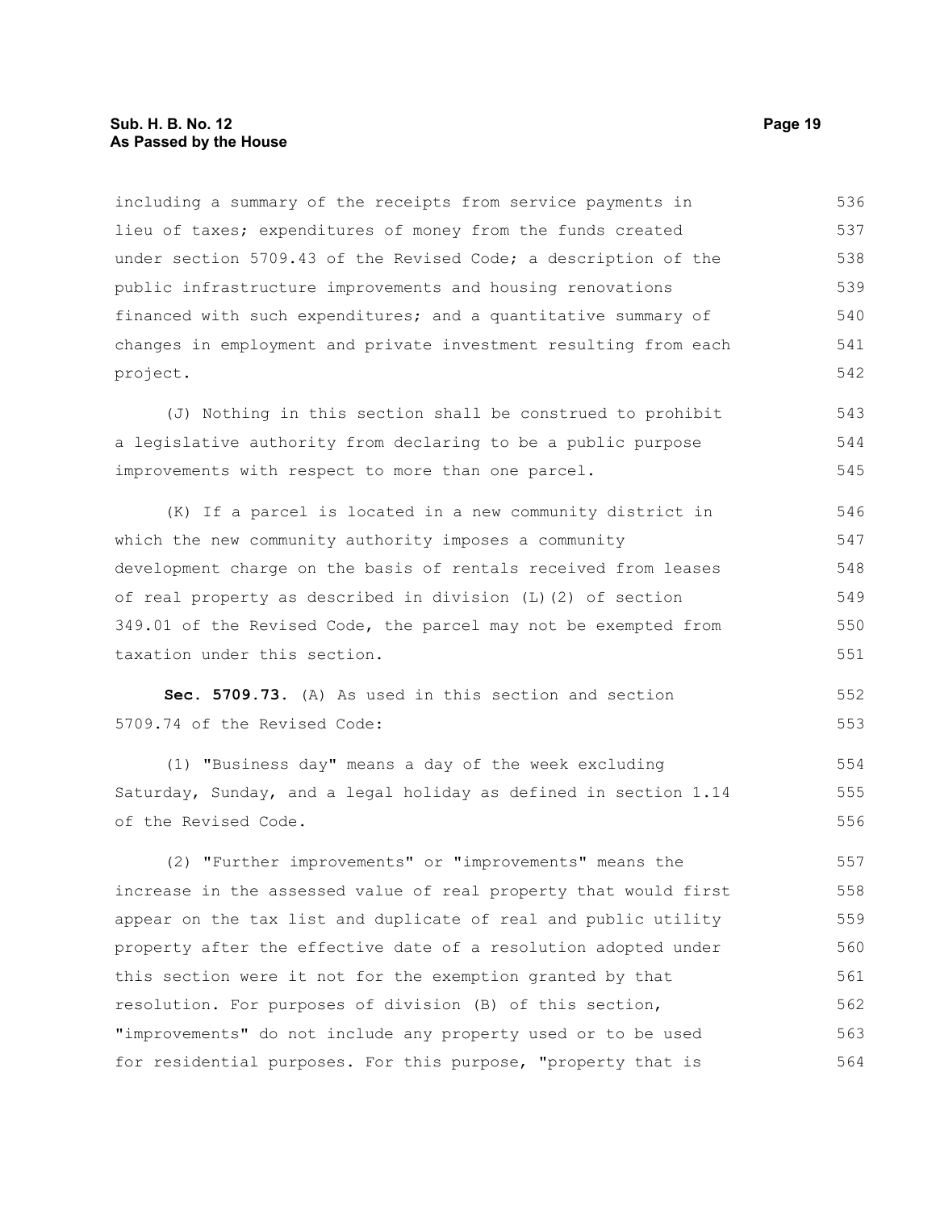including a summary of the receipts from service payments in lieu of taxes; expenditures of money from the funds created under section 5709.43 of the Revised Code; a description of the public infrastructure improvements and housing renovations financed with such expenditures; and a quantitative summary of changes in employment and private investment resulting from each project.

(J) Nothing in this section shall be construed to prohibit a legislative authority from declaring to be a public purpose improvements with respect to more than one parcel.

(K) If a parcel is located in a new community district in which the new community authority imposes a community development charge on the basis of rentals received from leases of real property as described in division (L)(2) of section 349.01 of the Revised Code, the parcel may not be exempted from taxation under this section.

**Sec. 5709.73.** (A) As used in this section and section 5709.74 of the Revised Code:

(1) "Business day" means a day of the week excluding Saturday, Sunday, and a legal holiday as defined in section 1.14 of the Revised Code.

(2) "Further improvements" or "improvements" means the increase in the assessed value of real property that would first appear on the tax list and duplicate of real and public utility property after the effective date of a resolution adopted under this section were it not for the exemption granted by that resolution. For purposes of division (B) of this section, "improvements" do not include any property used or to be used for residential purposes. For this purpose, "property that is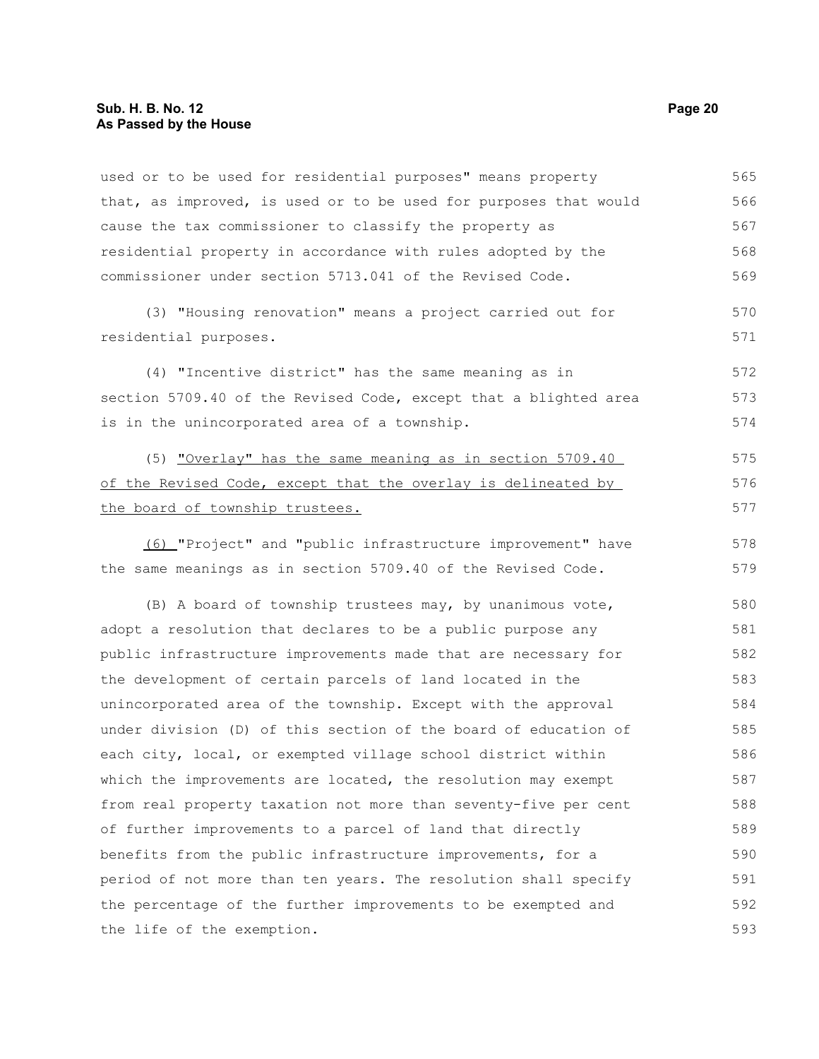used or to be used for residential purposes" means property that, as improved, is used or to be used for purposes that would cause the tax commissioner to classify the property as residential property in accordance with rules adopted by the commissioner under section 5713.041 of the Revised Code.

(3) "Housing renovation" means a project carried out for residential purposes.

(4) "Incentive district" has the same meaning as in section 5709.40 of the Revised Code, except that a blighted area is in the unincorporated area of a township.

(5) <u>"Overlay" has the same meaning as in section 5709.40 of the Revised Code, except that the overlay is delineated by the board of township trustees.</u>

<u>(6)</u> "Project" and "public infrastructure improvement" have the same meanings as in section 5709.40 of the Revised Code.

(B) A board of township trustees may, by unanimous vote, adopt a resolution that declares to be a public purpose any public infrastructure improvements made that are necessary for the development of certain parcels of land located in the unincorporated area of the township. Except with the approval under division (D) of this section of the board of education of each city, local, or exempted village school district within which the improvements are located, the resolution may exempt from real property taxation not more than seventy-five per cent of further improvements to a parcel of land that directly benefits from the public infrastructure improvements, for a period of not more than ten years. The resolution shall specify the percentage of the further improvements to be exempted and the life of the exemption.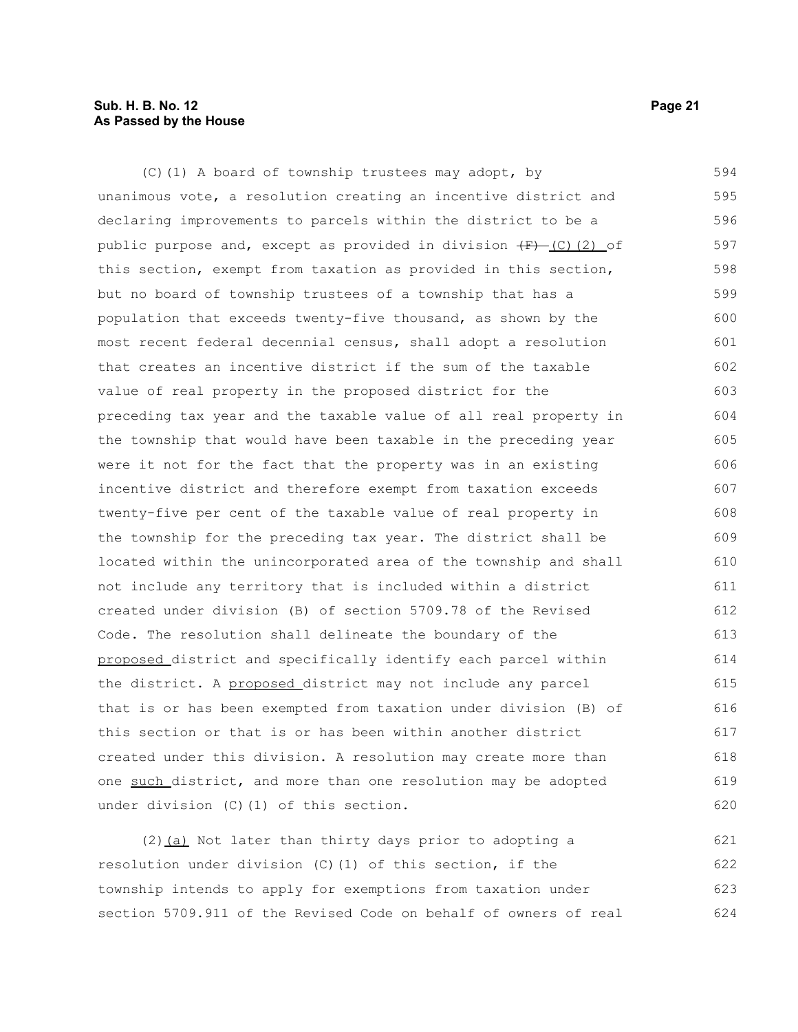(C)(1) A board of township trustees may adopt, by unanimous vote, a resolution creating an incentive district and declaring improvements to parcels within the district to be a public purpose and, except as provided in division ~~(F)~~ (C)(2) of this section, exempt from taxation as provided in this section, but no board of township trustees of a township that has a population that exceeds twenty-five thousand, as shown by the most recent federal decennial census, shall adopt a resolution that creates an incentive district if the sum of the taxable value of real property in the proposed district for the preceding tax year and the taxable value of all real property in the township that would have been taxable in the preceding year were it not for the fact that the property was in an existing incentive district and therefore exempt from taxation exceeds twenty-five per cent of the taxable value of real property in the township for the preceding tax year. The district shall be located within the unincorporated area of the township and shall not include any territory that is included within a district created under division (B) of section 5709.78 of the Revised Code. The resolution shall delineate the boundary of the proposed district and specifically identify each parcel within the district. A proposed district may not include any parcel that is or has been exempted from taxation under division (B) of this section or that is or has been within another district created under this division. A resolution may create more than one such district, and more than one resolution may be adopted under division (C)(1) of this section.

(2)(a) Not later than thirty days prior to adopting a resolution under division (C)(1) of this section, if the township intends to apply for exemptions from taxation under section 5709.911 of the Revised Code on behalf of owners of real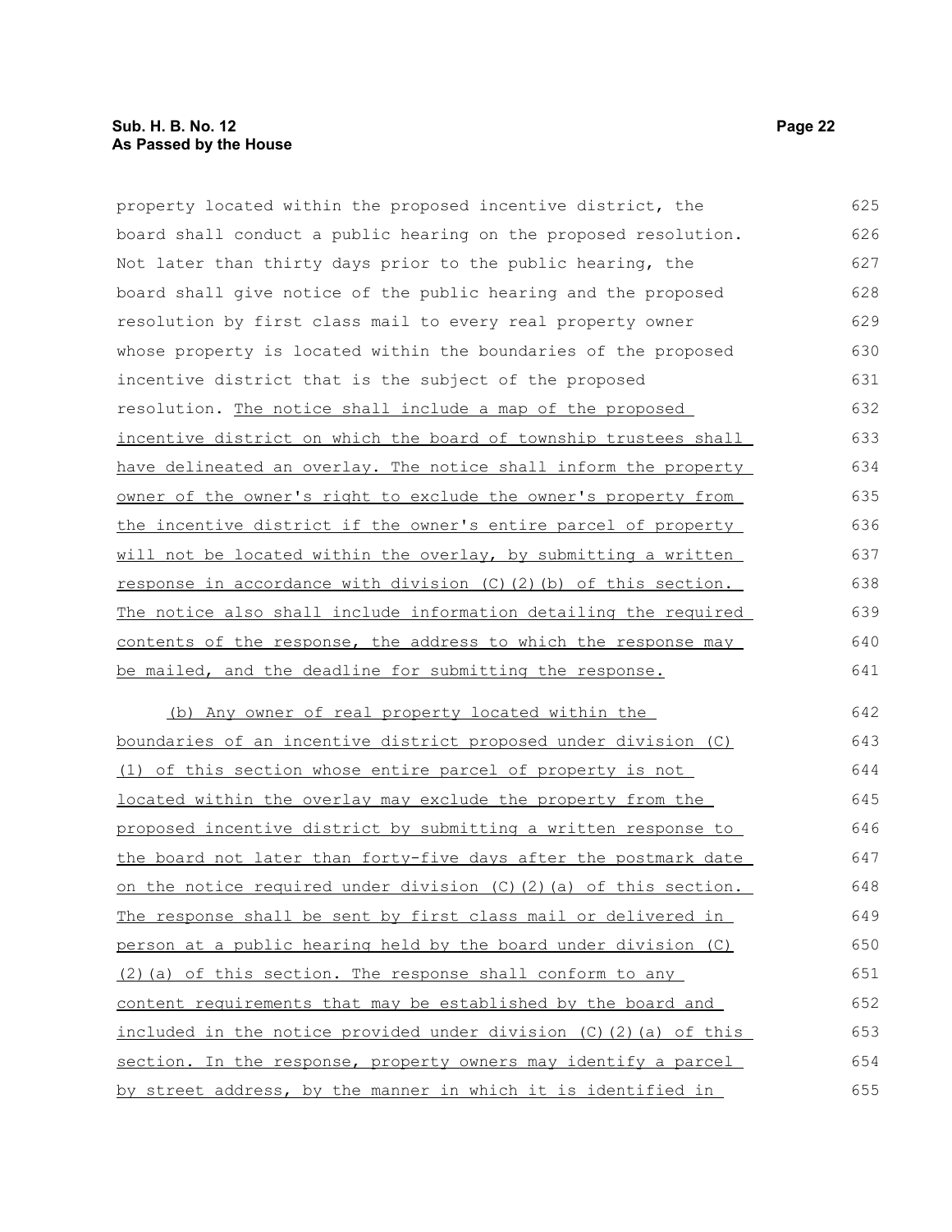property located within the proposed incentive district, the board shall conduct a public hearing on the proposed resolution. Not later than thirty days prior to the public hearing, the board shall give notice of the public hearing and the proposed resolution by first class mail to every real property owner whose property is located within the boundaries of the proposed incentive district that is the subject of the proposed resolution. <u>The notice shall include a map of the proposed incentive district on which the board of township trustees shall have delineated an overlay. The notice shall inform the property owner of the owner's right to exclude the owner's property from the incentive district if the owner's entire parcel of property will not be located within the overlay, by submitting a written response in accordance with division (C)(2)(b) of this section. The notice also shall include information detailing the required contents of the response, the address to which the response may be mailed, and the deadline for submitting the response.</u>

<u>(b) Any owner of real property located within the boundaries of an incentive district proposed under division (C)(1) of this section whose entire parcel of property is not located within the overlay may exclude the property from the proposed incentive district by submitting a written response to the board not later than forty-five days after the postmark date on the notice required under division (C)(2)(a) of this section. The response shall be sent by first class mail or delivered in person at a public hearing held by the board under division (C)(2)(a) of this section. The response shall conform to any content requirements that may be established by the board and included in the notice provided under division (C)(2)(a) of this section. In the response, property owners may identify a parcel by street address, by the manner in which it is identified in</u>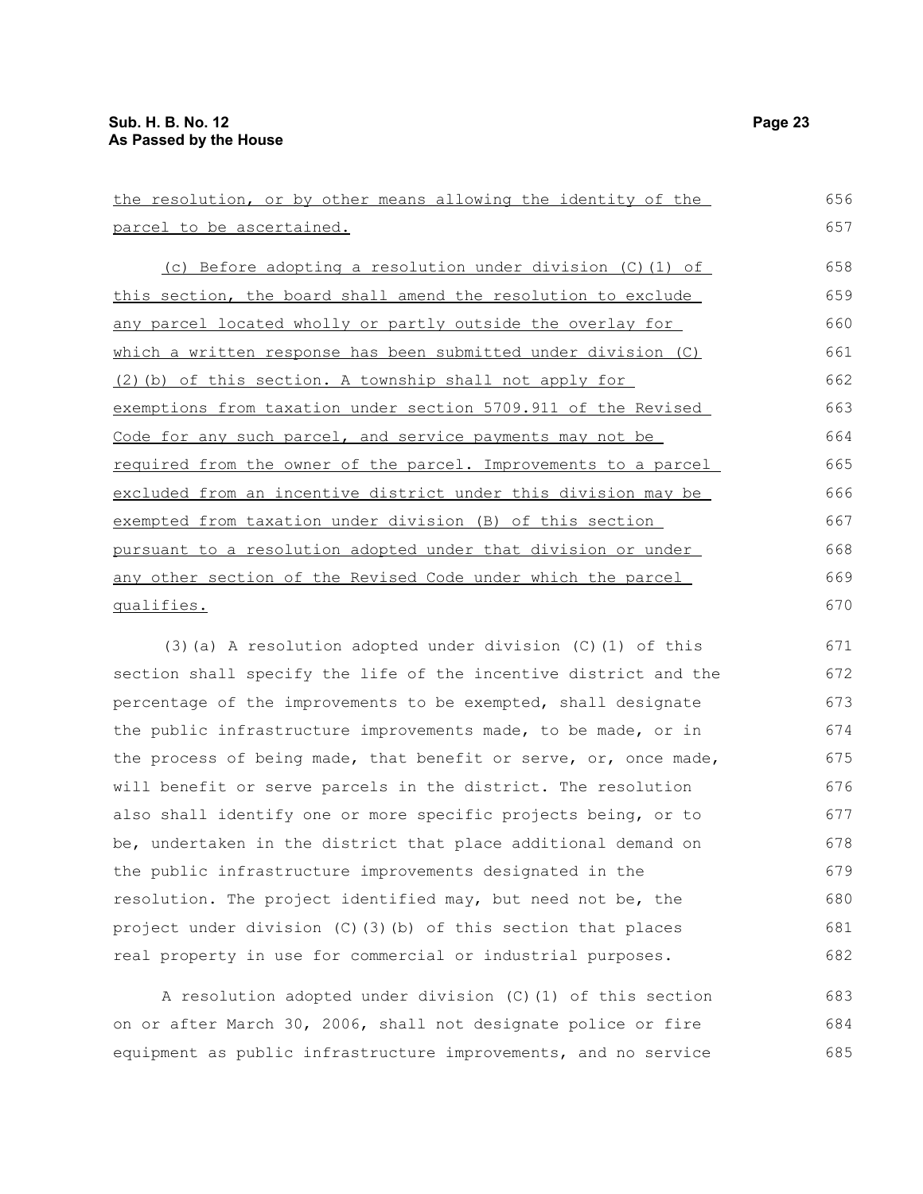the resolution, or by other means allowing the identity of the parcel to be ascertained.

(c) Before adopting a resolution under division (C)(1) of this section, the board shall amend the resolution to exclude any parcel located wholly or partly outside the overlay for which a written response has been submitted under division (C)(2)(b) of this section. A township shall not apply for exemptions from taxation under section 5709.911 of the Revised Code for any such parcel, and service payments may not be required from the owner of the parcel. Improvements to a parcel excluded from an incentive district under this division may be exempted from taxation under division (B) of this section pursuant to a resolution adopted under that division or under any other section of the Revised Code under which the parcel qualifies.

(3)(a) A resolution adopted under division (C)(1) of this section shall specify the life of the incentive district and the percentage of the improvements to be exempted, shall designate the public infrastructure improvements made, to be made, or in the process of being made, that benefit or serve, or, once made, will benefit or serve parcels in the district. The resolution also shall identify one or more specific projects being, or to be, undertaken in the district that place additional demand on the public infrastructure improvements designated in the resolution. The project identified may, but need not be, the project under division (C)(3)(b) of this section that places real property in use for commercial or industrial purposes.

A resolution adopted under division (C)(1) of this section on or after March 30, 2006, shall not designate police or fire equipment as public infrastructure improvements, and no service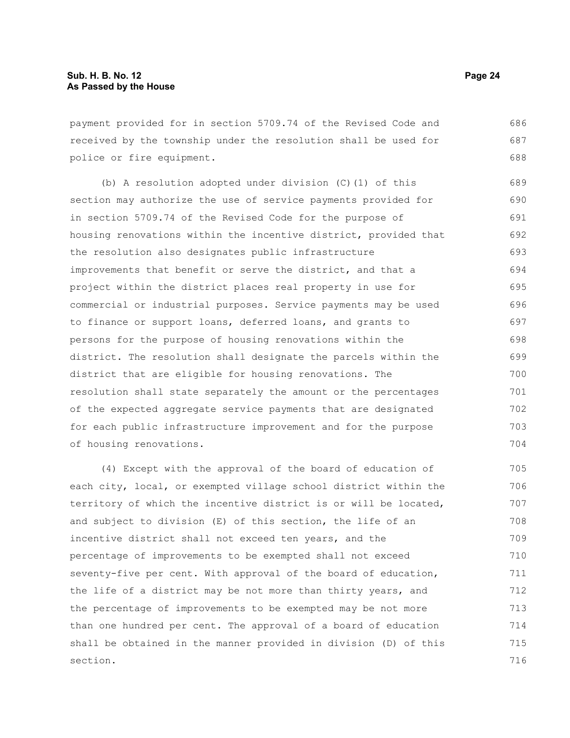payment provided for in section 5709.74 of the Revised Code and received by the township under the resolution shall be used for police or fire equipment.

(b) A resolution adopted under division (C)(1) of this section may authorize the use of service payments provided for in section 5709.74 of the Revised Code for the purpose of housing renovations within the incentive district, provided that the resolution also designates public infrastructure improvements that benefit or serve the district, and that a project within the district places real property in use for commercial or industrial purposes. Service payments may be used to finance or support loans, deferred loans, and grants to persons for the purpose of housing renovations within the district. The resolution shall designate the parcels within the district that are eligible for housing renovations. The resolution shall state separately the amount or the percentages of the expected aggregate service payments that are designated for each public infrastructure improvement and for the purpose of housing renovations.

(4) Except with the approval of the board of education of each city, local, or exempted village school district within the territory of which the incentive district is or will be located, and subject to division (E) of this section, the life of an incentive district shall not exceed ten years, and the percentage of improvements to be exempted shall not exceed seventy-five per cent. With approval of the board of education, the life of a district may be not more than thirty years, and the percentage of improvements to be exempted may be not more than one hundred per cent. The approval of a board of education shall be obtained in the manner provided in division (D) of this section.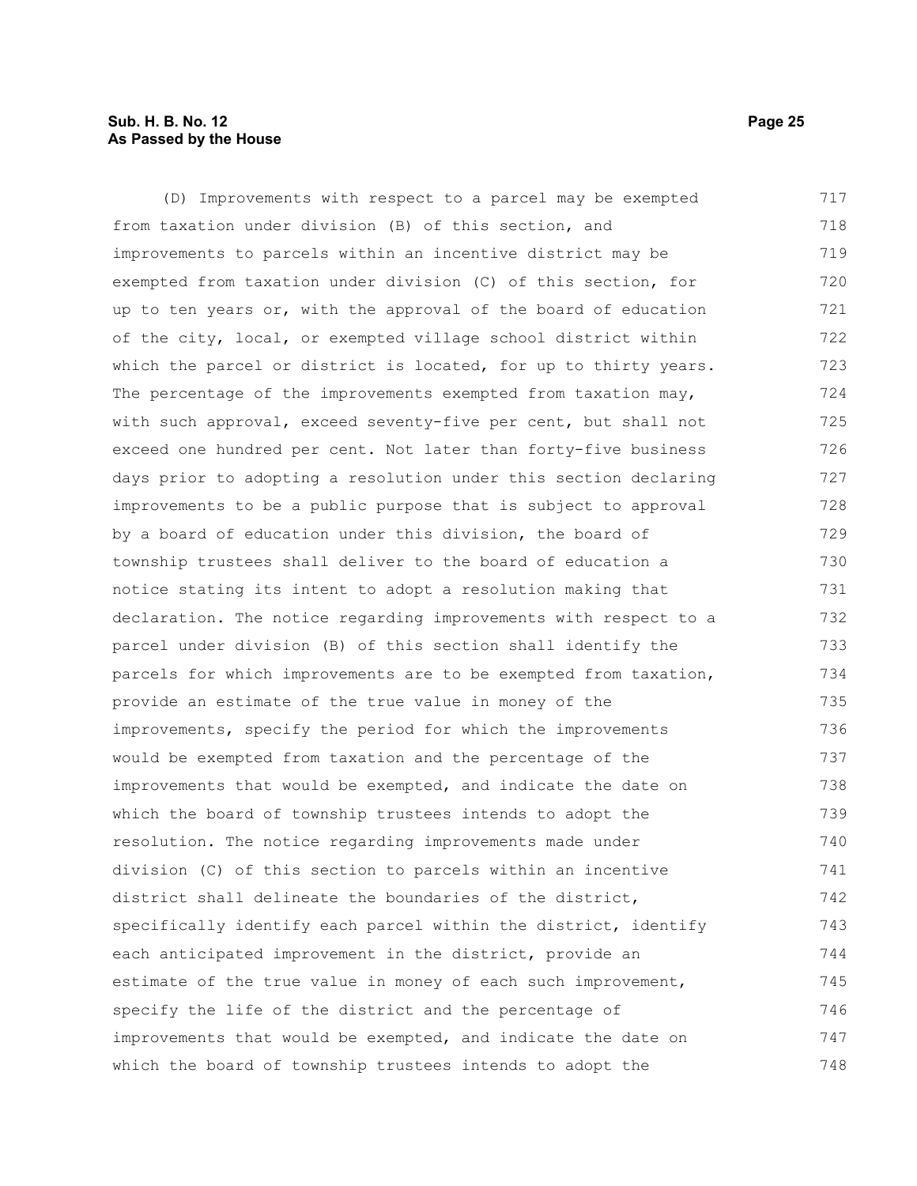(D) Improvements with respect to a parcel may be exempted from taxation under division (B) of this section, and improvements to parcels within an incentive district may be exempted from taxation under division (C) of this section, for up to ten years or, with the approval of the board of education of the city, local, or exempted village school district within which the parcel or district is located, for up to thirty years. The percentage of the improvements exempted from taxation may, with such approval, exceed seventy-five per cent, but shall not exceed one hundred per cent. Not later than forty-five business days prior to adopting a resolution under this section declaring improvements to be a public purpose that is subject to approval by a board of education under this division, the board of township trustees shall deliver to the board of education a notice stating its intent to adopt a resolution making that declaration. The notice regarding improvements with respect to a parcel under division (B) of this section shall identify the parcels for which improvements are to be exempted from taxation, provide an estimate of the true value in money of the improvements, specify the period for which the improvements would be exempted from taxation and the percentage of the improvements that would be exempted, and indicate the date on which the board of township trustees intends to adopt the resolution. The notice regarding improvements made under division (C) of this section to parcels within an incentive district shall delineate the boundaries of the district, specifically identify each parcel within the district, identify each anticipated improvement in the district, provide an estimate of the true value in money of each such improvement, specify the life of the district and the percentage of improvements that would be exempted, and indicate the date on which the board of township trustees intends to adopt the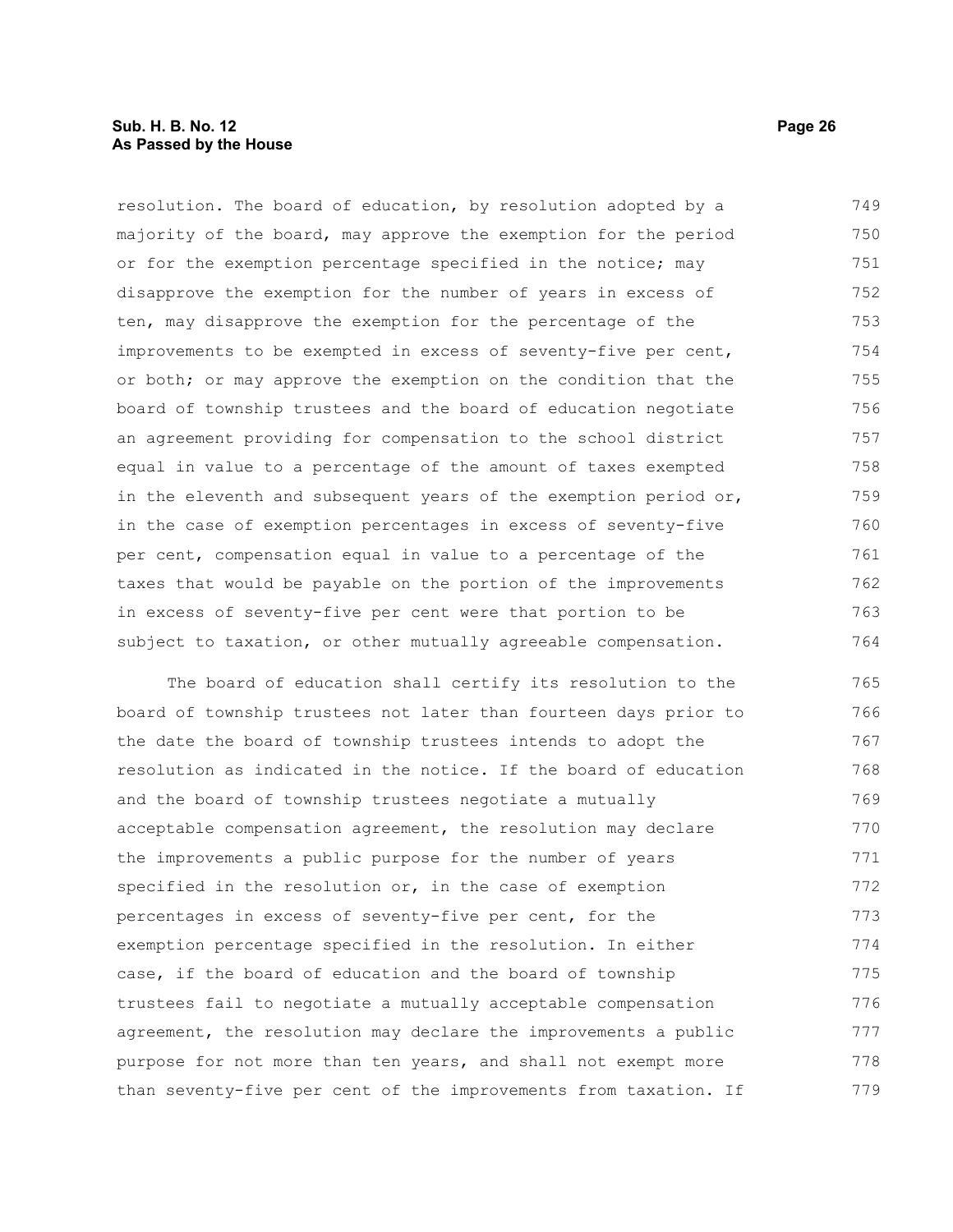resolution. The board of education, by resolution adopted by a majority of the board, may approve the exemption for the period or for the exemption percentage specified in the notice; may disapprove the exemption for the number of years in excess of ten, may disapprove the exemption for the percentage of the improvements to be exempted in excess of seventy-five per cent, or both; or may approve the exemption on the condition that the board of township trustees and the board of education negotiate an agreement providing for compensation to the school district equal in value to a percentage of the amount of taxes exempted in the eleventh and subsequent years of the exemption period or, in the case of exemption percentages in excess of seventy-five per cent, compensation equal in value to a percentage of the taxes that would be payable on the portion of the improvements in excess of seventy-five per cent were that portion to be subject to taxation, or other mutually agreeable compensation.

The board of education shall certify its resolution to the board of township trustees not later than fourteen days prior to the date the board of township trustees intends to adopt the resolution as indicated in the notice. If the board of education and the board of township trustees negotiate a mutually acceptable compensation agreement, the resolution may declare the improvements a public purpose for the number of years specified in the resolution or, in the case of exemption percentages in excess of seventy-five per cent, for the exemption percentage specified in the resolution. In either case, if the board of education and the board of township trustees fail to negotiate a mutually acceptable compensation agreement, the resolution may declare the improvements a public purpose for not more than ten years, and shall not exempt more than seventy-five per cent of the improvements from taxation. If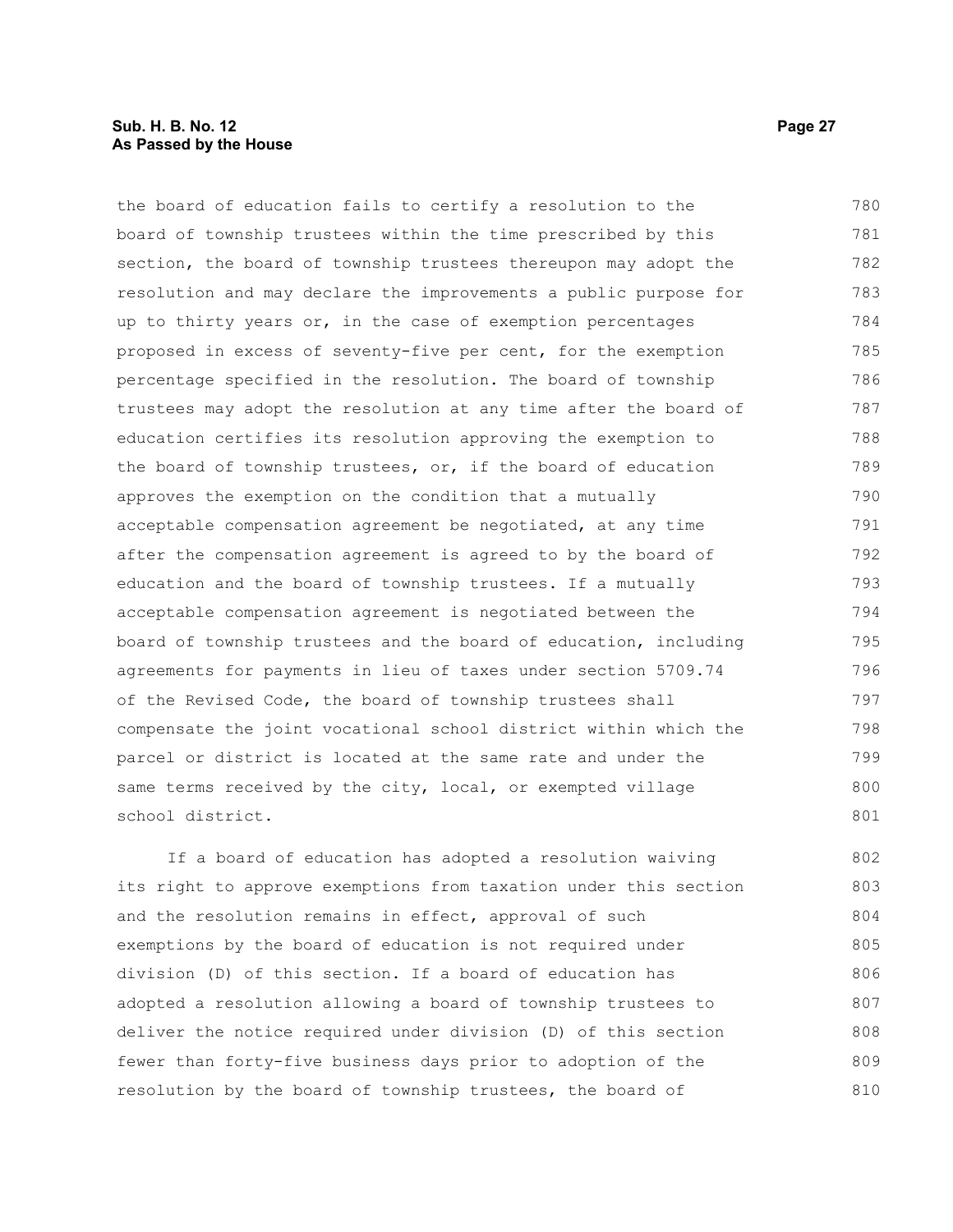the board of education fails to certify a resolution to the board of township trustees within the time prescribed by this section, the board of township trustees thereupon may adopt the resolution and may declare the improvements a public purpose for up to thirty years or, in the case of exemption percentages proposed in excess of seventy-five per cent, for the exemption percentage specified in the resolution. The board of township trustees may adopt the resolution at any time after the board of education certifies its resolution approving the exemption to the board of township trustees, or, if the board of education approves the exemption on the condition that a mutually acceptable compensation agreement be negotiated, at any time after the compensation agreement is agreed to by the board of education and the board of township trustees. If a mutually acceptable compensation agreement is negotiated between the board of township trustees and the board of education, including agreements for payments in lieu of taxes under section 5709.74 of the Revised Code, the board of township trustees shall compensate the joint vocational school district within which the parcel or district is located at the same rate and under the same terms received by the city, local, or exempted village school district.

If a board of education has adopted a resolution waiving its right to approve exemptions from taxation under this section and the resolution remains in effect, approval of such exemptions by the board of education is not required under division (D) of this section. If a board of education has adopted a resolution allowing a board of township trustees to deliver the notice required under division (D) of this section fewer than forty-five business days prior to adoption of the resolution by the board of township trustees, the board of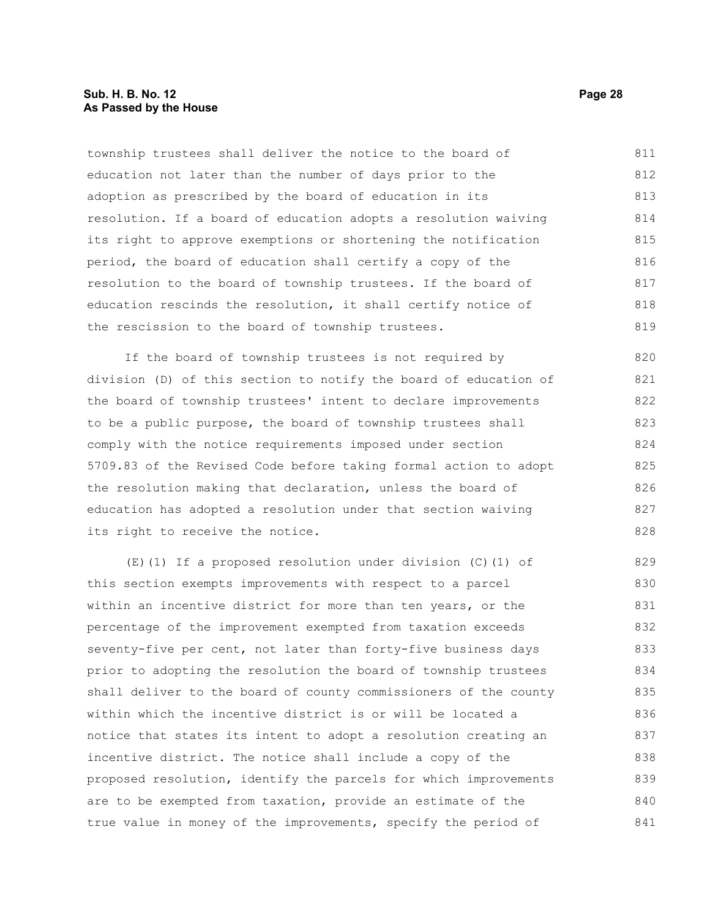township trustees shall deliver the notice to the board of education not later than the number of days prior to the adoption as prescribed by the board of education in its resolution. If a board of education adopts a resolution waiving its right to approve exemptions or shortening the notification period, the board of education shall certify a copy of the resolution to the board of township trustees. If the board of education rescinds the resolution, it shall certify notice of the rescission to the board of township trustees.

If the board of township trustees is not required by division (D) of this section to notify the board of education of the board of township trustees' intent to declare improvements to be a public purpose, the board of township trustees shall comply with the notice requirements imposed under section 5709.83 of the Revised Code before taking formal action to adopt the resolution making that declaration, unless the board of education has adopted a resolution under that section waiving its right to receive the notice.

(E)(1) If a proposed resolution under division (C)(1) of this section exempts improvements with respect to a parcel within an incentive district for more than ten years, or the percentage of the improvement exempted from taxation exceeds seventy-five per cent, not later than forty-five business days prior to adopting the resolution the board of township trustees shall deliver to the board of county commissioners of the county within which the incentive district is or will be located a notice that states its intent to adopt a resolution creating an incentive district. The notice shall include a copy of the proposed resolution, identify the parcels for which improvements are to be exempted from taxation, provide an estimate of the true value in money of the improvements, specify the period of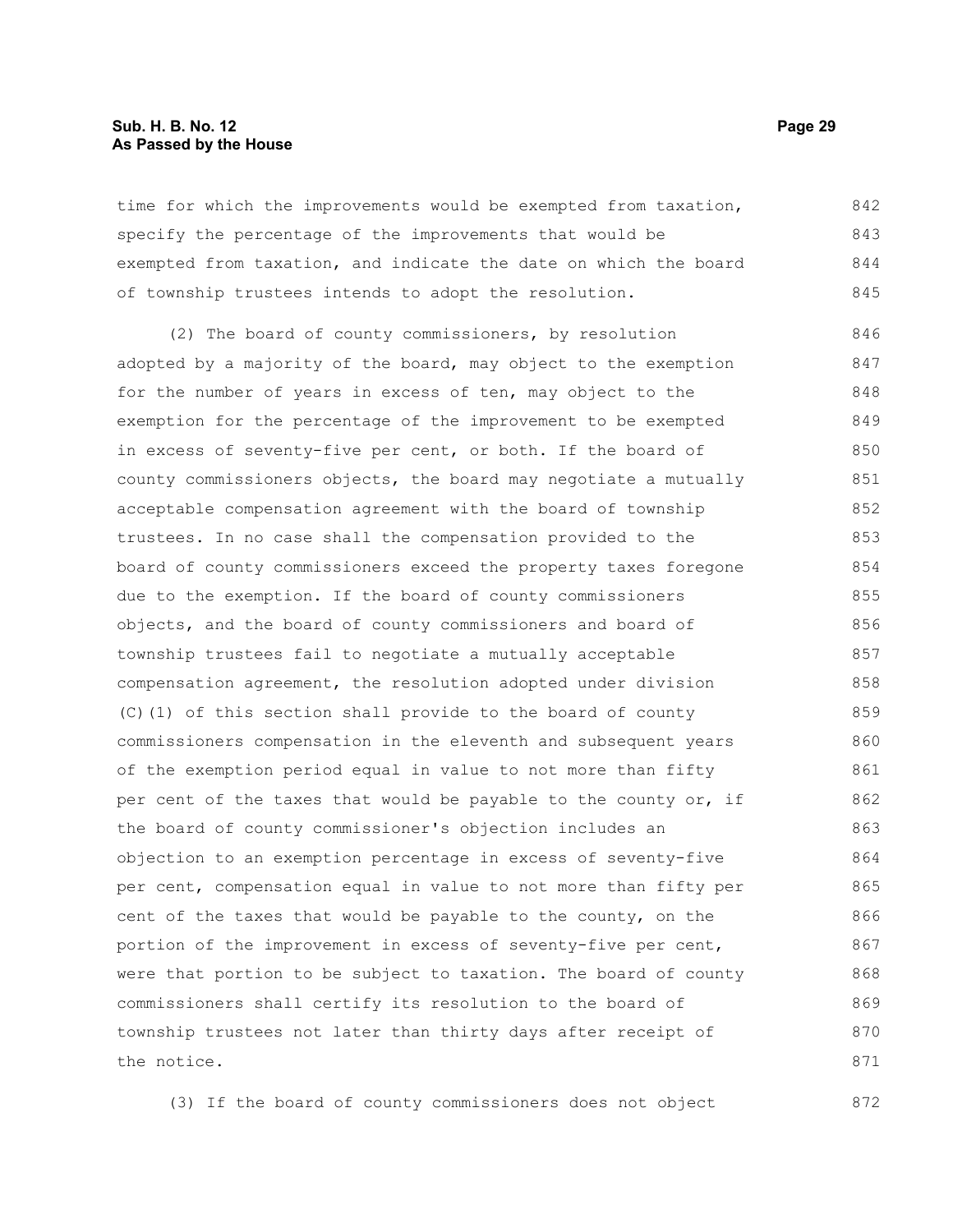time for which the improvements would be exempted from taxation, specify the percentage of the improvements that would be exempted from taxation, and indicate the date on which the board of township trustees intends to adopt the resolution.

(2) The board of county commissioners, by resolution adopted by a majority of the board, may object to the exemption for the number of years in excess of ten, may object to the exemption for the percentage of the improvement to be exempted in excess of seventy-five per cent, or both. If the board of county commissioners objects, the board may negotiate a mutually acceptable compensation agreement with the board of township trustees. In no case shall the compensation provided to the board of county commissioners exceed the property taxes foregone due to the exemption. If the board of county commissioners objects, and the board of county commissioners and board of township trustees fail to negotiate a mutually acceptable compensation agreement, the resolution adopted under division (C)(1) of this section shall provide to the board of county commissioners compensation in the eleventh and subsequent years of the exemption period equal in value to not more than fifty per cent of the taxes that would be payable to the county or, if the board of county commissioner's objection includes an objection to an exemption percentage in excess of seventy-five per cent, compensation equal in value to not more than fifty per cent of the taxes that would be payable to the county, on the portion of the improvement in excess of seventy-five per cent, were that portion to be subject to taxation. The board of county commissioners shall certify its resolution to the board of township trustees not later than thirty days after receipt of the notice.

(3) If the board of county commissioners does not object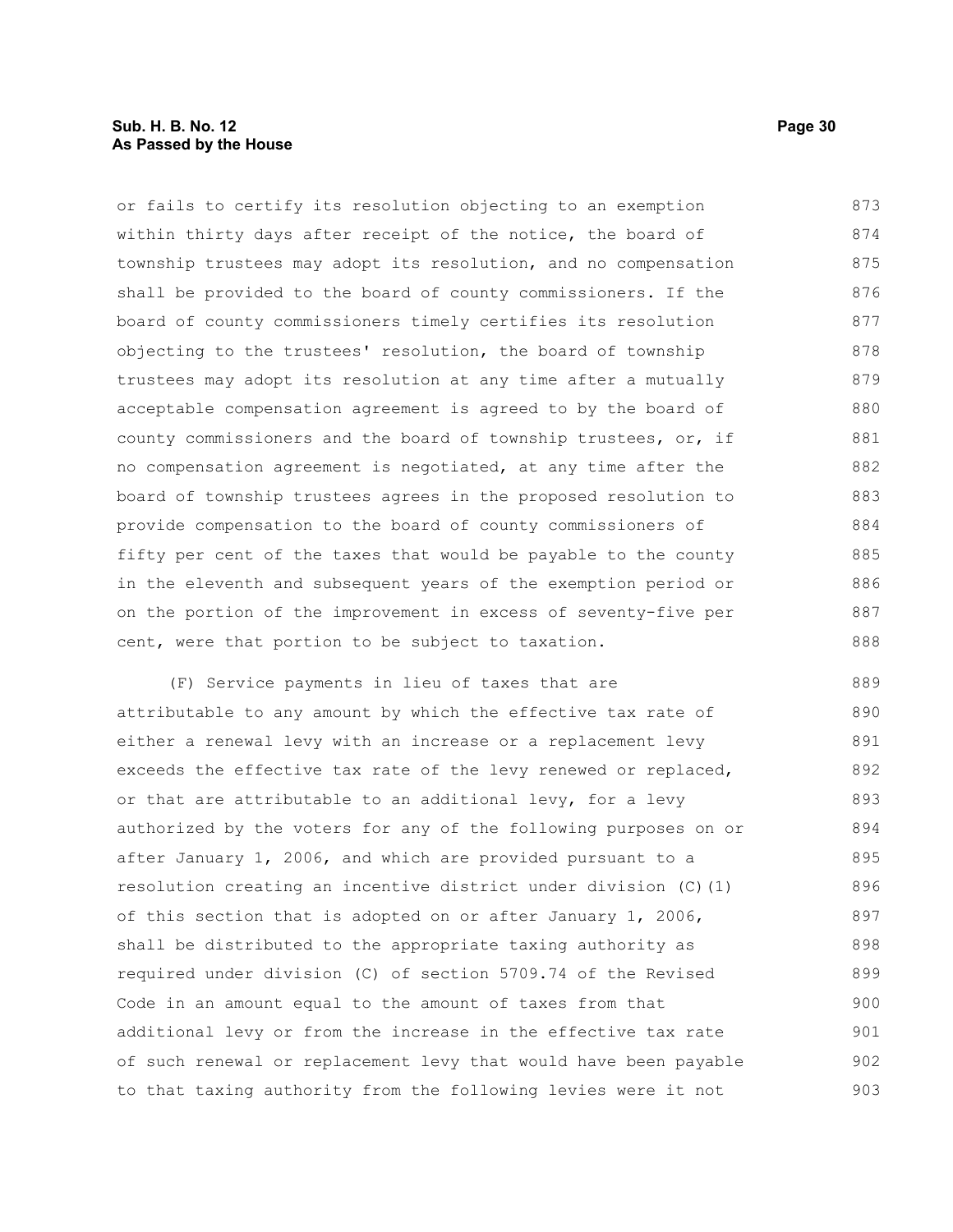or fails to certify its resolution objecting to an exemption within thirty days after receipt of the notice, the board of township trustees may adopt its resolution, and no compensation shall be provided to the board of county commissioners. If the board of county commissioners timely certifies its resolution objecting to the trustees' resolution, the board of township trustees may adopt its resolution at any time after a mutually acceptable compensation agreement is agreed to by the board of county commissioners and the board of township trustees, or, if no compensation agreement is negotiated, at any time after the board of township trustees agrees in the proposed resolution to provide compensation to the board of county commissioners of fifty per cent of the taxes that would be payable to the county in the eleventh and subsequent years of the exemption period or on the portion of the improvement in excess of seventy-five per cent, were that portion to be subject to taxation.

(F) Service payments in lieu of taxes that are attributable to any amount by which the effective tax rate of either a renewal levy with an increase or a replacement levy exceeds the effective tax rate of the levy renewed or replaced, or that are attributable to an additional levy, for a levy authorized by the voters for any of the following purposes on or after January 1, 2006, and which are provided pursuant to a resolution creating an incentive district under division (C)(1) of this section that is adopted on or after January 1, 2006, shall be distributed to the appropriate taxing authority as required under division (C) of section 5709.74 of the Revised Code in an amount equal to the amount of taxes from that additional levy or from the increase in the effective tax rate of such renewal or replacement levy that would have been payable to that taxing authority from the following levies were it not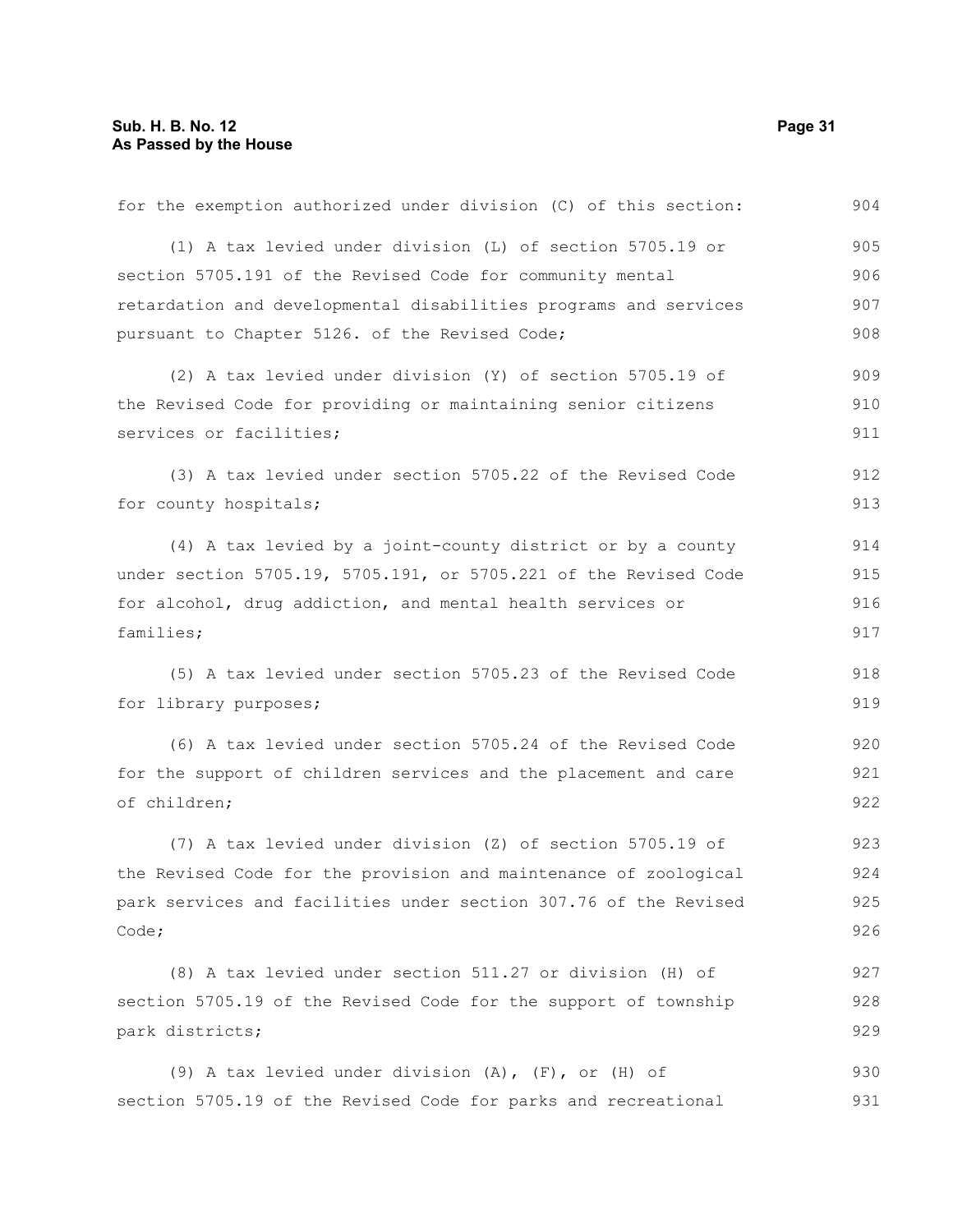for the exemption authorized under division (C) of this section:

(1) A tax levied under division (L) of section 5705.19 or section 5705.191 of the Revised Code for community mental retardation and developmental disabilities programs and services pursuant to Chapter 5126. of the Revised Code;

(2) A tax levied under division (Y) of section 5705.19 of the Revised Code for providing or maintaining senior citizens services or facilities;

(3) A tax levied under section 5705.22 of the Revised Code for county hospitals;

(4) A tax levied by a joint-county district or by a county under section 5705.19, 5705.191, or 5705.221 of the Revised Code for alcohol, drug addiction, and mental health services or families;

(5) A tax levied under section 5705.23 of the Revised Code for library purposes;

(6) A tax levied under section 5705.24 of the Revised Code for the support of children services and the placement and care of children;

(7) A tax levied under division (Z) of section 5705.19 of the Revised Code for the provision and maintenance of zoological park services and facilities under section 307.76 of the Revised Code;

(8) A tax levied under section 511.27 or division (H) of section 5705.19 of the Revised Code for the support of township park districts;

(9) A tax levied under division (A), (F), or (H) of section 5705.19 of the Revised Code for parks and recreational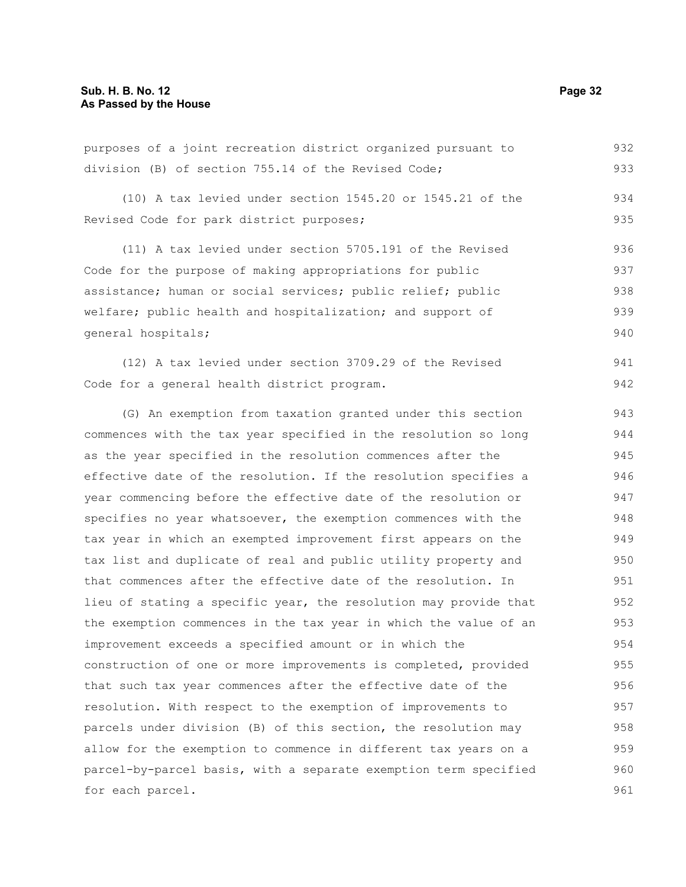purposes of a joint recreation district organized pursuant to division (B) of section 755.14 of the Revised Code;

(10) A tax levied under section 1545.20 or 1545.21 of the Revised Code for park district purposes;

(11) A tax levied under section 5705.191 of the Revised Code for the purpose of making appropriations for public assistance; human or social services; public relief; public welfare; public health and hospitalization; and support of general hospitals;

(12) A tax levied under section 3709.29 of the Revised Code for a general health district program.

(G) An exemption from taxation granted under this section commences with the tax year specified in the resolution so long as the year specified in the resolution commences after the effective date of the resolution. If the resolution specifies a year commencing before the effective date of the resolution or specifies no year whatsoever, the exemption commences with the tax year in which an exempted improvement first appears on the tax list and duplicate of real and public utility property and that commences after the effective date of the resolution. In lieu of stating a specific year, the resolution may provide that the exemption commences in the tax year in which the value of an improvement exceeds a specified amount or in which the construction of one or more improvements is completed, provided that such tax year commences after the effective date of the resolution. With respect to the exemption of improvements to parcels under division (B) of this section, the resolution may allow for the exemption to commence in different tax years on a parcel-by-parcel basis, with a separate exemption term specified for each parcel.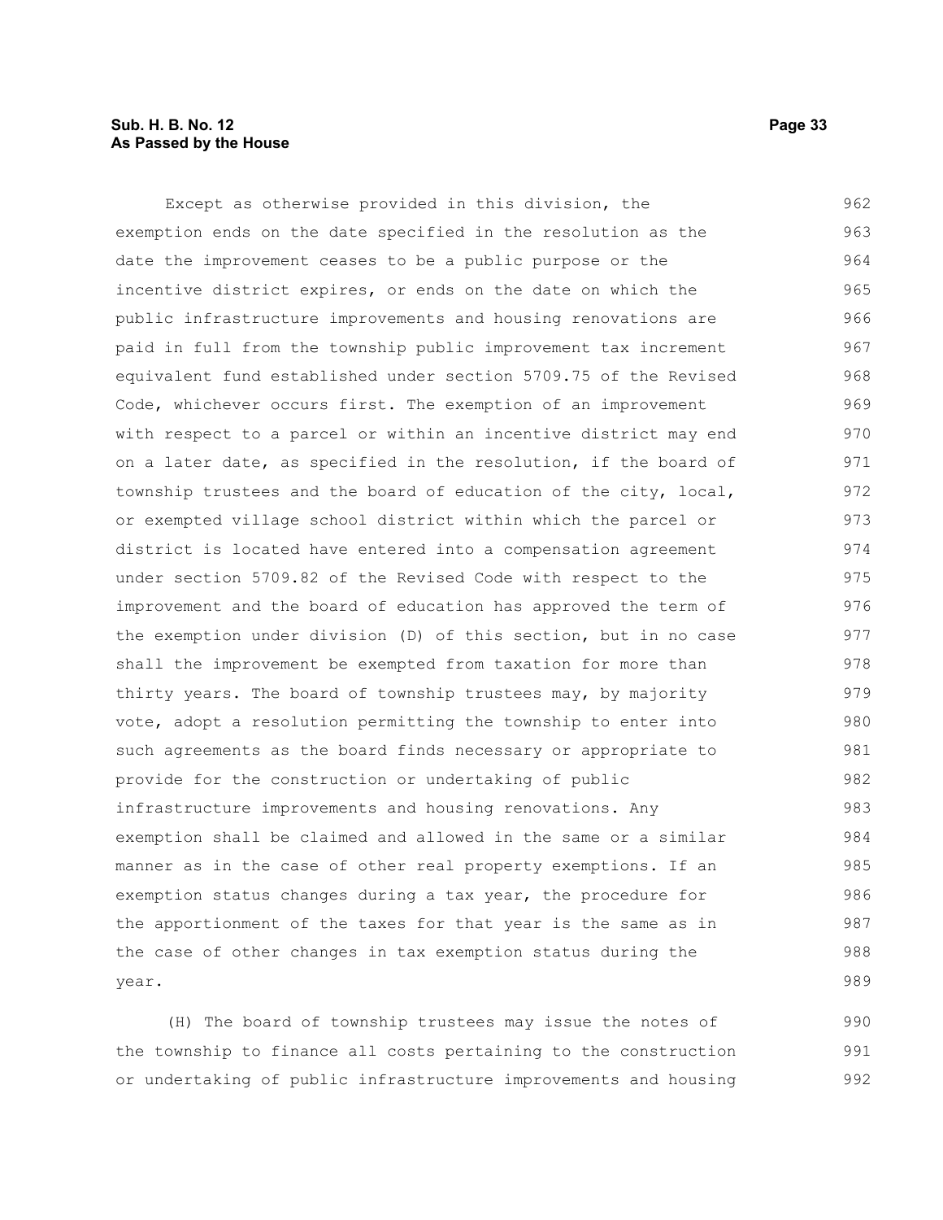Except as otherwise provided in this division, the exemption ends on the date specified in the resolution as the date the improvement ceases to be a public purpose or the incentive district expires, or ends on the date on which the public infrastructure improvements and housing renovations are paid in full from the township public improvement tax increment equivalent fund established under section 5709.75 of the Revised Code, whichever occurs first. The exemption of an improvement with respect to a parcel or within an incentive district may end on a later date, as specified in the resolution, if the board of township trustees and the board of education of the city, local, or exempted village school district within which the parcel or district is located have entered into a compensation agreement under section 5709.82 of the Revised Code with respect to the improvement and the board of education has approved the term of the exemption under division (D) of this section, but in no case shall the improvement be exempted from taxation for more than thirty years. The board of township trustees may, by majority vote, adopt a resolution permitting the township to enter into such agreements as the board finds necessary or appropriate to provide for the construction or undertaking of public infrastructure improvements and housing renovations. Any exemption shall be claimed and allowed in the same or a similar manner as in the case of other real property exemptions. If an exemption status changes during a tax year, the procedure for the apportionment of the taxes for that year is the same as in the case of other changes in tax exemption status during the year.

(H) The board of township trustees may issue the notes of the township to finance all costs pertaining to the construction or undertaking of public infrastructure improvements and housing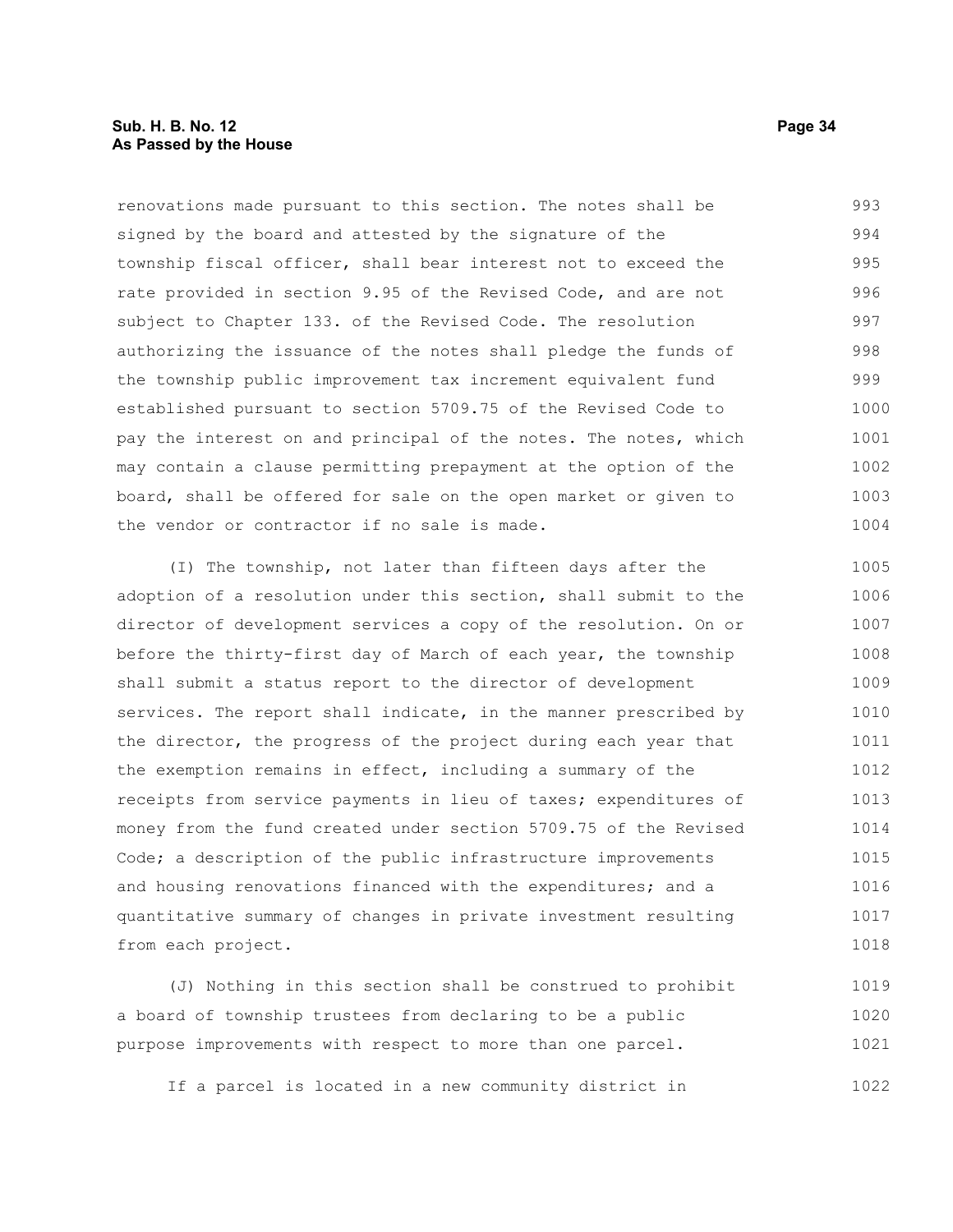renovations made pursuant to this section. The notes shall be signed by the board and attested by the signature of the township fiscal officer, shall bear interest not to exceed the rate provided in section 9.95 of the Revised Code, and are not subject to Chapter 133. of the Revised Code. The resolution authorizing the issuance of the notes shall pledge the funds of the township public improvement tax increment equivalent fund established pursuant to section 5709.75 of the Revised Code to pay the interest on and principal of the notes. The notes, which may contain a clause permitting prepayment at the option of the board, shall be offered for sale on the open market or given to the vendor or contractor if no sale is made.

(I) The township, not later than fifteen days after the adoption of a resolution under this section, shall submit to the director of development services a copy of the resolution. On or before the thirty-first day of March of each year, the township shall submit a status report to the director of development services. The report shall indicate, in the manner prescribed by the director, the progress of the project during each year that the exemption remains in effect, including a summary of the receipts from service payments in lieu of taxes; expenditures of money from the fund created under section 5709.75 of the Revised Code; a description of the public infrastructure improvements and housing renovations financed with the expenditures; and a quantitative summary of changes in private investment resulting from each project.

(J) Nothing in this section shall be construed to prohibit a board of township trustees from declaring to be a public purpose improvements with respect to more than one parcel.

If a parcel is located in a new community district in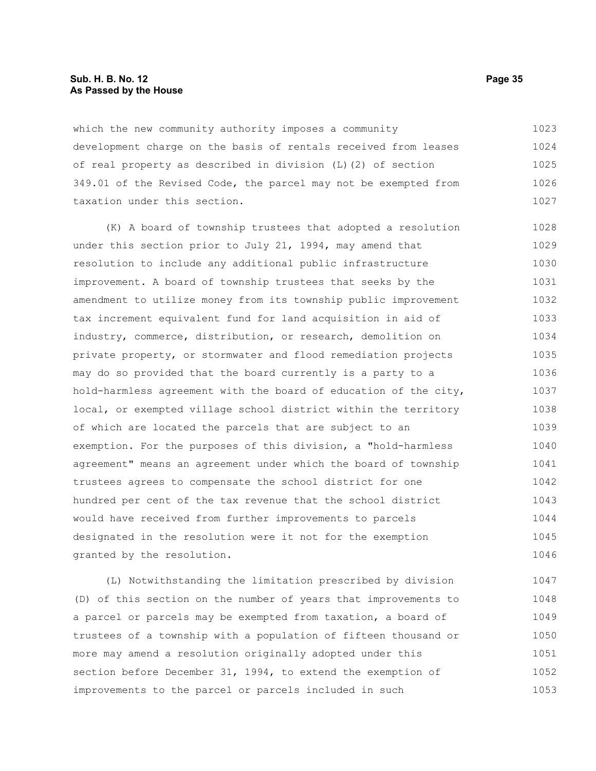which the new community authority imposes a community development charge on the basis of rentals received from leases of real property as described in division (L)(2) of section 349.01 of the Revised Code, the parcel may not be exempted from taxation under this section.

(K) A board of township trustees that adopted a resolution under this section prior to July 21, 1994, may amend that resolution to include any additional public infrastructure improvement. A board of township trustees that seeks by the amendment to utilize money from its township public improvement tax increment equivalent fund for land acquisition in aid of industry, commerce, distribution, or research, demolition on private property, or stormwater and flood remediation projects may do so provided that the board currently is a party to a hold-harmless agreement with the board of education of the city, local, or exempted village school district within the territory of which are located the parcels that are subject to an exemption. For the purposes of this division, a "hold-harmless agreement" means an agreement under which the board of township trustees agrees to compensate the school district for one hundred per cent of the tax revenue that the school district would have received from further improvements to parcels designated in the resolution were it not for the exemption granted by the resolution.

(L) Notwithstanding the limitation prescribed by division (D) of this section on the number of years that improvements to a parcel or parcels may be exempted from taxation, a board of trustees of a township with a population of fifteen thousand or more may amend a resolution originally adopted under this section before December 31, 1994, to extend the exemption of improvements to the parcel or parcels included in such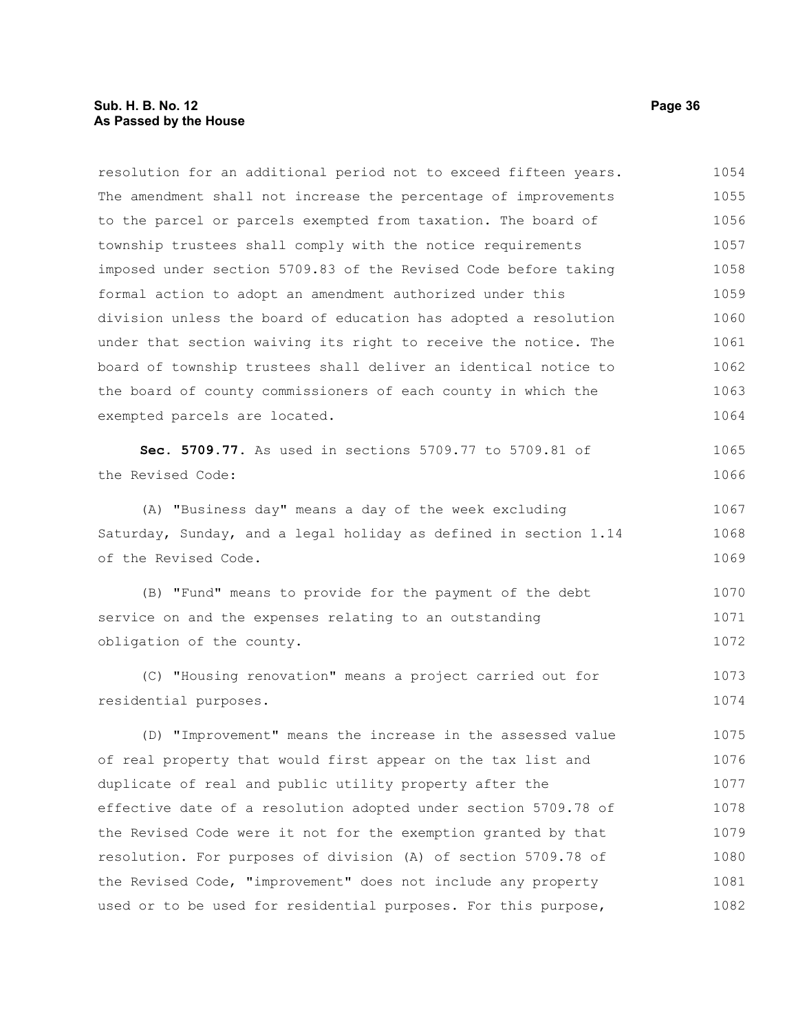resolution for an additional period not to exceed fifteen years. The amendment shall not increase the percentage of improvements to the parcel or parcels exempted from taxation. The board of township trustees shall comply with the notice requirements imposed under section 5709.83 of the Revised Code before taking formal action to adopt an amendment authorized under this division unless the board of education has adopted a resolution under that section waiving its right to receive the notice. The board of township trustees shall deliver an identical notice to the board of county commissioners of each county in which the exempted parcels are located.

**Sec. 5709.77.** As used in sections 5709.77 to 5709.81 of the Revised Code:

(A) "Business day" means a day of the week excluding Saturday, Sunday, and a legal holiday as defined in section 1.14 of the Revised Code.

(B) "Fund" means to provide for the payment of the debt service on and the expenses relating to an outstanding obligation of the county.

(C) "Housing renovation" means a project carried out for residential purposes.

(D) "Improvement" means the increase in the assessed value of real property that would first appear on the tax list and duplicate of real and public utility property after the effective date of a resolution adopted under section 5709.78 of the Revised Code were it not for the exemption granted by that resolution. For purposes of division (A) of section 5709.78 of the Revised Code, "improvement" does not include any property used or to be used for residential purposes. For this purpose,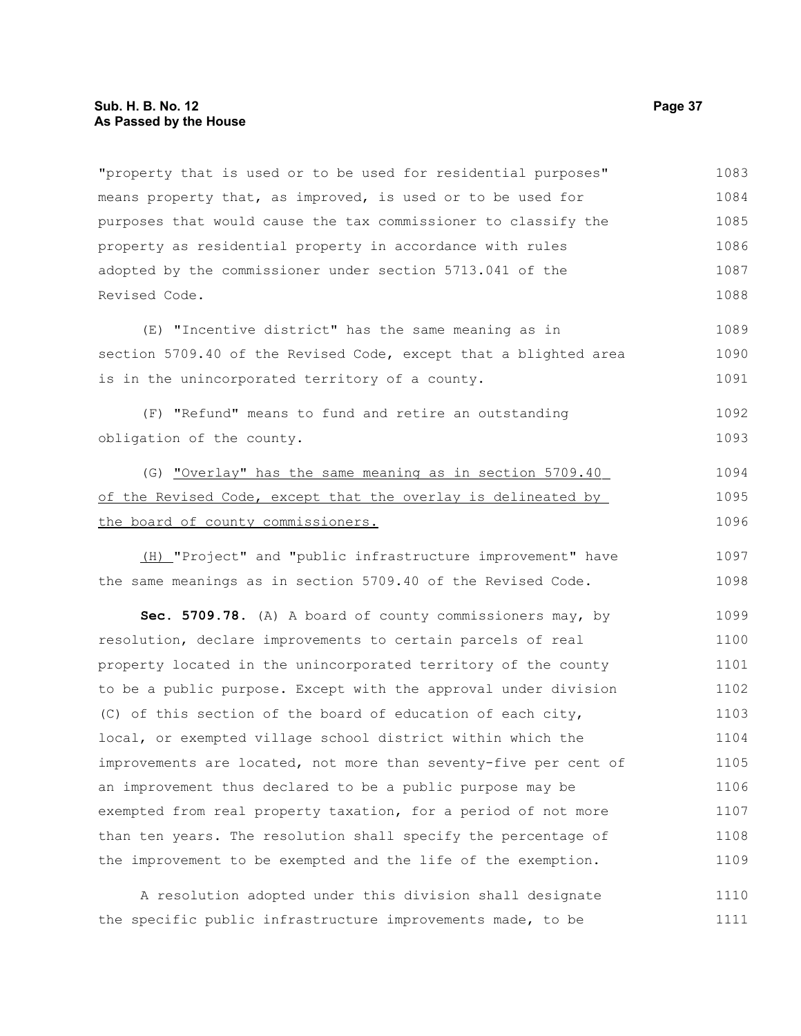"property that is used or to be used for residential purposes" means property that, as improved, is used or to be used for purposes that would cause the tax commissioner to classify the property as residential property in accordance with rules adopted by the commissioner under section 5713.041 of the Revised Code.

(E) "Incentive district" has the same meaning as in section 5709.40 of the Revised Code, except that a blighted area is in the unincorporated territory of a county.

(F) "Refund" means to fund and retire an outstanding obligation of the county.

(G) "Overlay" has the same meaning as in section 5709.40 of the Revised Code, except that the overlay is delineated by the board of county commissioners.

(H) "Project" and "public infrastructure improvement" have the same meanings as in section 5709.40 of the Revised Code.

**Sec. 5709.78.** (A) A board of county commissioners may, by resolution, declare improvements to certain parcels of real property located in the unincorporated territory of the county to be a public purpose. Except with the approval under division (C) of this section of the board of education of each city, local, or exempted village school district within which the improvements are located, not more than seventy-five per cent of an improvement thus declared to be a public purpose may be exempted from real property taxation, for a period of not more than ten years. The resolution shall specify the percentage of the improvement to be exempted and the life of the exemption.

A resolution adopted under this division shall designate the specific public infrastructure improvements made, to be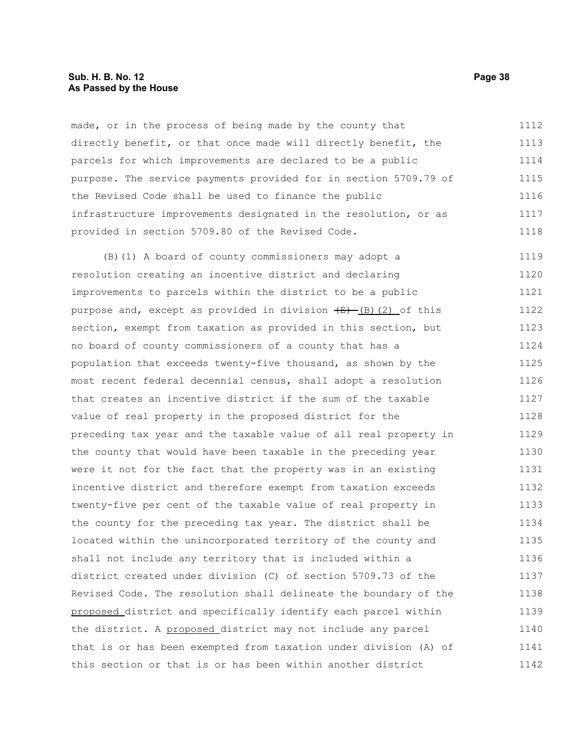made, or in the process of being made by the county that directly benefit, or that once made will directly benefit, the parcels for which improvements are declared to be a public purpose. The service payments provided for in section 5709.79 of the Revised Code shall be used to finance the public infrastructure improvements designated in the resolution, or as provided in section 5709.80 of the Revised Code.

(B)(1) A board of county commissioners may adopt a resolution creating an incentive district and declaring improvements to parcels within the district to be a public purpose and, except as provided in division ~~(E)~~ (B)(2) of this section, exempt from taxation as provided in this section, but no board of county commissioners of a county that has a population that exceeds twenty-five thousand, as shown by the most recent federal decennial census, shall adopt a resolution that creates an incentive district if the sum of the taxable value of real property in the proposed district for the preceding tax year and the taxable value of all real property in the county that would have been taxable in the preceding year were it not for the fact that the property was in an existing incentive district and therefore exempt from taxation exceeds twenty-five per cent of the taxable value of real property in the county for the preceding tax year. The district shall be located within the unincorporated territory of the county and shall not include any territory that is included within a district created under division (C) of section 5709.73 of the Revised Code. The resolution shall delineate the boundary of the proposed district and specifically identify each parcel within the district. A proposed district may not include any parcel that is or has been exempted from taxation under division (A) of this section or that is or has been within another district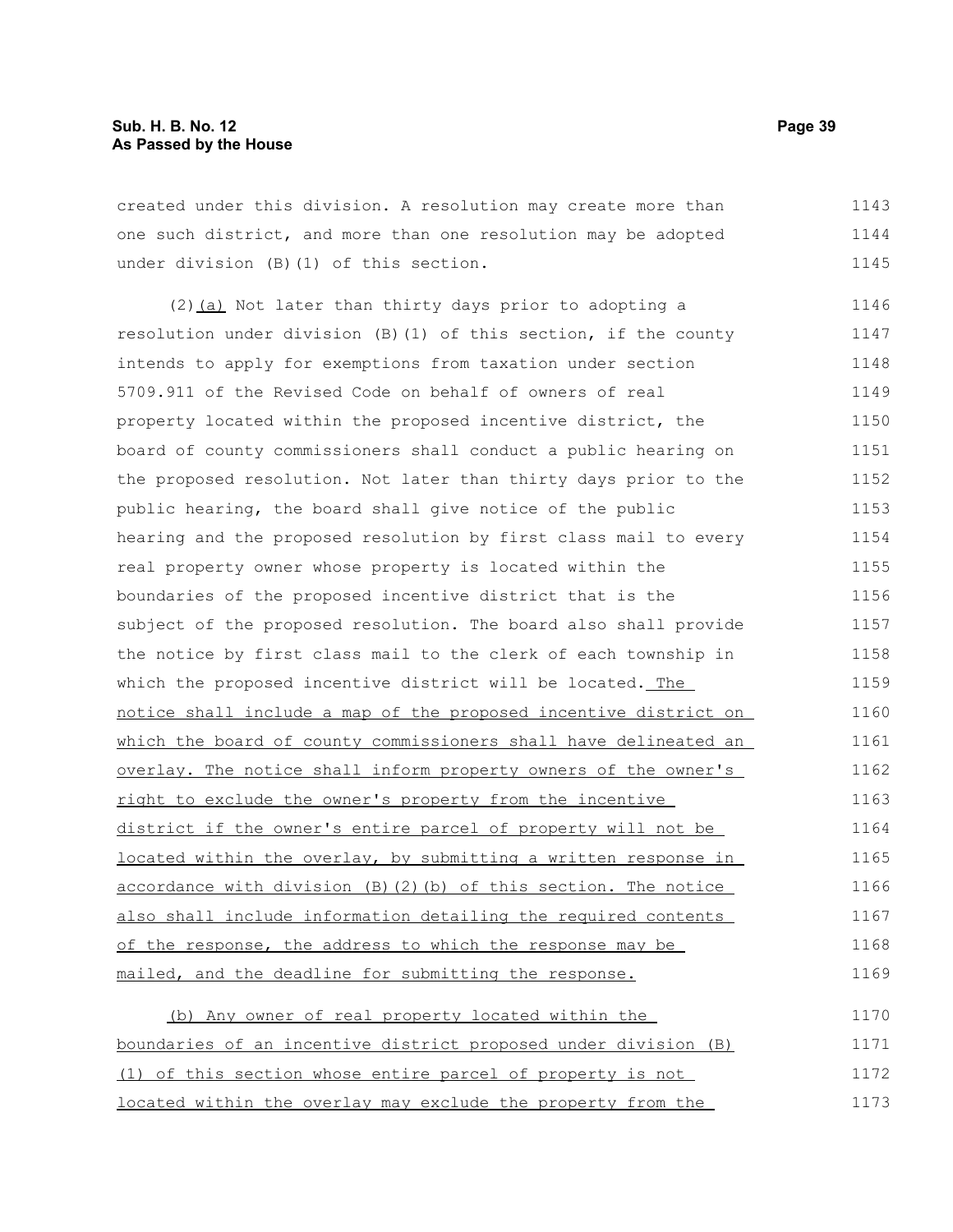created under this division. A resolution may create more than one such district, and more than one resolution may be adopted under division (B)(1) of this section.

(2)(a) Not later than thirty days prior to adopting a resolution under division (B)(1) of this section, if the county intends to apply for exemptions from taxation under section 5709.911 of the Revised Code on behalf of owners of real property located within the proposed incentive district, the board of county commissioners shall conduct a public hearing on the proposed resolution. Not later than thirty days prior to the public hearing, the board shall give notice of the public hearing and the proposed resolution by first class mail to every real property owner whose property is located within the boundaries of the proposed incentive district that is the subject of the proposed resolution. The board also shall provide the notice by first class mail to the clerk of each township in which the proposed incentive district will be located. The notice shall include a map of the proposed incentive district on which the board of county commissioners shall have delineated an overlay. The notice shall inform property owners of the owner's right to exclude the owner's property from the incentive district if the owner's entire parcel of property will not be located within the overlay, by submitting a written response in accordance with division (B)(2)(b) of this section. The notice also shall include information detailing the required contents of the response, the address to which the response may be mailed, and the deadline for submitting the response.

(b) Any owner of real property located within the boundaries of an incentive district proposed under division (B)(1) of this section whose entire parcel of property is not located within the overlay may exclude the property from the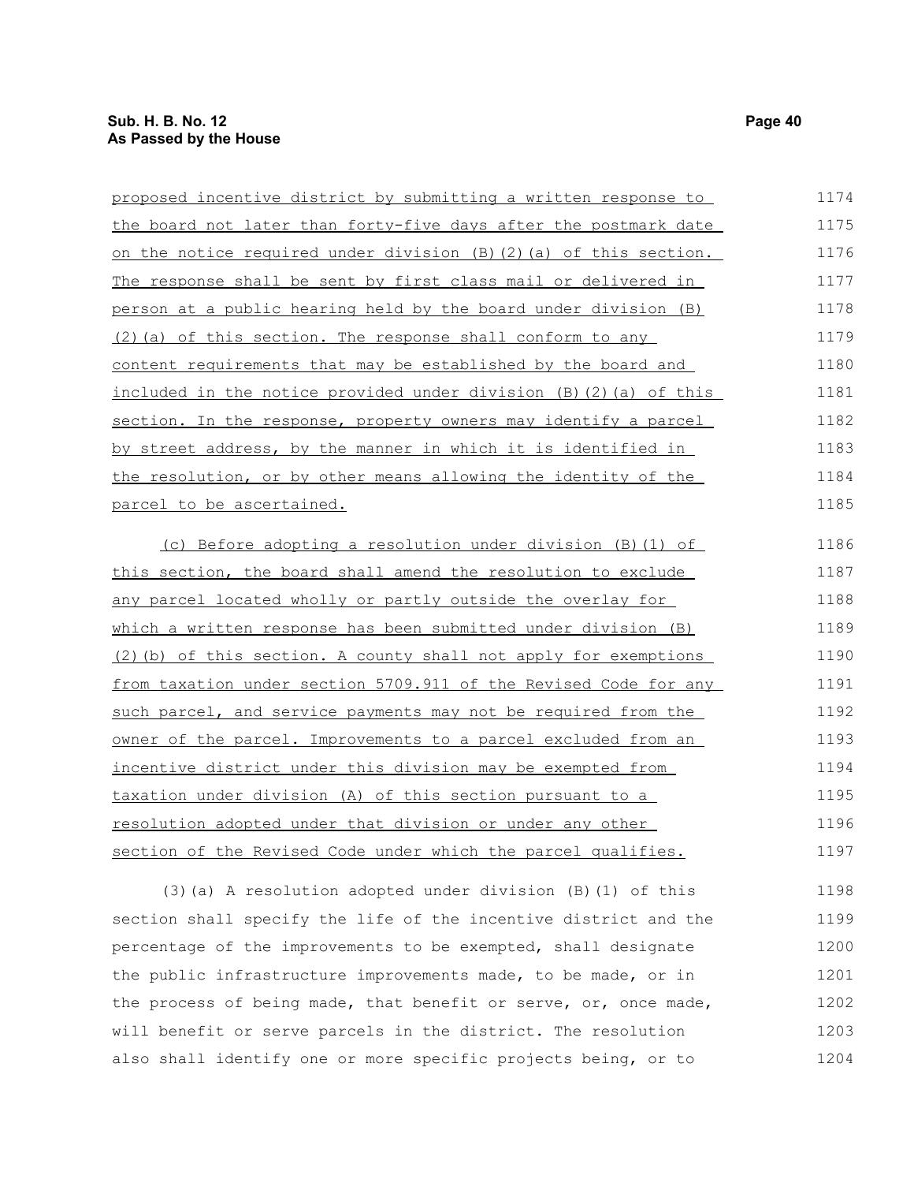proposed incentive district by submitting a written response to the board not later than forty-five days after the postmark date on the notice required under division (B)(2)(a) of this section. The response shall be sent by first class mail or delivered in person at a public hearing held by the board under division (B)(2)(a) of this section. The response shall conform to any content requirements that may be established by the board and included in the notice provided under division (B)(2)(a) of this section. In the response, property owners may identify a parcel by street address, by the manner in which it is identified in the resolution, or by other means allowing the identity of the parcel to be ascertained.

(c) Before adopting a resolution under division (B)(1) of this section, the board shall amend the resolution to exclude any parcel located wholly or partly outside the overlay for which a written response has been submitted under division (B)(2)(b) of this section. A county shall not apply for exemptions from taxation under section 5709.911 of the Revised Code for any such parcel, and service payments may not be required from the owner of the parcel. Improvements to a parcel excluded from an incentive district under this division may be exempted from taxation under division (A) of this section pursuant to a resolution adopted under that division or under any other section of the Revised Code under which the parcel qualifies.

(3)(a) A resolution adopted under division (B)(1) of this section shall specify the life of the incentive district and the percentage of the improvements to be exempted, shall designate the public infrastructure improvements made, to be made, or in the process of being made, that benefit or serve, or, once made, will benefit or serve parcels in the district. The resolution also shall identify one or more specific projects being, or to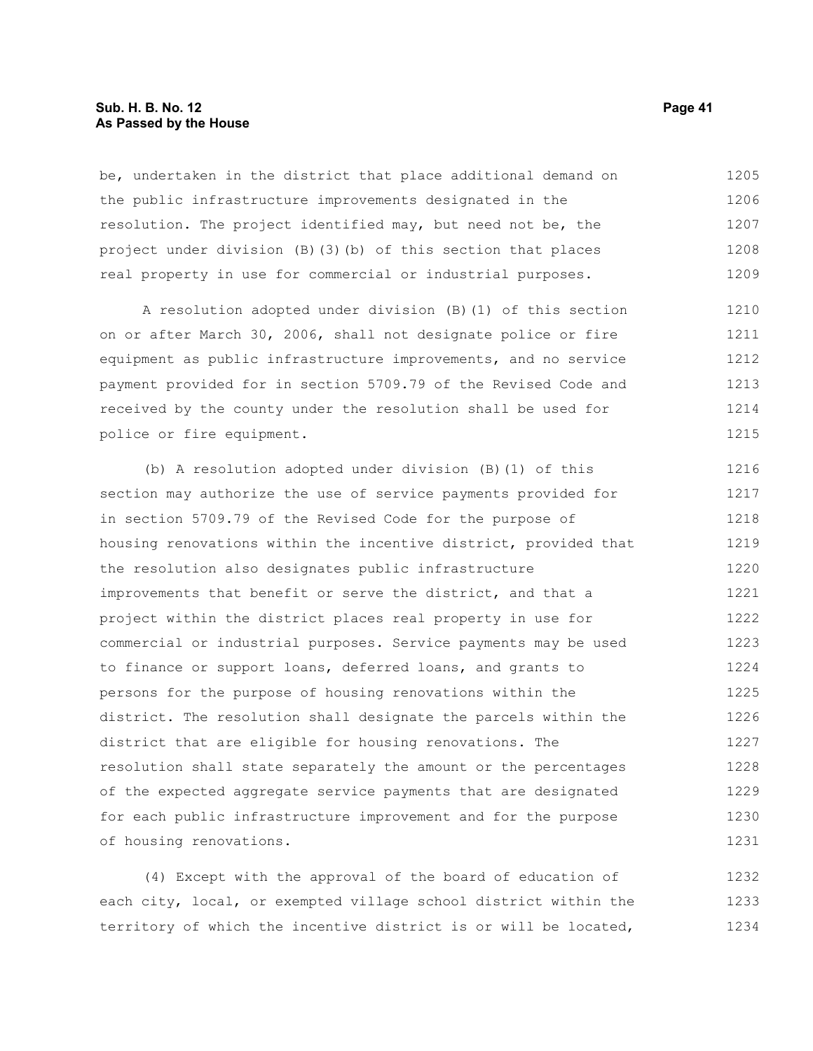be, undertaken in the district that place additional demand on the public infrastructure improvements designated in the resolution. The project identified may, but need not be, the project under division (B)(3)(b) of this section that places real property in use for commercial or industrial purposes.

A resolution adopted under division (B)(1) of this section on or after March 30, 2006, shall not designate police or fire equipment as public infrastructure improvements, and no service payment provided for in section 5709.79 of the Revised Code and received by the county under the resolution shall be used for police or fire equipment.

(b) A resolution adopted under division (B)(1) of this section may authorize the use of service payments provided for in section 5709.79 of the Revised Code for the purpose of housing renovations within the incentive district, provided that the resolution also designates public infrastructure improvements that benefit or serve the district, and that a project within the district places real property in use for commercial or industrial purposes. Service payments may be used to finance or support loans, deferred loans, and grants to persons for the purpose of housing renovations within the district. The resolution shall designate the parcels within the district that are eligible for housing renovations. The resolution shall state separately the amount or the percentages of the expected aggregate service payments that are designated for each public infrastructure improvement and for the purpose of housing renovations.

(4) Except with the approval of the board of education of each city, local, or exempted village school district within the territory of which the incentive district is or will be located,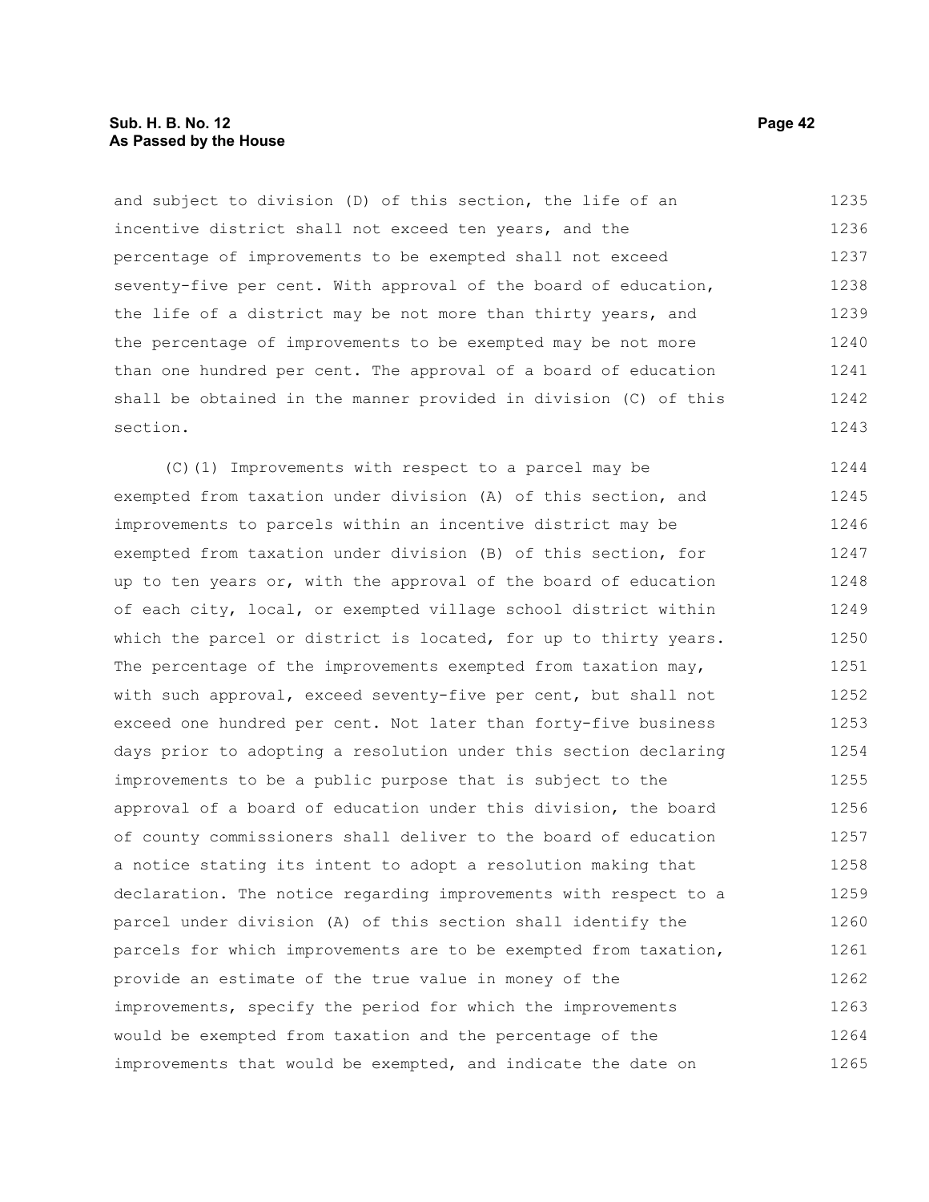and subject to division (D) of this section, the life of an incentive district shall not exceed ten years, and the percentage of improvements to be exempted shall not exceed seventy-five per cent. With approval of the board of education, the life of a district may be not more than thirty years, and the percentage of improvements to be exempted may be not more than one hundred per cent. The approval of a board of education shall be obtained in the manner provided in division (C) of this section.

(C)(1) Improvements with respect to a parcel may be exempted from taxation under division (A) of this section, and improvements to parcels within an incentive district may be exempted from taxation under division (B) of this section, for up to ten years or, with the approval of the board of education of each city, local, or exempted village school district within which the parcel or district is located, for up to thirty years. The percentage of the improvements exempted from taxation may, with such approval, exceed seventy-five per cent, but shall not exceed one hundred per cent. Not later than forty-five business days prior to adopting a resolution under this section declaring improvements to be a public purpose that is subject to the approval of a board of education under this division, the board of county commissioners shall deliver to the board of education a notice stating its intent to adopt a resolution making that declaration. The notice regarding improvements with respect to a parcel under division (A) of this section shall identify the parcels for which improvements are to be exempted from taxation, provide an estimate of the true value in money of the improvements, specify the period for which the improvements would be exempted from taxation and the percentage of the improvements that would be exempted, and indicate the date on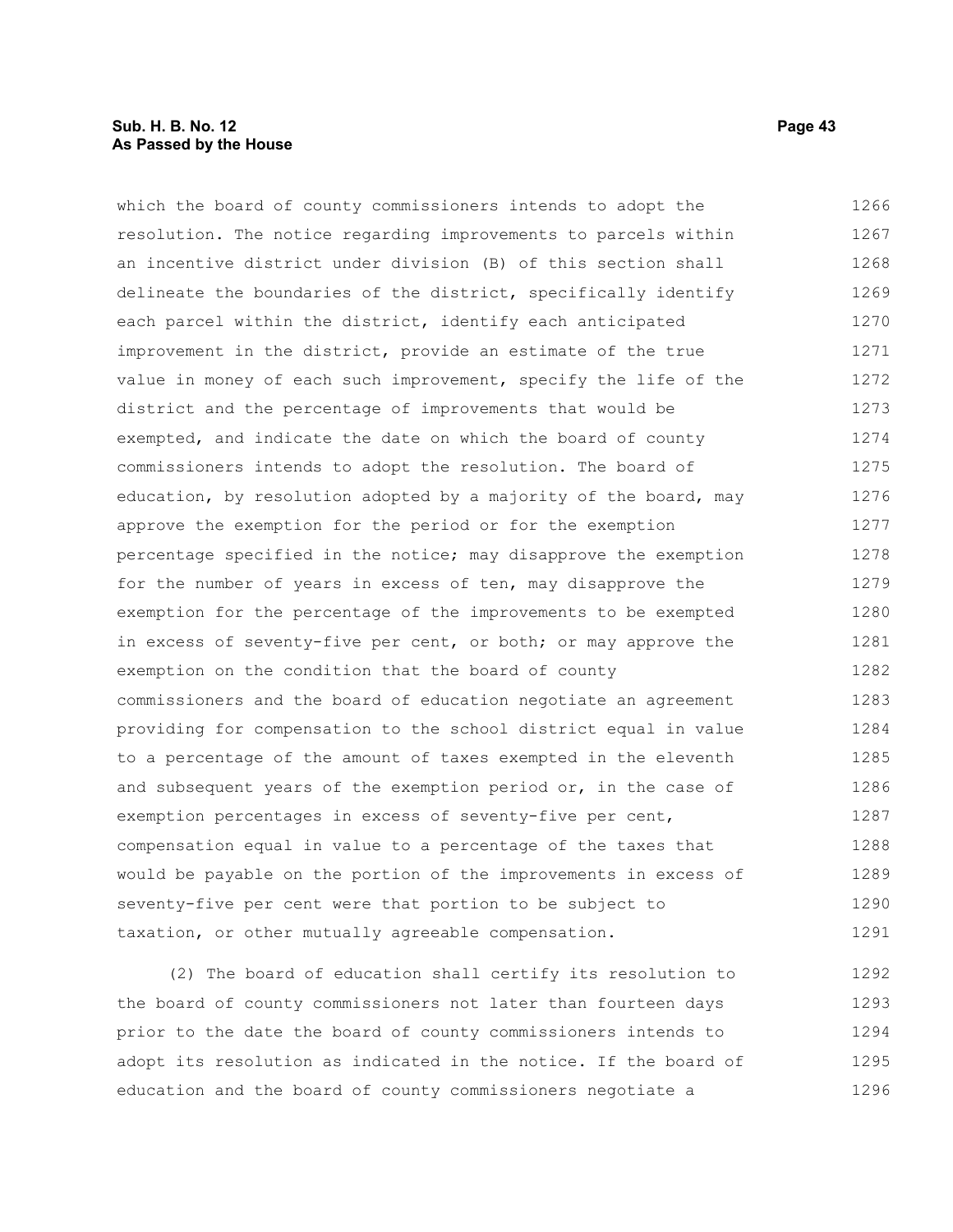which the board of county commissioners intends to adopt the resolution. The notice regarding improvements to parcels within an incentive district under division (B) of this section shall delineate the boundaries of the district, specifically identify each parcel within the district, identify each anticipated improvement in the district, provide an estimate of the true value in money of each such improvement, specify the life of the district and the percentage of improvements that would be exempted, and indicate the date on which the board of county commissioners intends to adopt the resolution. The board of education, by resolution adopted by a majority of the board, may approve the exemption for the period or for the exemption percentage specified in the notice; may disapprove the exemption for the number of years in excess of ten, may disapprove the exemption for the percentage of the improvements to be exempted in excess of seventy-five per cent, or both; or may approve the exemption on the condition that the board of county commissioners and the board of education negotiate an agreement providing for compensation to the school district equal in value to a percentage of the amount of taxes exempted in the eleventh and subsequent years of the exemption period or, in the case of exemption percentages in excess of seventy-five per cent, compensation equal in value to a percentage of the taxes that would be payable on the portion of the improvements in excess of seventy-five per cent were that portion to be subject to taxation, or other mutually agreeable compensation.

(2) The board of education shall certify its resolution to the board of county commissioners not later than fourteen days prior to the date the board of county commissioners intends to adopt its resolution as indicated in the notice. If the board of education and the board of county commissioners negotiate a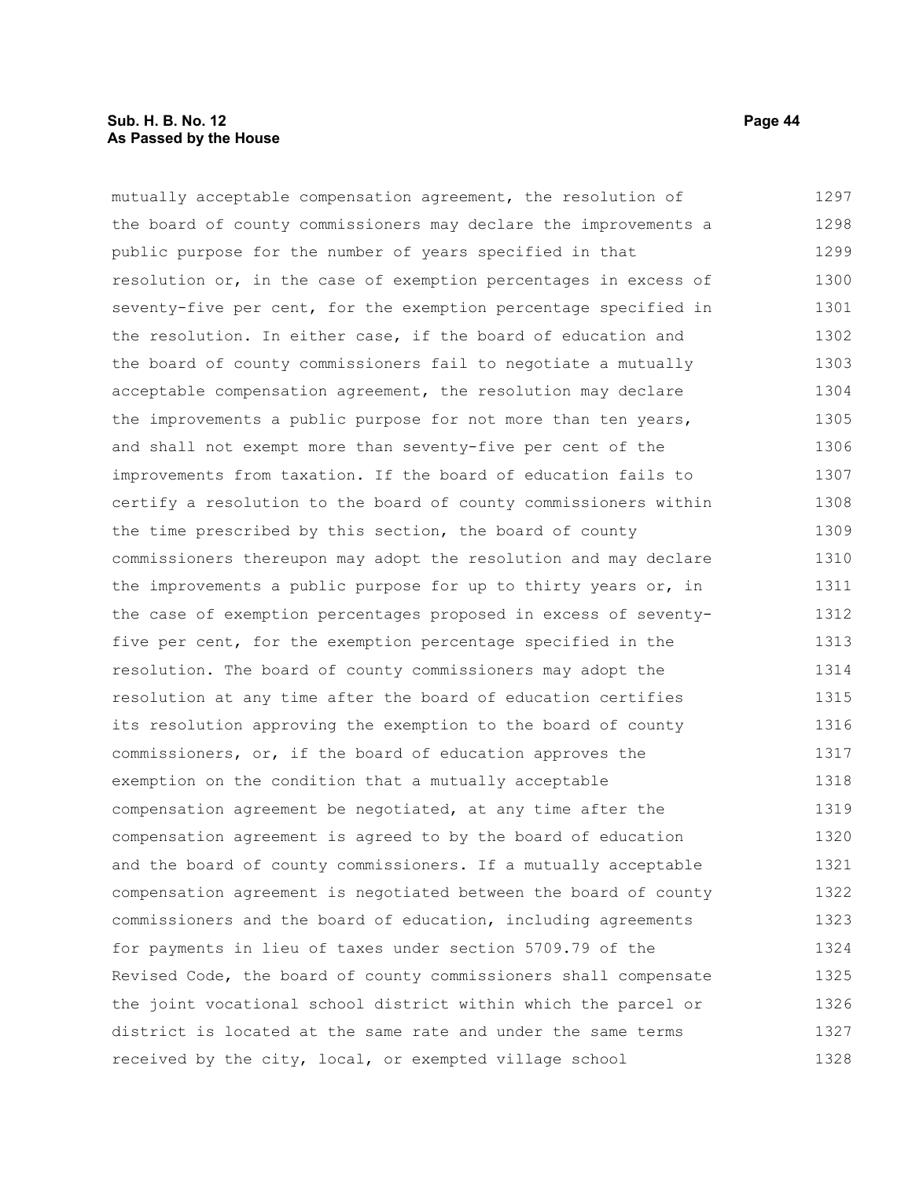mutually acceptable compensation agreement, the resolution of the board of county commissioners may declare the improvements a public purpose for the number of years specified in that resolution or, in the case of exemption percentages in excess of seventy-five per cent, for the exemption percentage specified in the resolution. In either case, if the board of education and the board of county commissioners fail to negotiate a mutually acceptable compensation agreement, the resolution may declare the improvements a public purpose for not more than ten years, and shall not exempt more than seventy-five per cent of the improvements from taxation. If the board of education fails to certify a resolution to the board of county commissioners within the time prescribed by this section, the board of county commissioners thereupon may adopt the resolution and may declare the improvements a public purpose for up to thirty years or, in the case of exemption percentages proposed in excess of seventy-five per cent, for the exemption percentage specified in the resolution. The board of county commissioners may adopt the resolution at any time after the board of education certifies its resolution approving the exemption to the board of county commissioners, or, if the board of education approves the exemption on the condition that a mutually acceptable compensation agreement be negotiated, at any time after the compensation agreement is agreed to by the board of education and the board of county commissioners. If a mutually acceptable compensation agreement is negotiated between the board of county commissioners and the board of education, including agreements for payments in lieu of taxes under section 5709.79 of the Revised Code, the board of county commissioners shall compensate the joint vocational school district within which the parcel or district is located at the same rate and under the same terms received by the city, local, or exempted village school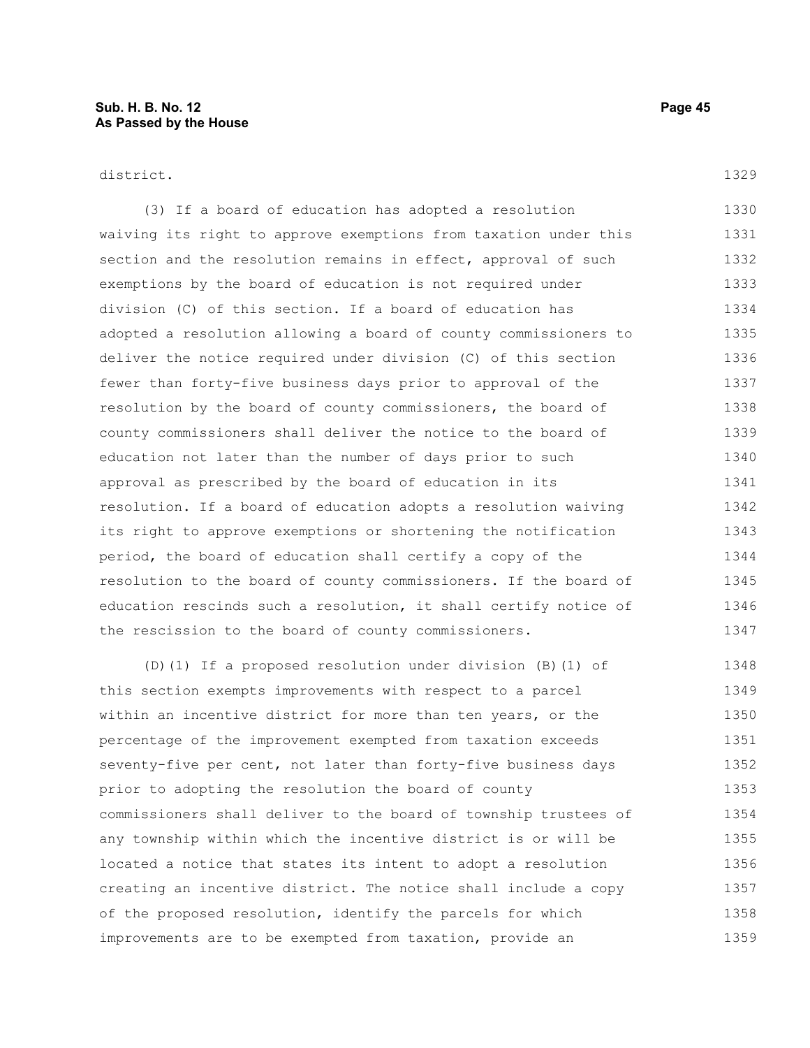district.

(3) If a board of education has adopted a resolution waiving its right to approve exemptions from taxation under this section and the resolution remains in effect, approval of such exemptions by the board of education is not required under division (C) of this section. If a board of education has adopted a resolution allowing a board of county commissioners to deliver the notice required under division (C) of this section fewer than forty-five business days prior to approval of the resolution by the board of county commissioners, the board of county commissioners shall deliver the notice to the board of education not later than the number of days prior to such approval as prescribed by the board of education in its resolution. If a board of education adopts a resolution waiving its right to approve exemptions or shortening the notification period, the board of education shall certify a copy of the resolution to the board of county commissioners. If the board of education rescinds such a resolution, it shall certify notice of the rescission to the board of county commissioners.

(D)(1) If a proposed resolution under division (B)(1) of this section exempts improvements with respect to a parcel within an incentive district for more than ten years, or the percentage of the improvement exempted from taxation exceeds seventy-five per cent, not later than forty-five business days prior to adopting the resolution the board of county commissioners shall deliver to the board of township trustees of any township within which the incentive district is or will be located a notice that states its intent to adopt a resolution creating an incentive district. The notice shall include a copy of the proposed resolution, identify the parcels for which improvements are to be exempted from taxation, provide an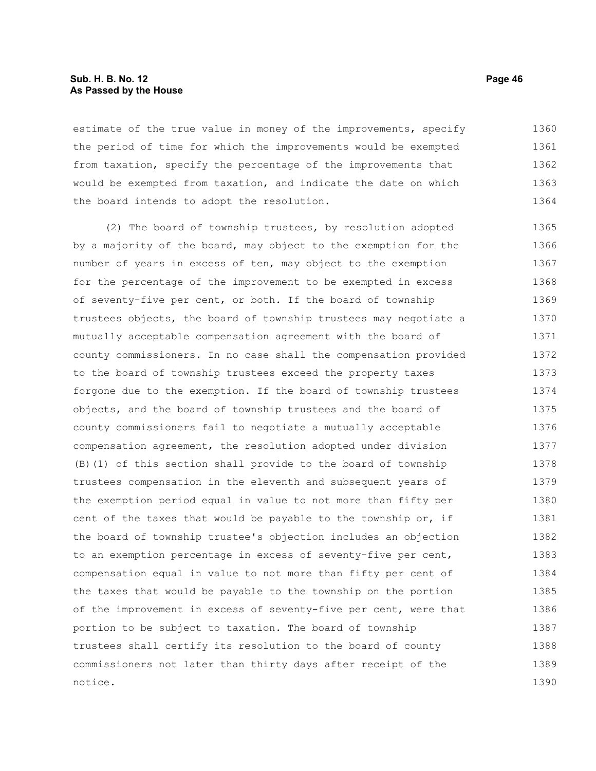estimate of the true value in money of the improvements, specify the period of time for which the improvements would be exempted from taxation, specify the percentage of the improvements that would be exempted from taxation, and indicate the date on which the board intends to adopt the resolution.

(2) The board of township trustees, by resolution adopted by a majority of the board, may object to the exemption for the number of years in excess of ten, may object to the exemption for the percentage of the improvement to be exempted in excess of seventy-five per cent, or both. If the board of township trustees objects, the board of township trustees may negotiate a mutually acceptable compensation agreement with the board of county commissioners. In no case shall the compensation provided to the board of township trustees exceed the property taxes forgone due to the exemption. If the board of township trustees objects, and the board of township trustees and the board of county commissioners fail to negotiate a mutually acceptable compensation agreement, the resolution adopted under division (B)(1) of this section shall provide to the board of township trustees compensation in the eleventh and subsequent years of the exemption period equal in value to not more than fifty per cent of the taxes that would be payable to the township or, if the board of township trustee's objection includes an objection to an exemption percentage in excess of seventy-five per cent, compensation equal in value to not more than fifty per cent of the taxes that would be payable to the township on the portion of the improvement in excess of seventy-five per cent, were that portion to be subject to taxation. The board of township trustees shall certify its resolution to the board of county commissioners not later than thirty days after receipt of the notice.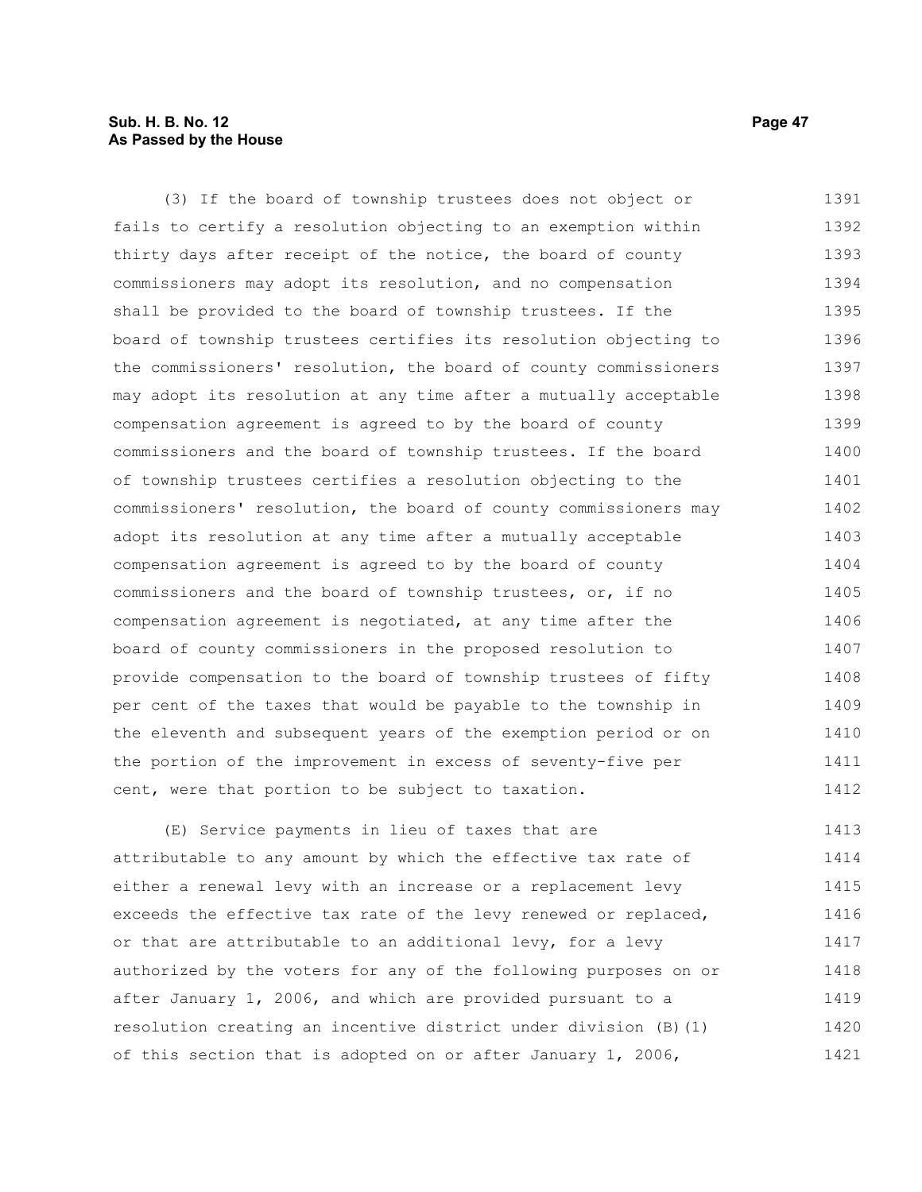(3) If the board of township trustees does not object or fails to certify a resolution objecting to an exemption within thirty days after receipt of the notice, the board of county commissioners may adopt its resolution, and no compensation shall be provided to the board of township trustees. If the board of township trustees certifies its resolution objecting to the commissioners' resolution, the board of county commissioners may adopt its resolution at any time after a mutually acceptable compensation agreement is agreed to by the board of county commissioners and the board of township trustees. If the board of township trustees certifies a resolution objecting to the commissioners' resolution, the board of county commissioners may adopt its resolution at any time after a mutually acceptable compensation agreement is agreed to by the board of county commissioners and the board of township trustees, or, if no compensation agreement is negotiated, at any time after the board of county commissioners in the proposed resolution to provide compensation to the board of township trustees of fifty per cent of the taxes that would be payable to the township in the eleventh and subsequent years of the exemption period or on the portion of the improvement in excess of seventy-five per cent, were that portion to be subject to taxation.

(E) Service payments in lieu of taxes that are attributable to any amount by which the effective tax rate of either a renewal levy with an increase or a replacement levy exceeds the effective tax rate of the levy renewed or replaced, or that are attributable to an additional levy, for a levy authorized by the voters for any of the following purposes on or after January 1, 2006, and which are provided pursuant to a resolution creating an incentive district under division (B)(1) of this section that is adopted on or after January 1, 2006,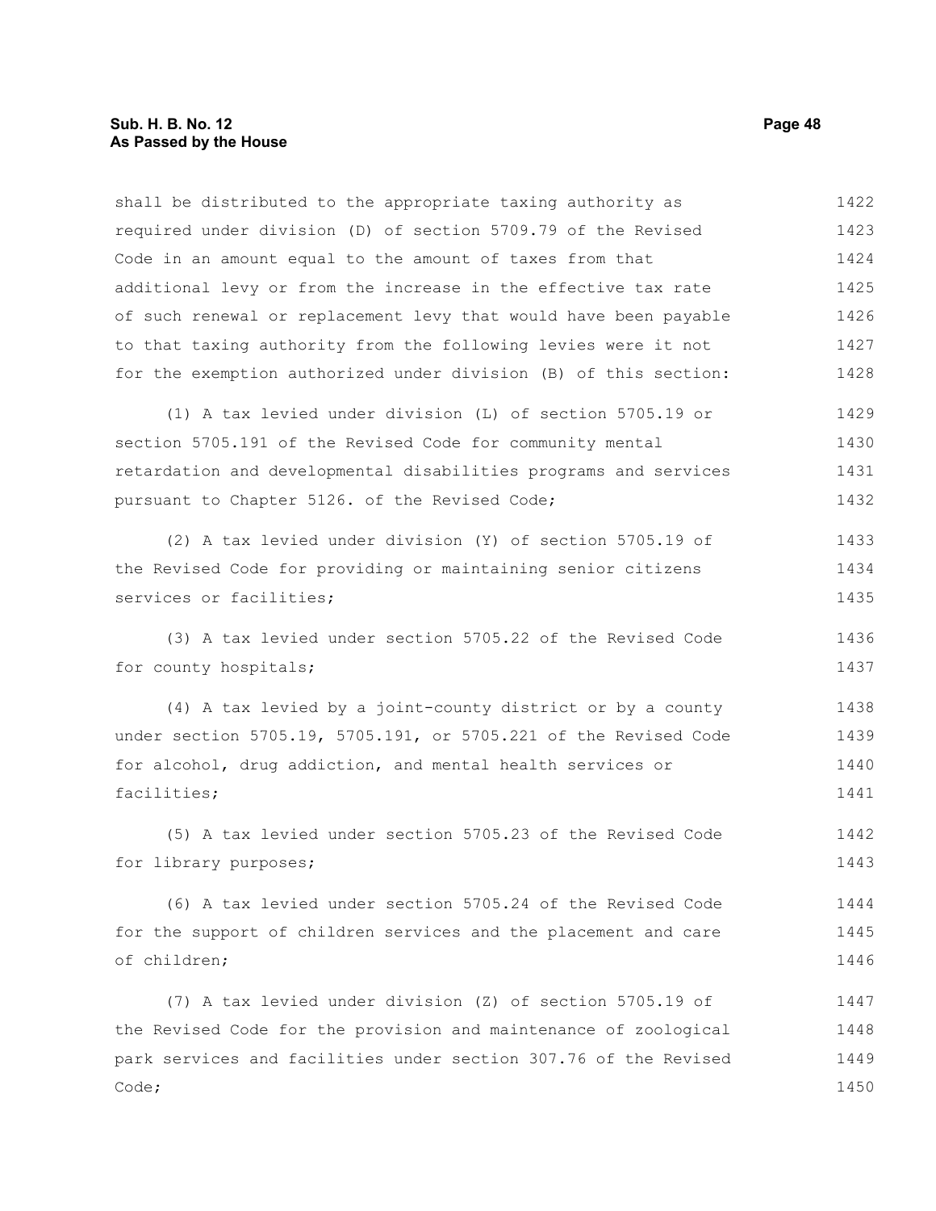shall be distributed to the appropriate taxing authority as required under division (D) of section 5709.79 of the Revised Code in an amount equal to the amount of taxes from that additional levy or from the increase in the effective tax rate of such renewal or replacement levy that would have been payable to that taxing authority from the following levies were it not for the exemption authorized under division (B) of this section:

(1) A tax levied under division (L) of section 5705.19 or section 5705.191 of the Revised Code for community mental retardation and developmental disabilities programs and services pursuant to Chapter 5126. of the Revised Code;

(2) A tax levied under division (Y) of section 5705.19 of the Revised Code for providing or maintaining senior citizens services or facilities;

(3) A tax levied under section 5705.22 of the Revised Code for county hospitals;

(4) A tax levied by a joint-county district or by a county under section 5705.19, 5705.191, or 5705.221 of the Revised Code for alcohol, drug addiction, and mental health services or facilities;

(5) A tax levied under section 5705.23 of the Revised Code for library purposes;

(6) A tax levied under section 5705.24 of the Revised Code for the support of children services and the placement and care of children;

(7) A tax levied under division (Z) of section 5705.19 of the Revised Code for the provision and maintenance of zoological park services and facilities under section 307.76 of the Revised Code;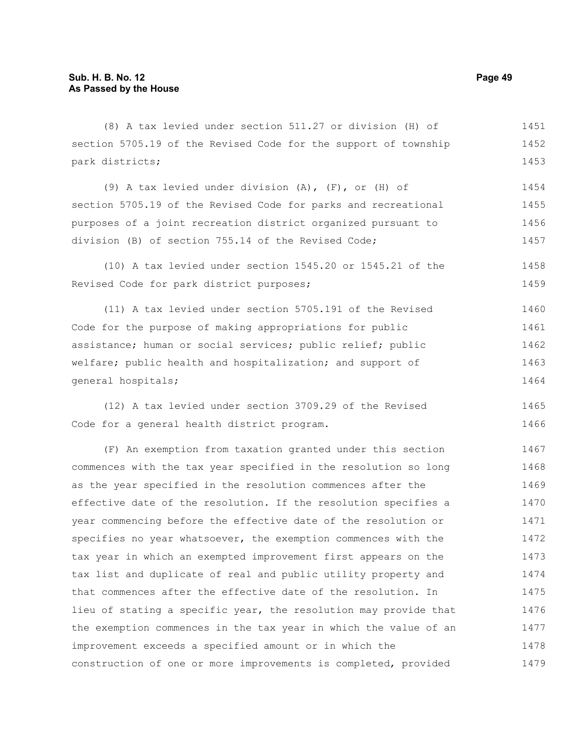(8) A tax levied under section 511.27 or division (H) of section 5705.19 of the Revised Code for the support of township park districts;

(9) A tax levied under division (A), (F), or (H) of section 5705.19 of the Revised Code for parks and recreational purposes of a joint recreation district organized pursuant to division (B) of section 755.14 of the Revised Code;

(10) A tax levied under section 1545.20 or 1545.21 of the Revised Code for park district purposes;

(11) A tax levied under section 5705.191 of the Revised Code for the purpose of making appropriations for public assistance; human or social services; public relief; public welfare; public health and hospitalization; and support of general hospitals;

(12) A tax levied under section 3709.29 of the Revised Code for a general health district program.

(F) An exemption from taxation granted under this section commences with the tax year specified in the resolution so long as the year specified in the resolution commences after the effective date of the resolution. If the resolution specifies a year commencing before the effective date of the resolution or specifies no year whatsoever, the exemption commences with the tax year in which an exempted improvement first appears on the tax list and duplicate of real and public utility property and that commences after the effective date of the resolution. In lieu of stating a specific year, the resolution may provide that the exemption commences in the tax year in which the value of an improvement exceeds a specified amount or in which the construction of one or more improvements is completed, provided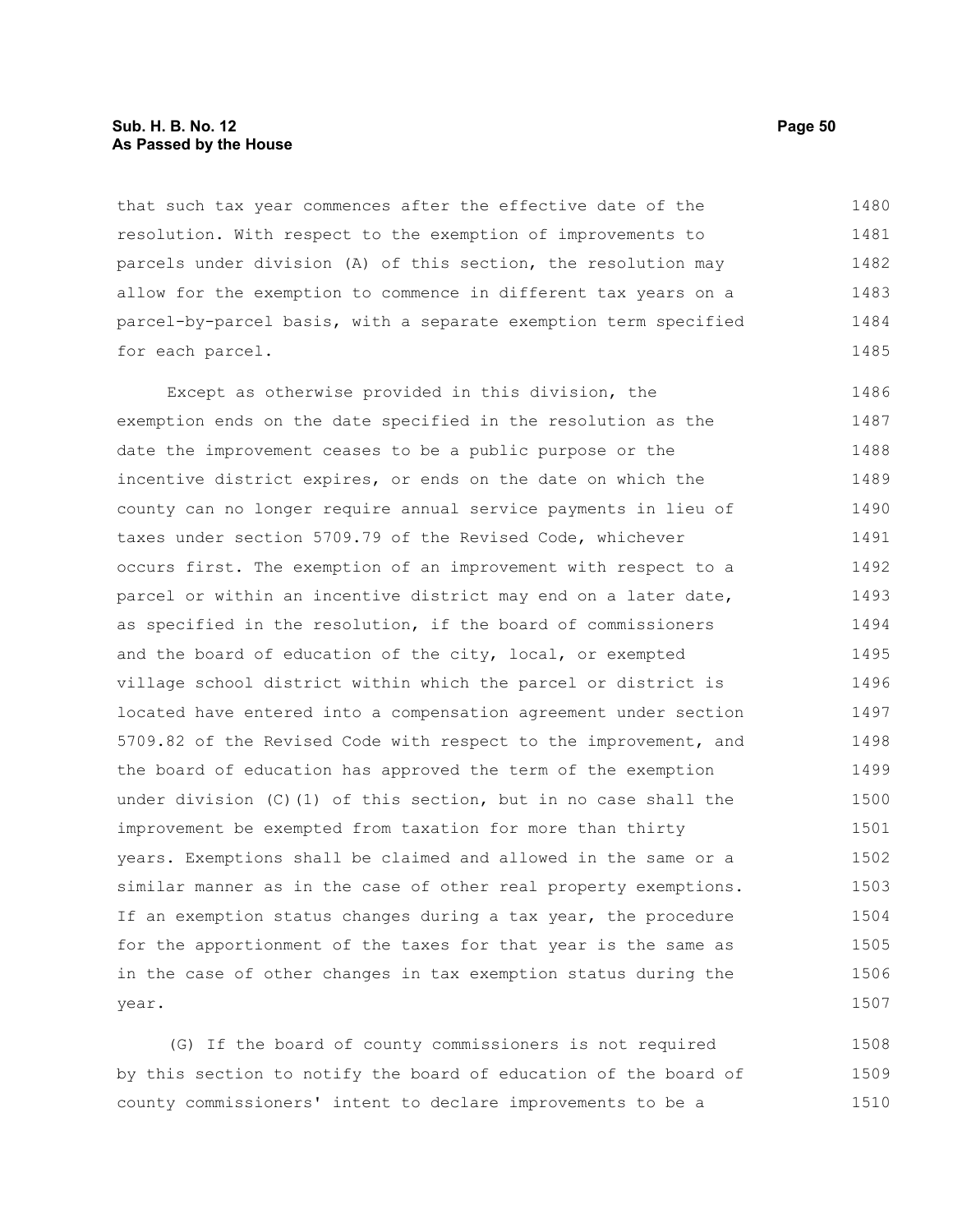that such tax year commences after the effective date of the resolution. With respect to the exemption of improvements to parcels under division (A) of this section, the resolution may allow for the exemption to commence in different tax years on a parcel-by-parcel basis, with a separate exemption term specified for each parcel.

Except as otherwise provided in this division, the exemption ends on the date specified in the resolution as the date the improvement ceases to be a public purpose or the incentive district expires, or ends on the date on which the county can no longer require annual service payments in lieu of taxes under section 5709.79 of the Revised Code, whichever occurs first. The exemption of an improvement with respect to a parcel or within an incentive district may end on a later date, as specified in the resolution, if the board of commissioners and the board of education of the city, local, or exempted village school district within which the parcel or district is located have entered into a compensation agreement under section 5709.82 of the Revised Code with respect to the improvement, and the board of education has approved the term of the exemption under division (C)(1) of this section, but in no case shall the improvement be exempted from taxation for more than thirty years. Exemptions shall be claimed and allowed in the same or a similar manner as in the case of other real property exemptions. If an exemption status changes during a tax year, the procedure for the apportionment of the taxes for that year is the same as in the case of other changes in tax exemption status during the year.

(G) If the board of county commissioners is not required by this section to notify the board of education of the board of county commissioners' intent to declare improvements to be a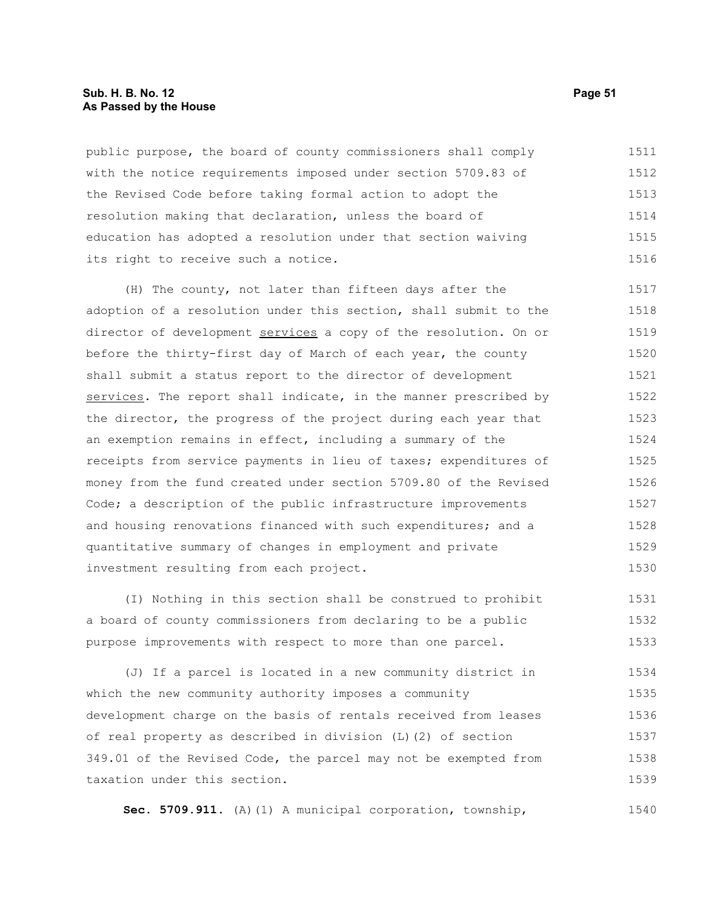public purpose, the board of county commissioners shall comply with the notice requirements imposed under section 5709.83 of the Revised Code before taking formal action to adopt the resolution making that declaration, unless the board of education has adopted a resolution under that section waiving its right to receive such a notice.

(H) The county, not later than fifteen days after the adoption of a resolution under this section, shall submit to the director of development <u>services</u> a copy of the resolution. On or before the thirty-first day of March of each year, the county shall submit a status report to the director of development <u>services</u>. The report shall indicate, in the manner prescribed by the director, the progress of the project during each year that an exemption remains in effect, including a summary of the receipts from service payments in lieu of taxes; expenditures of money from the fund created under section 5709.80 of the Revised Code; a description of the public infrastructure improvements and housing renovations financed with such expenditures; and a quantitative summary of changes in employment and private investment resulting from each project.

(I) Nothing in this section shall be construed to prohibit a board of county commissioners from declaring to be a public purpose improvements with respect to more than one parcel.

(J) If a parcel is located in a new community district in which the new community authority imposes a community development charge on the basis of rentals received from leases of real property as described in division (L)(2) of section 349.01 of the Revised Code, the parcel may not be exempted from taxation under this section.

**Sec. 5709.911.** (A)(1) A municipal corporation, township,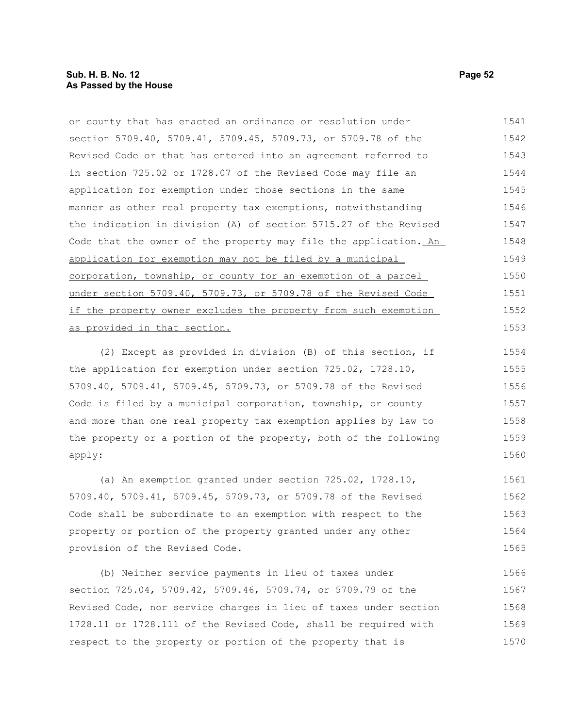or county that has enacted an ordinance or resolution under section 5709.40, 5709.41, 5709.45, 5709.73, or 5709.78 of the Revised Code or that has entered into an agreement referred to in section 725.02 or 1728.07 of the Revised Code may file an application for exemption under those sections in the same manner as other real property tax exemptions, notwithstanding the indication in division (A) of section 5715.27 of the Revised Code that the owner of the property may file the application. <u>An application for exemption may not be filed by a municipal corporation, township, or county for an exemption of a parcel under section 5709.40, 5709.73, or 5709.78 of the Revised Code if the property owner excludes the property from such exemption as provided in that section.</u>

(2) Except as provided in division (B) of this section, if the application for exemption under section 725.02, 1728.10, 5709.40, 5709.41, 5709.45, 5709.73, or 5709.78 of the Revised Code is filed by a municipal corporation, township, or county and more than one real property tax exemption applies by law to the property or a portion of the property, both of the following apply:

(a) An exemption granted under section 725.02, 1728.10, 5709.40, 5709.41, 5709.45, 5709.73, or 5709.78 of the Revised Code shall be subordinate to an exemption with respect to the property or portion of the property granted under any other provision of the Revised Code.

(b) Neither service payments in lieu of taxes under section 725.04, 5709.42, 5709.46, 5709.74, or 5709.79 of the Revised Code, nor service charges in lieu of taxes under section 1728.11 or 1728.111 of the Revised Code, shall be required with respect to the property or portion of the property that is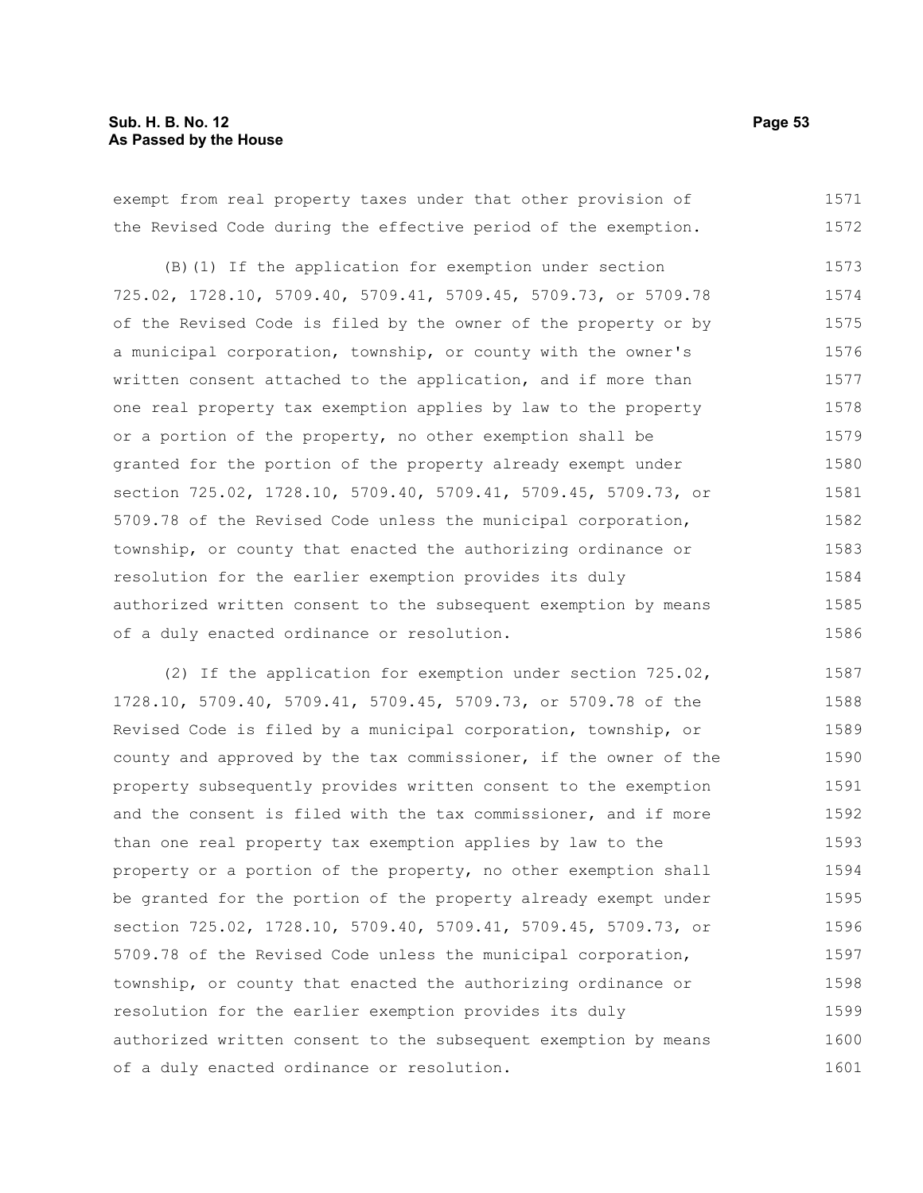exempt from real property taxes under that other provision of the Revised Code during the effective period of the exemption.

(B)(1) If the application for exemption under section 725.02, 1728.10, 5709.40, 5709.41, 5709.45, 5709.73, or 5709.78 of the Revised Code is filed by the owner of the property or by a municipal corporation, township, or county with the owner's written consent attached to the application, and if more than one real property tax exemption applies by law to the property or a portion of the property, no other exemption shall be granted for the portion of the property already exempt under section 725.02, 1728.10, 5709.40, 5709.41, 5709.45, 5709.73, or 5709.78 of the Revised Code unless the municipal corporation, township, or county that enacted the authorizing ordinance or resolution for the earlier exemption provides its duly authorized written consent to the subsequent exemption by means of a duly enacted ordinance or resolution.

(2) If the application for exemption under section 725.02, 1728.10, 5709.40, 5709.41, 5709.45, 5709.73, or 5709.78 of the Revised Code is filed by a municipal corporation, township, or county and approved by the tax commissioner, if the owner of the property subsequently provides written consent to the exemption and the consent is filed with the tax commissioner, and if more than one real property tax exemption applies by law to the property or a portion of the property, no other exemption shall be granted for the portion of the property already exempt under section 725.02, 1728.10, 5709.40, 5709.41, 5709.45, 5709.73, or 5709.78 of the Revised Code unless the municipal corporation, township, or county that enacted the authorizing ordinance or resolution for the earlier exemption provides its duly authorized written consent to the subsequent exemption by means of a duly enacted ordinance or resolution.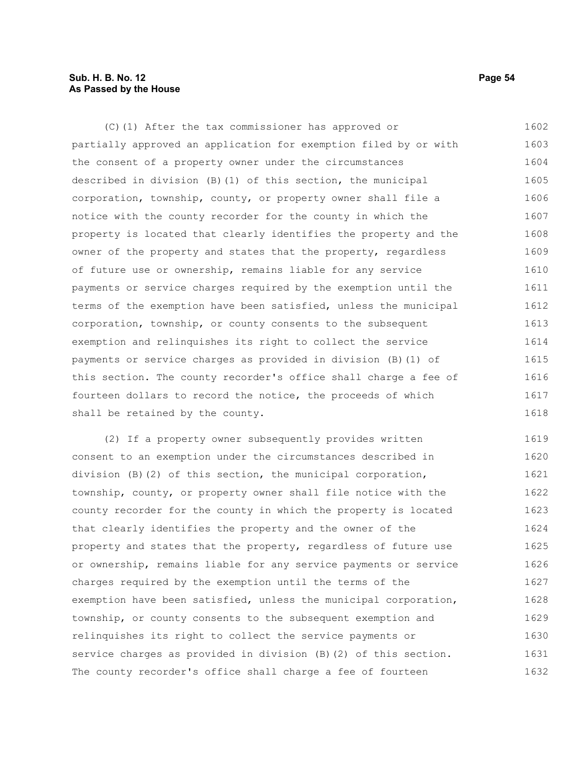(C)(1) After the tax commissioner has approved or partially approved an application for exemption filed by or with the consent of a property owner under the circumstances described in division (B)(1) of this section, the municipal corporation, township, county, or property owner shall file a notice with the county recorder for the county in which the property is located that clearly identifies the property and the owner of the property and states that the property, regardless of future use or ownership, remains liable for any service payments or service charges required by the exemption until the terms of the exemption have been satisfied, unless the municipal corporation, township, or county consents to the subsequent exemption and relinquishes its right to collect the service payments or service charges as provided in division (B)(1) of this section. The county recorder's office shall charge a fee of fourteen dollars to record the notice, the proceeds of which shall be retained by the county.

(2) If a property owner subsequently provides written consent to an exemption under the circumstances described in division (B)(2) of this section, the municipal corporation, township, county, or property owner shall file notice with the county recorder for the county in which the property is located that clearly identifies the property and the owner of the property and states that the property, regardless of future use or ownership, remains liable for any service payments or service charges required by the exemption until the terms of the exemption have been satisfied, unless the municipal corporation, township, or county consents to the subsequent exemption and relinquishes its right to collect the service payments or service charges as provided in division (B)(2) of this section. The county recorder's office shall charge a fee of fourteen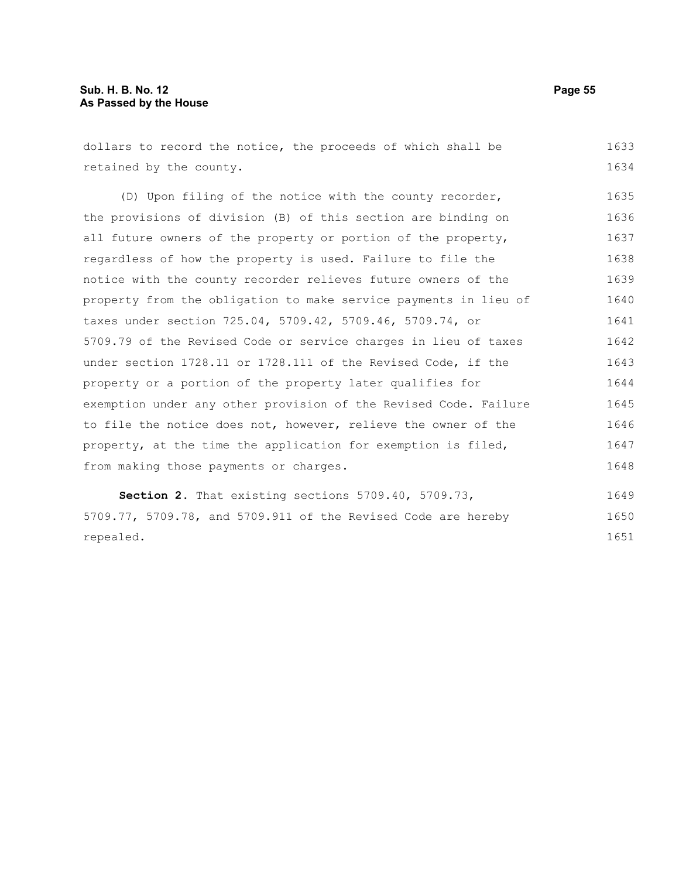dollars to record the notice, the proceeds of which shall be retained by the county.

(D) Upon filing of the notice with the county recorder, the provisions of division (B) of this section are binding on all future owners of the property or portion of the property, regardless of how the property is used. Failure to file the notice with the county recorder relieves future owners of the property from the obligation to make service payments in lieu of taxes under section 725.04, 5709.42, 5709.46, 5709.74, or 5709.79 of the Revised Code or service charges in lieu of taxes under section 1728.11 or 1728.111 of the Revised Code, if the property or a portion of the property later qualifies for exemption under any other provision of the Revised Code. Failure to file the notice does not, however, relieve the owner of the property, at the time the application for exemption is filed, from making those payments or charges.

**Section 2.** That existing sections 5709.40, 5709.73, 5709.77, 5709.78, and 5709.911 of the Revised Code are hereby repealed.